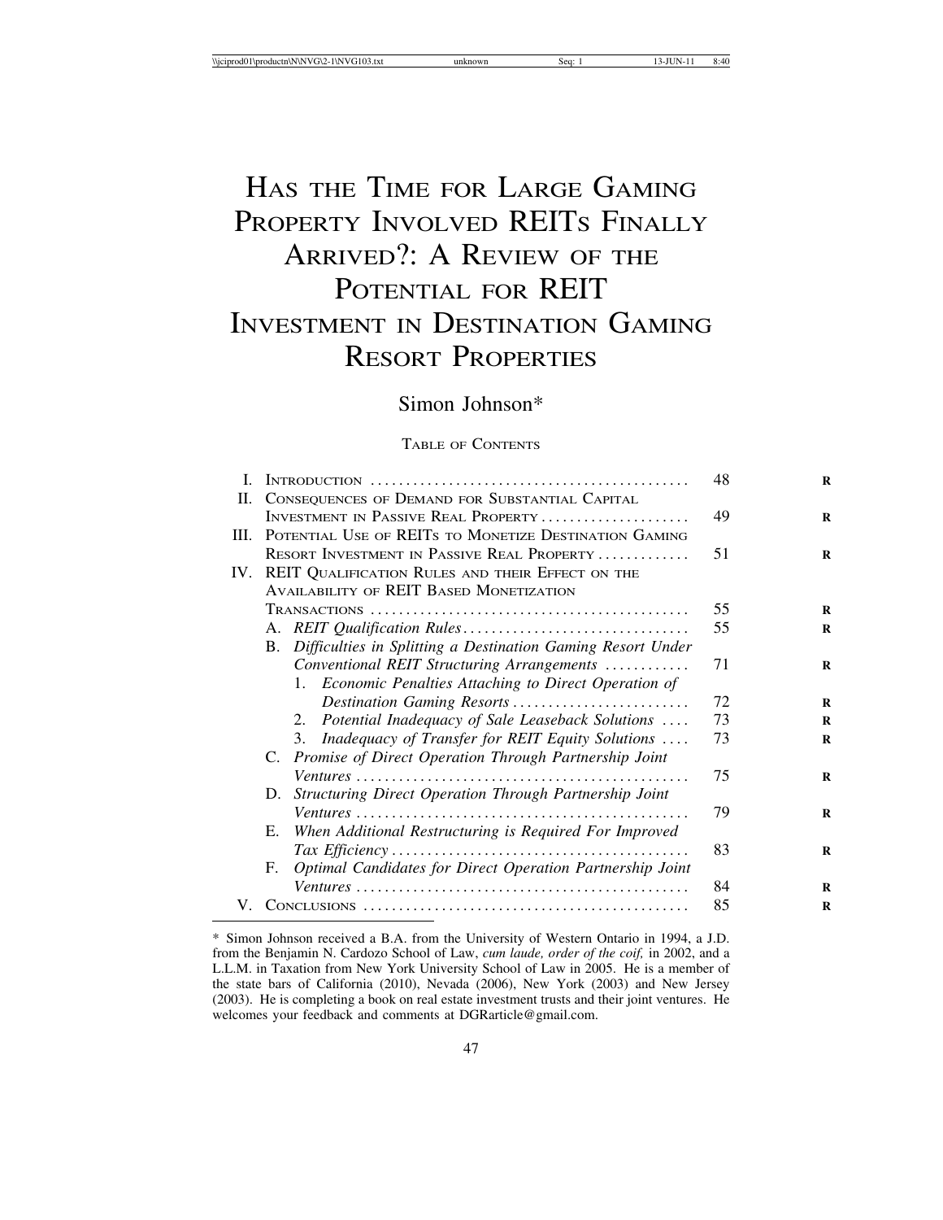# HAS THE TIME FOR LARGE GAMING PROPERTY INVOLVED REITS FINALLY ARRIVED?: A REVIEW OF THE POTENTIAL FOR REIT INVESTMENT IN DESTINATION GAMING RESORT PROPERTIES

Simon Johnson*

TABLE OF CONTENTS

| | | |
|---|---|---|
| I. | INTRODUCTION | 48 |
| II. | CONSEQUENCES OF DEMAND FOR SUBSTANTIAL CAPITAL INVESTMENT IN PASSIVE REAL PROPERTY | 49 |
| III. | POTENTIAL USE OF REITS TO MONETIZE DESTINATION GAMING RESORT INVESTMENT IN PASSIVE REAL PROPERTY | 51 |
| IV. | REIT QUALIFICATION RULES AND THEIR EFFECT ON THE AVAILABILITY OF REIT BASED MONETIZATION TRANSACTIONS | 55 |
| | A. *REIT Qualification Rules* | 55 |
| | B. *Difficulties in Splitting a Destination Gaming Resort Under Conventional REIT Structuring Arrangements* | 71 |
| | 1. *Economic Penalties Attaching to Direct Operation of Destination Gaming Resorts* | 72 |
| | 2. *Potential Inadequacy of Sale Leaseback Solutions* | 73 |
| | 3. *Inadequacy of Transfer for REIT Equity Solutions* | 73 |
| | C. *Promise of Direct Operation Through Partnership Joint Ventures* | 75 |
| | D. *Structuring Direct Operation Through Partnership Joint Ventures* | 79 |
| | E. *When Additional Restructuring is Required For Improved Tax Efficiency* | 83 |
| | F. *Optimal Candidates for Direct Operation Partnership Joint Ventures* | 84 |
| V. | CONCLUSIONS | 85 |

\* Simon Johnson received a B.A. from the University of Western Ontario in 1994, a J.D. from the Benjamin N. Cardozo School of Law, *cum laude, order of the coif,* in 2002, and a L.L.M. in Taxation from New York University School of Law in 2005. He is a member of the state bars of California (2010), Nevada (2006), New York (2003) and New Jersey (2003). He is completing a book on real estate investment trusts and their joint ventures. He welcomes your feedback and comments at DGRarticle@gmail.com.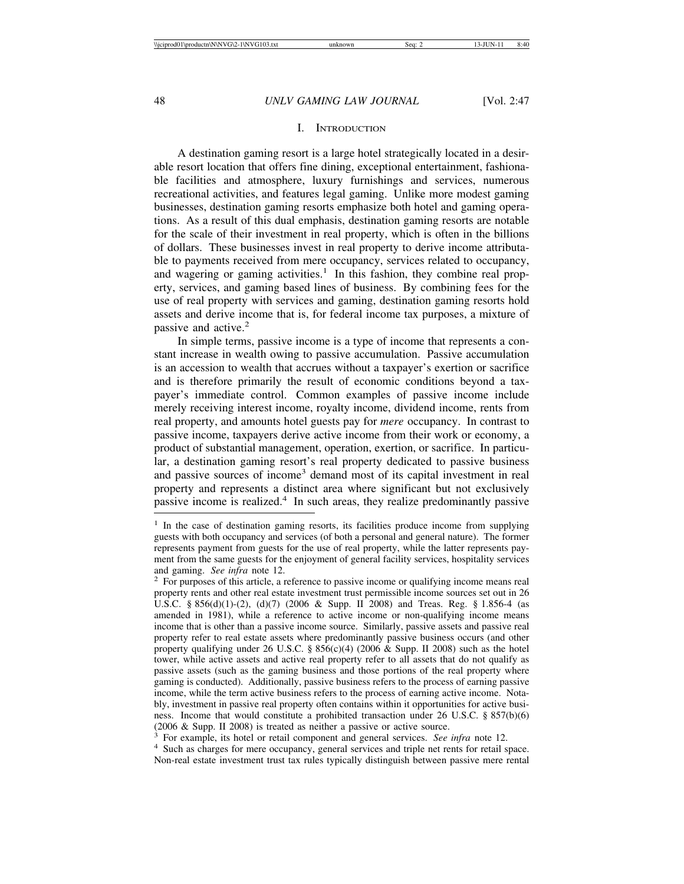## I. Introduction

A destination gaming resort is a large hotel strategically located in a desirable resort location that offers fine dining, exceptional entertainment, fashionable facilities and atmosphere, luxury furnishings and services, numerous recreational activities, and features legal gaming. Unlike more modest gaming businesses, destination gaming resorts emphasize both hotel and gaming operations. As a result of this dual emphasis, destination gaming resorts are notable for the scale of their investment in real property, which is often in the billions of dollars. These businesses invest in real property to derive income attributable to payments received from mere occupancy, services related to occupancy, and wagering or gaming activities.[1] In this fashion, they combine real property, services, and gaming based lines of business. By combining fees for the use of real property with services and gaming, destination gaming resorts hold assets and derive income that is, for federal income tax purposes, a mixture of passive and active.[2]

In simple terms, passive income is a type of income that represents a constant increase in wealth owing to passive accumulation. Passive accumulation is an accession to wealth that accrues without a taxpayer's exertion or sacrifice and is therefore primarily the result of economic conditions beyond a taxpayer's immediate control. Common examples of passive income include merely receiving interest income, royalty income, dividend income, rents from real property, and amounts hotel guests pay for *mere* occupancy. In contrast to passive income, taxpayers derive active income from their work or economy, a product of substantial management, operation, exertion, or sacrifice. In particular, a destination gaming resort's real property dedicated to passive business and passive sources of income[3] demand most of its capital investment in real property and represents a distinct area where significant but not exclusively passive income is realized.[4] In such areas, they realize predominantly passive

---

[1] In the case of destination gaming resorts, its facilities produce income from supplying guests with both occupancy and services (of both a personal and general nature). The former represents payment from guests for the use of real property, while the latter represents payment from the same guests for the enjoyment of general facility services, hospitality services and gaming. *See infra* note 12.

[2] For purposes of this article, a reference to passive income or qualifying income means real property rents and other real estate investment trust permissible income sources set out in 26 U.S.C. § 856(d)(1)-(2), (d)(7) (2006 & Supp. II 2008) and Treas. Reg. § 1.856-4 (as amended in 1981), while a reference to active income or non-qualifying income means income that is other than a passive income source. Similarly, passive assets and passive real property refer to real estate assets where predominantly passive business occurs (and other property qualifying under 26 U.S.C. § 856(c)(4) (2006 & Supp. II 2008) such as the hotel tower, while active assets and active real property refer to all assets that do not qualify as passive assets (such as the gaming business and those portions of the real property where gaming is conducted). Additionally, passive business refers to the process of earning passive income, while the term active business refers to the process of earning active income. Notably, investment in passive real property often contains within it opportunities for active business. Income that would constitute a prohibited transaction under 26 U.S.C. § 857(b)(6) (2006 & Supp. II 2008) is treated as neither a passive or active source.

[3] For example, its hotel or retail component and general services. *See infra* note 12.

[4] Such as charges for mere occupancy, general services and triple net rents for retail space. Non-real estate investment trust tax rules typically distinguish between passive mere rental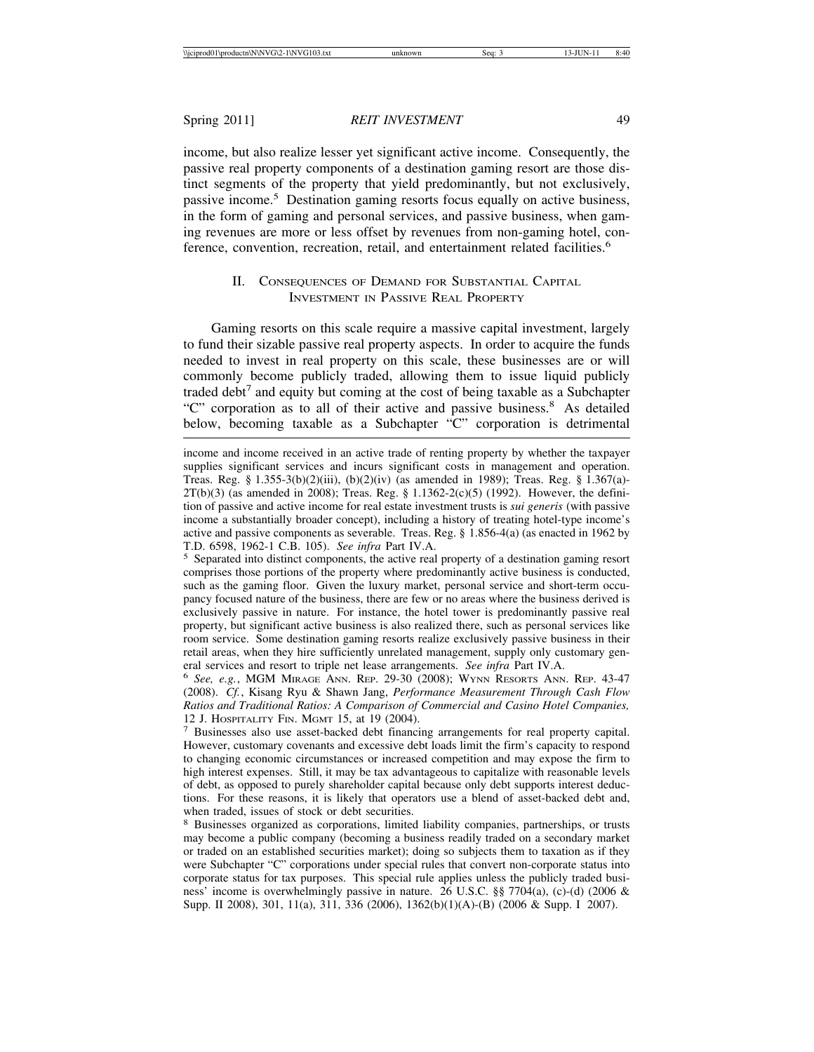income, but also realize lesser yet significant active income. Consequently, the passive real property components of a destination gaming resort are those distinct segments of the property that yield predominantly, but not exclusively, passive income.[5] Destination gaming resorts focus equally on active business, in the form of gaming and personal services, and passive business, when gaming revenues are more or less offset by revenues from non-gaming hotel, conference, convention, recreation, retail, and entertainment related facilities.[6]

## II. Consequences of Demand for Substantial Capital Investment in Passive Real Property

Gaming resorts on this scale require a massive capital investment, largely to fund their sizable passive real property aspects. In order to acquire the funds needed to invest in real property on this scale, these businesses are or will commonly become publicly traded, allowing them to issue liquid publicly traded debt[7] and equity but coming at the cost of being taxable as a Subchapter "C" corporation as to all of their active and passive business.[8] As detailed below, becoming taxable as a Subchapter "C" corporation is detrimental

---

income and income received in an active trade of renting property by whether the taxpayer supplies significant services and incurs significant costs in management and operation. Treas. Reg. § 1.355-3(b)(2)(iii), (b)(2)(iv) (as amended in 1989); Treas. Reg. § 1.367(a)-2T(b)(3) (as amended in 2008); Treas. Reg. § 1.1362-2(c)(5) (1992). However, the definition of passive and active income for real estate investment trusts is *sui generis* (with passive income a substantially broader concept), including a history of treating hotel-type income's active and passive components as severable. Treas. Reg. § 1.856-4(a) (as enacted in 1962 by T.D. 6598, 1962-1 C.B. 105). *See infra* Part IV.A.

[5] Separated into distinct components, the active real property of a destination gaming resort comprises those portions of the property where predominantly active business is conducted, such as the gaming floor. Given the luxury market, personal service and short-term occupancy focused nature of the business, there are few or no areas where the business derived is exclusively passive in nature. For instance, the hotel tower is predominantly passive real property, but significant active business is also realized there, such as personal services like room service. Some destination gaming resorts realize exclusively passive business in their retail areas, when they hire sufficiently unrelated management, supply only customary general services and resort to triple net lease arrangements. *See infra* Part IV.A.

[6] *See, e.g.*, MGM Mirage Ann. Rep. 29-30 (2008); Wynn Resorts Ann. Rep. 43-47 (2008). *Cf.*, Kisang Ryu & Shawn Jang, *Performance Measurement Through Cash Flow Ratios and Traditional Ratios: A Comparison of Commercial and Casino Hotel Companies,* 12 J. Hospitality Fin. Mgmt 15, at 19 (2004).

[7] Businesses also use asset-backed debt financing arrangements for real property capital. However, customary covenants and excessive debt loads limit the firm's capacity to respond to changing economic circumstances or increased competition and may expose the firm to high interest expenses. Still, it may be tax advantageous to capitalize with reasonable levels of debt, as opposed to purely shareholder capital because only debt supports interest deductions. For these reasons, it is likely that operators use a blend of asset-backed debt and, when traded, issues of stock or debt securities.

[8] Businesses organized as corporations, limited liability companies, partnerships, or trusts may become a public company (becoming a business readily traded on a secondary market or traded on an established securities market); doing so subjects them to taxation as if they were Subchapter "C" corporations under special rules that convert non-corporate status into corporate status for tax purposes. This special rule applies unless the publicly traded business' income is overwhelmingly passive in nature. 26 U.S.C. §§ 7704(a), (c)-(d) (2006 & Supp. II 2008), 301, 11(a), 311, 336 (2006), 1362(b)(1)(A)-(B) (2006 & Supp. I 2007).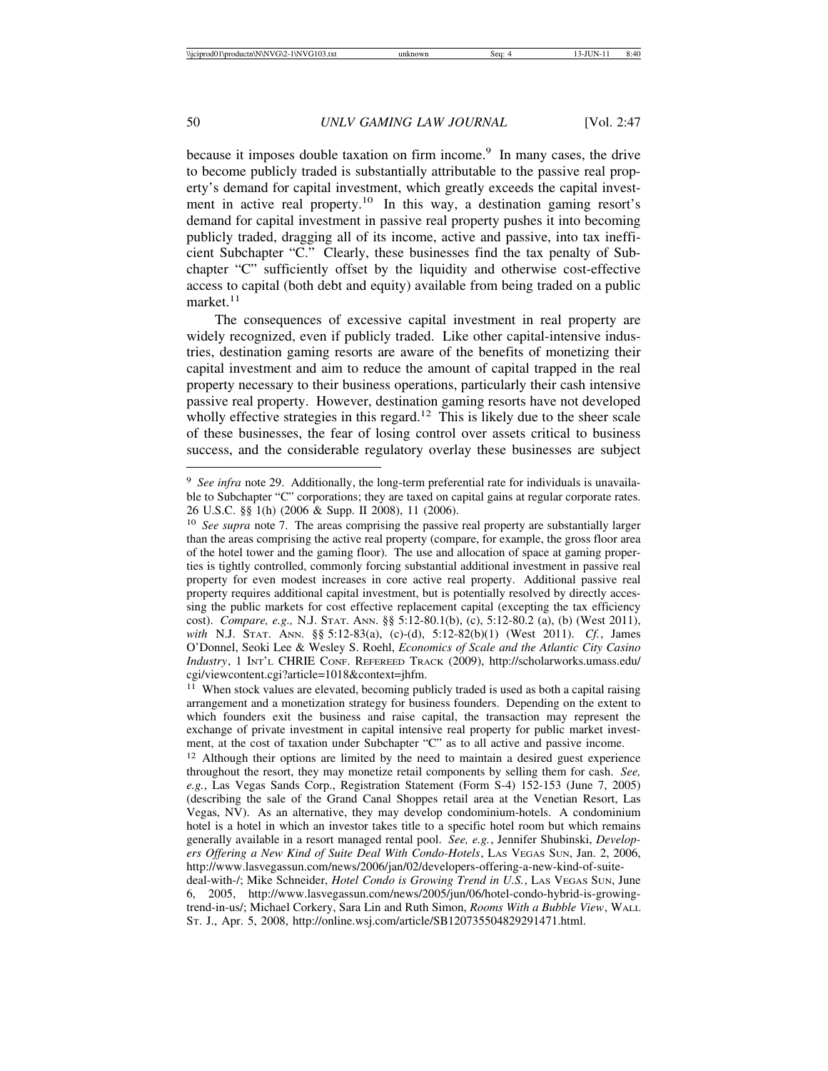because it imposes double taxation on firm income.[9] In many cases, the drive to become publicly traded is substantially attributable to the passive real property's demand for capital investment, which greatly exceeds the capital investment in active real property.[10] In this way, a destination gaming resort's demand for capital investment in passive real property pushes it into becoming publicly traded, dragging all of its income, active and passive, into tax inefficient Subchapter "C." Clearly, these businesses find the tax penalty of Subchapter "C" sufficiently offset by the liquidity and otherwise cost-effective access to capital (both debt and equity) available from being traded on a public market.[11]

The consequences of excessive capital investment in real property are widely recognized, even if publicly traded. Like other capital-intensive industries, destination gaming resorts are aware of the benefits of monetizing their capital investment and aim to reduce the amount of capital trapped in the real property necessary to their business operations, particularly their cash intensive passive real property. However, destination gaming resorts have not developed wholly effective strategies in this regard.[12] This is likely due to the sheer scale of these businesses, the fear of losing control over assets critical to business success, and the considerable regulatory overlay these businesses are subject

---

[9] *See infra* note 29. Additionally, the long-term preferential rate for individuals is unavailable to Subchapter "C" corporations; they are taxed on capital gains at regular corporate rates. 26 U.S.C. §§ 1(h) (2006 & Supp. II 2008), 11 (2006).

[10] *See supra* note 7. The areas comprising the passive real property are substantially larger than the areas comprising the active real property (compare, for example, the gross floor area of the hotel tower and the gaming floor). The use and allocation of space at gaming properties is tightly controlled, commonly forcing substantial additional investment in passive real property for even modest increases in core active real property. Additional passive real property requires additional capital investment, but is potentially resolved by directly accessing the public markets for cost effective replacement capital (excepting the tax efficiency cost). *Compare, e.g.,* N.J. Stat. Ann. §§ 5:12-80.1(b), (c), 5:12-80.2 (a), (b) (West 2011), *with* N.J. Stat. Ann. §§ 5:12-83(a), (c)-(d), 5:12-82(b)(1) (West 2011). *Cf.*, James O'Donnel, Seoki Lee & Wesley S. Roehl, *Economics of Scale and the Atlantic City Casino Industry*, 1 Int'l CHRIE Conf. Refereed Track (2009), http://scholarworks.umass.edu/cgi/viewcontent.cgi?article=1018&context=jhfm.

[11] When stock values are elevated, becoming publicly traded is used as both a capital raising arrangement and a monetization strategy for business founders. Depending on the extent to which founders exit the business and raise capital, the transaction may represent the exchange of private investment in capital intensive real property for public market investment, at the cost of taxation under Subchapter "C" as to all active and passive income.

[12] Although their options are limited by the need to maintain a desired guest experience throughout the resort, they may monetize retail components by selling them for cash. *See, e.g.*, Las Vegas Sands Corp., Registration Statement (Form S-4) 152-153 (June 7, 2005) (describing the sale of the Grand Canal Shoppes retail area at the Venetian Resort, Las Vegas, NV). As an alternative, they may develop condominium-hotels. A condominium hotel is a hotel in which an investor takes title to a specific hotel room but which remains generally available in a resort managed rental pool. *See, e.g.*, Jennifer Shubinski, *Developers Offering a New Kind of Suite Deal With Condo-Hotels*, Las Vegas Sun, Jan. 2, 2006, http://www.lasvegassun.com/news/2006/jan/02/developers-offering-a-new-kind-of-suite-deal-with-/; Mike Schneider, *Hotel Condo is Growing Trend in U.S.*, Las Vegas Sun, June 6, 2005, http://www.lasvegassun.com/news/2005/jun/06/hotel-condo-hybrid-is-growing-trend-in-us/; Michael Corkery, Sara Lin and Ruth Simon, *Rooms With a Bubble View*, Wall St. J., Apr. 5, 2008, http://online.wsj.com/article/SB120735504829291471.html.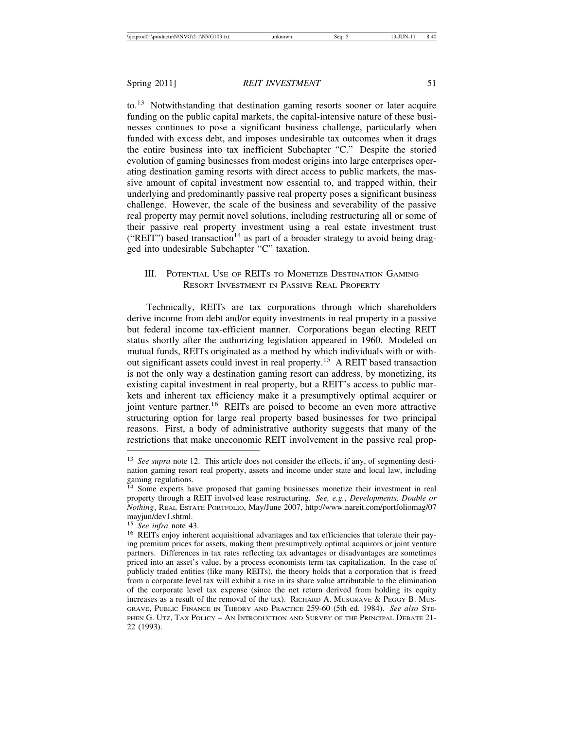to.[13] Notwithstanding that destination gaming resorts sooner or later acquire funding on the public capital markets, the capital-intensive nature of these businesses continues to pose a significant business challenge, particularly when funded with excess debt, and imposes undesirable tax outcomes when it drags the entire business into tax inefficient Subchapter "C." Despite the storied evolution of gaming businesses from modest origins into large enterprises operating destination gaming resorts with direct access to public markets, the massive amount of capital investment now essential to, and trapped within, their underlying and predominantly passive real property poses a significant business challenge. However, the scale of the business and severability of the passive real property may permit novel solutions, including restructuring all or some of their passive real property investment using a real estate investment trust ("REIT") based transaction[14] as part of a broader strategy to avoid being dragged into undesirable Subchapter "C" taxation.

## III. Potential Use of REITs to Monetize Destination Gaming Resort Investment in Passive Real Property

Technically, REITs are tax corporations through which shareholders derive income from debt and/or equity investments in real property in a passive but federal income tax-efficient manner. Corporations began electing REIT status shortly after the authorizing legislation appeared in 1960. Modeled on mutual funds, REITs originated as a method by which individuals with or without significant assets could invest in real property.[15] A REIT based transaction is not the only way a destination gaming resort can address, by monetizing, its existing capital investment in real property, but a REIT's access to public markets and inherent tax efficiency make it a presumptively optimal acquirer or joint venture partner.[16] REITs are poised to become an even more attractive structuring option for large real property based businesses for two principal reasons. First, a body of administrative authority suggests that many of the restrictions that make uneconomic REIT involvement in the passive real prop-

---

[13] *See supra* note 12. This article does not consider the effects, if any, of segmenting destination gaming resort real property, assets and income under state and local law, including gaming regulations.

[14] Some experts have proposed that gaming businesses monetize their investment in real property through a REIT involved lease restructuring. *See, e.g.*, *Developments, Double or Nothing*, Real Estate Portfolio, May/June 2007, http://www.nareit.com/portfoliomag/07mayjun/dev1.shtml.

[15] *See infra* note 43.

[16] REITs enjoy inherent acquisitional advantages and tax efficiencies that tolerate their paying premium prices for assets, making them presumptively optimal acquirors or joint venture partners. Differences in tax rates reflecting tax advantages or disadvantages are sometimes priced into an asset's value, by a process economists term tax capitalization. In the case of publicly traded entities (like many REITs), the theory holds that a corporation that is freed from a corporate level tax will exhibit a rise in its share value attributable to the elimination of the corporate level tax expense (since the net return derived from holding its equity increases as a result of the removal of the tax). Richard A. Musgrave & Peggy B. Musgrave, Public Finance in Theory and Practice 259-60 (5th ed. 1984). *See also* Stephen G. Utz, Tax Policy – An Introduction and Survey of the Principal Debate 21-22 (1993).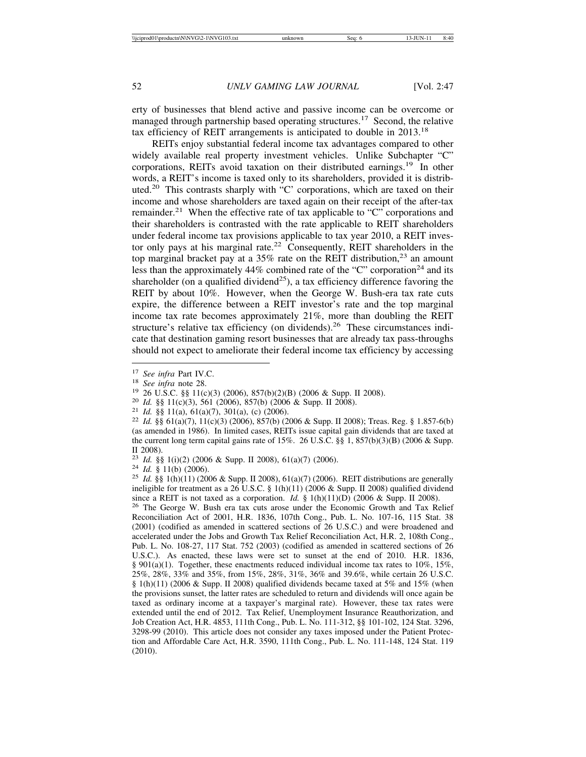erty of businesses that blend active and passive income can be overcome or managed through partnership based operating structures.[17] Second, the relative tax efficiency of REIT arrangements is anticipated to double in 2013.[18]

REITs enjoy substantial federal income tax advantages compared to other widely available real property investment vehicles. Unlike Subchapter "C" corporations, REITs avoid taxation on their distributed earnings.[19] In other words, a REIT's income is taxed only to its shareholders, provided it is distributed.[20] This contrasts sharply with "C' corporations, which are taxed on their income and whose shareholders are taxed again on their receipt of the after-tax remainder.[21] When the effective rate of tax applicable to "C" corporations and their shareholders is contrasted with the rate applicable to REIT shareholders under federal income tax provisions applicable to tax year 2010, a REIT investor only pays at his marginal rate.[22] Consequently, REIT shareholders in the top marginal bracket pay at a 35% rate on the REIT distribution,[23] an amount less than the approximately 44% combined rate of the "C" corporation[24] and its shareholder (on a qualified dividend[25]), a tax efficiency difference favoring the REIT by about 10%. However, when the George W. Bush-era tax rate cuts expire, the difference between a REIT investor's rate and the top marginal income tax rate becomes approximately 21%, more than doubling the REIT structure's relative tax efficiency (on dividends).[26] These circumstances indicate that destination gaming resort businesses that are already tax pass-throughs should not expect to ameliorate their federal income tax efficiency by accessing

---

[17] *See infra* Part IV.C.

[18] *See infra* note 28.

[19] 26 U.S.C. §§ 11(c)(3) (2006), 857(b)(2)(B) (2006 & Supp. II 2008).

[20] *Id.* §§ 11(c)(3), 561 (2006), 857(b) (2006 & Supp. II 2008).

[21] *Id.* §§ 11(a), 61(a)(7), 301(a), (c) (2006).

[22] *Id.* §§ 61(a)(7), 11(c)(3) (2006), 857(b) (2006 & Supp. II 2008); Treas. Reg. § 1.857-6(b) (as amended in 1986). In limited cases, REITs issue capital gain dividends that are taxed at the current long term capital gains rate of 15%. 26 U.S.C. §§ 1, 857(b)(3)(B) (2006 & Supp. II 2008).

[23] *Id.* §§ 1(i)(2) (2006 & Supp. II 2008), 61(a)(7) (2006).

[24] *Id.* § 11(b) (2006).

[25] *Id.* §§ 1(h)(11) (2006 & Supp. II 2008), 61(a)(7) (2006). REIT distributions are generally ineligible for treatment as a 26 U.S.C. § 1(h)(11) (2006 & Supp. II 2008) qualified dividend since a REIT is not taxed as a corporation. *Id.* § 1(h)(11)(D) (2006 & Supp. II 2008).

[26] The George W. Bush era tax cuts arose under the Economic Growth and Tax Relief Reconciliation Act of 2001, H.R. 1836, 107th Cong., Pub. L. No. 107-16, 115 Stat. 38 (2001) (codified as amended in scattered sections of 26 U.S.C.) and were broadened and accelerated under the Jobs and Growth Tax Relief Reconciliation Act, H.R. 2, 108th Cong., Pub. L. No. 108-27, 117 Stat. 752 (2003) (codified as amended in scattered sections of 26 U.S.C.). As enacted, these laws were set to sunset at the end of 2010. H.R. 1836, § 901(a)(1). Together, these enactments reduced individual income tax rates to 10%, 15%, 25%, 28%, 33% and 35%, from 15%, 28%, 31%, 36% and 39.6%, while certain 26 U.S.C. § 1(h)(11) (2006 & Supp. II 2008) qualified dividends became taxed at 5% and 15% (when the provisions sunset, the latter rates are scheduled to return and dividends will once again be taxed as ordinary income at a taxpayer's marginal rate). However, these tax rates were extended until the end of 2012. Tax Relief, Unemployment Insurance Reauthorization, and Job Creation Act, H.R. 4853, 111th Cong., Pub. L. No. 111-312, §§ 101-102, 124 Stat. 3296, 3298-99 (2010). This article does not consider any taxes imposed under the Patient Protection and Affordable Care Act, H.R. 3590, 111th Cong., Pub. L. No. 111-148, 124 Stat. 119 (2010).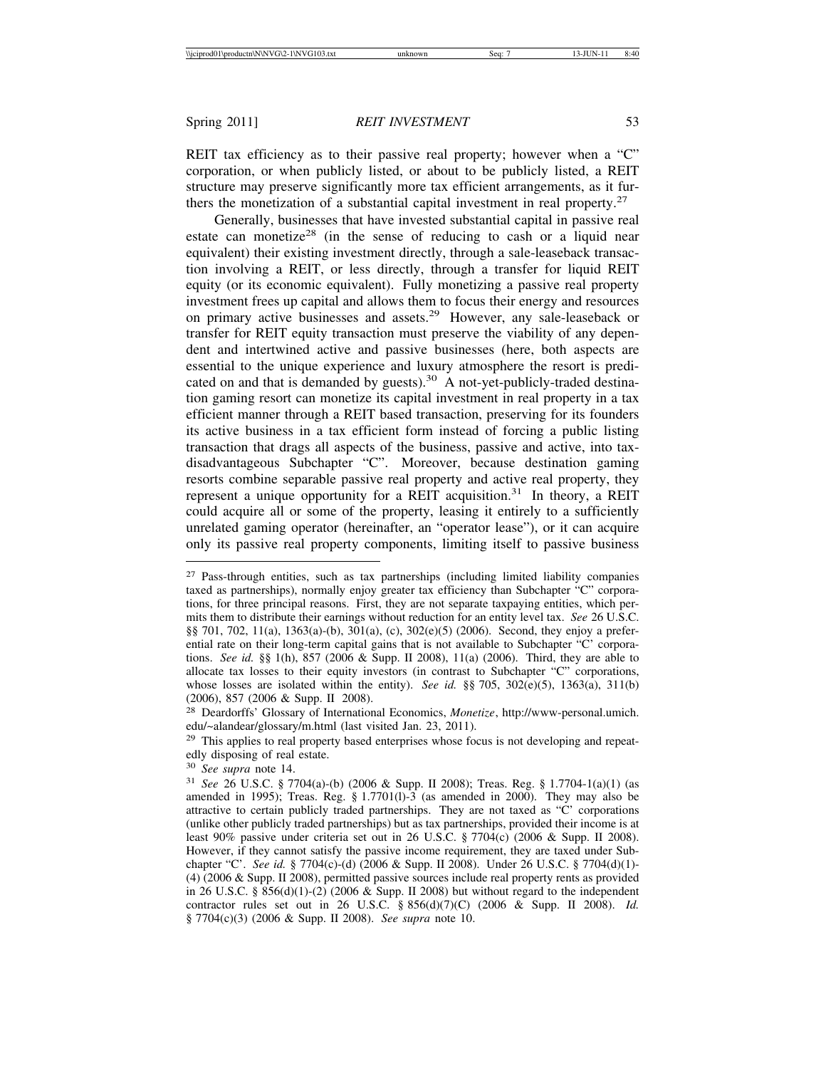REIT tax efficiency as to their passive real property; however when a "C" corporation, or when publicly listed, or about to be publicly listed, a REIT structure may preserve significantly more tax efficient arrangements, as it furthers the monetization of a substantial capital investment in real property.[27]

Generally, businesses that have invested substantial capital in passive real estate can monetize[28] (in the sense of reducing to cash or a liquid near equivalent) their existing investment directly, through a sale-leaseback transaction involving a REIT, or less directly, through a transfer for liquid REIT equity (or its economic equivalent). Fully monetizing a passive real property investment frees up capital and allows them to focus their energy and resources on primary active businesses and assets.[29] However, any sale-leaseback or transfer for REIT equity transaction must preserve the viability of any dependent and intertwined active and passive businesses (here, both aspects are essential to the unique experience and luxury atmosphere the resort is predicated on and that is demanded by guests).[30] A not-yet-publicly-traded destination gaming resort can monetize its capital investment in real property in a tax efficient manner through a REIT based transaction, preserving for its founders its active business in a tax efficient form instead of forcing a public listing transaction that drags all aspects of the business, passive and active, into tax-disadvantageous Subchapter "C". Moreover, because destination gaming resorts combine separable passive real property and active real property, they represent a unique opportunity for a REIT acquisition.[31] In theory, a REIT could acquire all or some of the property, leasing it entirely to a sufficiently unrelated gaming operator (hereinafter, an "operator lease"), or it can acquire only its passive real property components, limiting itself to passive business

---

[27] Pass-through entities, such as tax partnerships (including limited liability companies taxed as partnerships), normally enjoy greater tax efficiency than Subchapter "C" corporations, for three principal reasons. First, they are not separate taxpaying entities, which permits them to distribute their earnings without reduction for an entity level tax. *See* 26 U.S.C. §§ 701, 702, 11(a), 1363(a)-(b), 301(a), (c), 302(e)(5) (2006). Second, they enjoy a preferential rate on their long-term capital gains that is not available to Subchapter "C' corporations. *See id.* §§ 1(h), 857 (2006 & Supp. II 2008), 11(a) (2006). Third, they are able to allocate tax losses to their equity investors (in contrast to Subchapter "C" corporations, whose losses are isolated within the entity). *See id.* §§ 705, 302(e)(5), 1363(a), 311(b) (2006), 857 (2006 & Supp. II 2008).

[28] Deardorffs' Glossary of International Economics, *Monetize*, http://www-personal.umich.edu/~alandear/glossary/m.html (last visited Jan. 23, 2011).

[29] This applies to real property based enterprises whose focus is not developing and repeatedly disposing of real estate.

[30] *See supra* note 14.

[31] *See* 26 U.S.C. § 7704(a)-(b) (2006 & Supp. II 2008); Treas. Reg. § 1.7704-1(a)(1) (as amended in 1995); Treas. Reg. § 1.7701(l)-3 (as amended in 2000). They may also be attractive to certain publicly traded partnerships. They are not taxed as "C' corporations (unlike other publicly traded partnerships) but as tax partnerships, provided their income is at least 90% passive under criteria set out in 26 U.S.C. § 7704(c) (2006 & Supp. II 2008). However, if they cannot satisfy the passive income requirement, they are taxed under Subchapter "C'. *See id.* § 7704(c)-(d) (2006 & Supp. II 2008). Under 26 U.S.C. § 7704(d)(1)-(4) (2006 & Supp. II 2008), permitted passive sources include real property rents as provided in 26 U.S.C. § 856(d)(1)-(2) (2006 & Supp. II 2008) but without regard to the independent contractor rules set out in 26 U.S.C. § 856(d)(7)(C) (2006 & Supp. II 2008). *Id.* § 7704(c)(3) (2006 & Supp. II 2008). *See supra* note 10.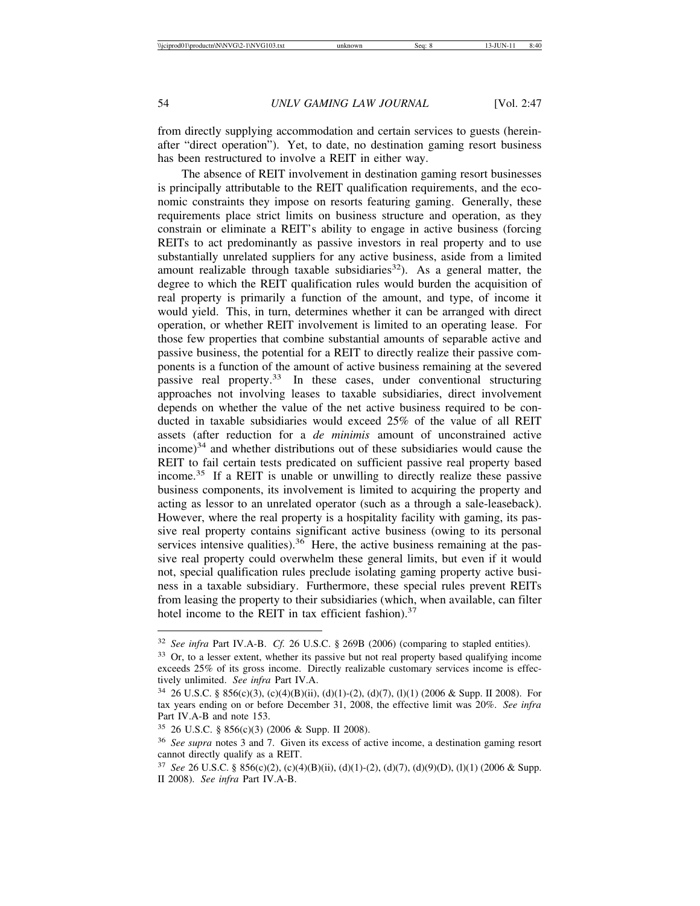from directly supplying accommodation and certain services to guests (hereinafter "direct operation"). Yet, to date, no destination gaming resort business has been restructured to involve a REIT in either way.

The absence of REIT involvement in destination gaming resort businesses is principally attributable to the REIT qualification requirements, and the economic constraints they impose on resorts featuring gaming. Generally, these requirements place strict limits on business structure and operation, as they constrain or eliminate a REIT's ability to engage in active business (forcing REITs to act predominantly as passive investors in real property and to use substantially unrelated suppliers for any active business, aside from a limited amount realizable through taxable subsidiaries[32]). As a general matter, the degree to which the REIT qualification rules would burden the acquisition of real property is primarily a function of the amount, and type, of income it would yield. This, in turn, determines whether it can be arranged with direct operation, or whether REIT involvement is limited to an operating lease. For those few properties that combine substantial amounts of separable active and passive business, the potential for a REIT to directly realize their passive components is a function of the amount of active business remaining at the severed passive real property.[33] In these cases, under conventional structuring approaches not involving leases to taxable subsidiaries, direct involvement depends on whether the value of the net active business required to be conducted in taxable subsidiaries would exceed 25% of the value of all REIT assets (after reduction for a *de minimis* amount of unconstrained active income)[34] and whether distributions out of these subsidiaries would cause the REIT to fail certain tests predicated on sufficient passive real property based income.[35] If a REIT is unable or unwilling to directly realize these passive business components, its involvement is limited to acquiring the property and acting as lessor to an unrelated operator (such as a through a sale-leaseback). However, where the real property is a hospitality facility with gaming, its passive real property contains significant active business (owing to its personal services intensive qualities).[36] Here, the active business remaining at the passive real property could overwhelm these general limits, but even if it would not, special qualification rules preclude isolating gaming property active business in a taxable subsidiary. Furthermore, these special rules prevent REITs from leasing the property to their subsidiaries (which, when available, can filter hotel income to the REIT in tax efficient fashion).[37]

---

[32] *See infra* Part IV.A-B. *Cf.* 26 U.S.C. § 269B (2006) (comparing to stapled entities).

[33] Or, to a lesser extent, whether its passive but not real property based qualifying income exceeds 25% of its gross income. Directly realizable customary services income is effectively unlimited. *See infra* Part IV.A.

[34] 26 U.S.C. § 856(c)(3), (c)(4)(B)(ii), (d)(1)-(2), (d)(7), (l)(1) (2006 & Supp. II 2008). For tax years ending on or before December 31, 2008, the effective limit was 20%. *See infra* Part IV.A-B and note 153.

[35] 26 U.S.C. § 856(c)(3) (2006 & Supp. II 2008).

[36] *See supra* notes 3 and 7. Given its excess of active income, a destination gaming resort cannot directly qualify as a REIT.

[37] *See* 26 U.S.C. § 856(c)(2), (c)(4)(B)(ii), (d)(1)-(2), (d)(7), (d)(9)(D), (l)(1) (2006 & Supp. II 2008). *See infra* Part IV.A-B.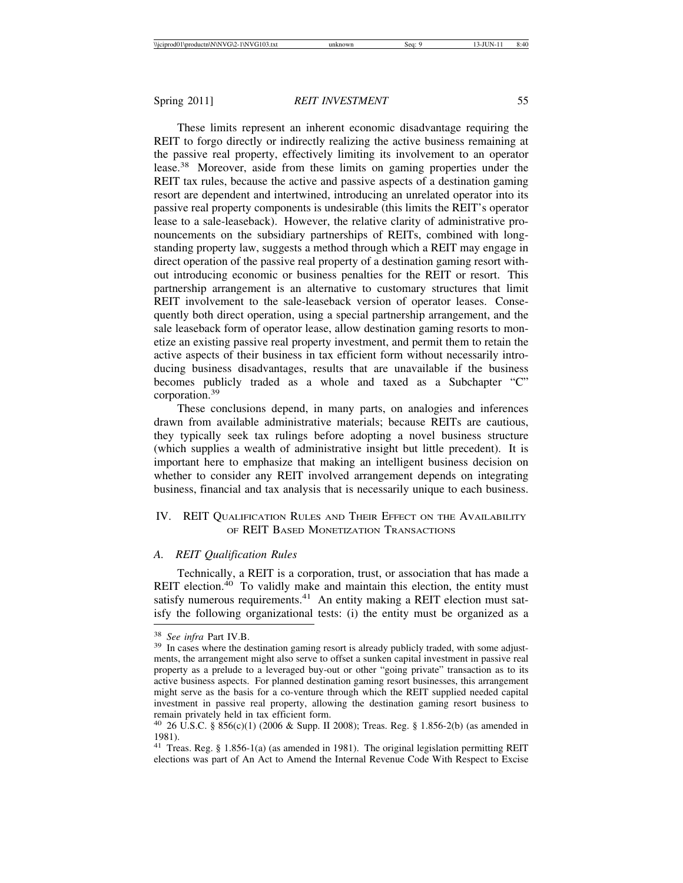These limits represent an inherent economic disadvantage requiring the REIT to forgo directly or indirectly realizing the active business remaining at the passive real property, effectively limiting its involvement to an operator lease.[38] Moreover, aside from these limits on gaming properties under the REIT tax rules, because the active and passive aspects of a destination gaming resort are dependent and intertwined, introducing an unrelated operator into its passive real property components is undesirable (this limits the REIT's operator lease to a sale-leaseback). However, the relative clarity of administrative pronouncements on the subsidiary partnerships of REITs, combined with longstanding property law, suggests a method through which a REIT may engage in direct operation of the passive real property of a destination gaming resort without introducing economic or business penalties for the REIT or resort. This partnership arrangement is an alternative to customary structures that limit REIT involvement to the sale-leaseback version of operator leases. Consequently both direct operation, using a special partnership arrangement, and the sale leaseback form of operator lease, allow destination gaming resorts to monetize an existing passive real property investment, and permit them to retain the active aspects of their business in tax efficient form without necessarily introducing business disadvantages, results that are unavailable if the business becomes publicly traded as a whole and taxed as a Subchapter "C" corporation.[39]

These conclusions depend, in many parts, on analogies and inferences drawn from available administrative materials; because REITs are cautious, they typically seek tax rulings before adopting a novel business structure (which supplies a wealth of administrative insight but little precedent). It is important here to emphasize that making an intelligent business decision on whether to consider any REIT involved arrangement depends on integrating business, financial and tax analysis that is necessarily unique to each business.

## IV. REIT Qualification Rules and Their Effect on the Availability of REIT Based Monetization Transactions

### A. *REIT Qualification Rules*

Technically, a REIT is a corporation, trust, or association that has made a REIT election.[40] To validly make and maintain this election, the entity must satisfy numerous requirements.[41] An entity making a REIT election must satisfy the following organizational tests: (i) the entity must be organized as a

---

[38] *See infra* Part IV.B.

[39] In cases where the destination gaming resort is already publicly traded, with some adjustments, the arrangement might also serve to offset a sunken capital investment in passive real property as a prelude to a leveraged buy-out or other "going private" transaction as to its active business aspects. For planned destination gaming resort businesses, this arrangement might serve as the basis for a co-venture through which the REIT supplied needed capital investment in passive real property, allowing the destination gaming resort business to remain privately held in tax efficient form.

[40] 26 U.S.C. § 856(c)(1) (2006 & Supp. II 2008); Treas. Reg. § 1.856-2(b) (as amended in 1981).

[41] Treas. Reg. § 1.856-1(a) (as amended in 1981). The original legislation permitting REIT elections was part of An Act to Amend the Internal Revenue Code With Respect to Excise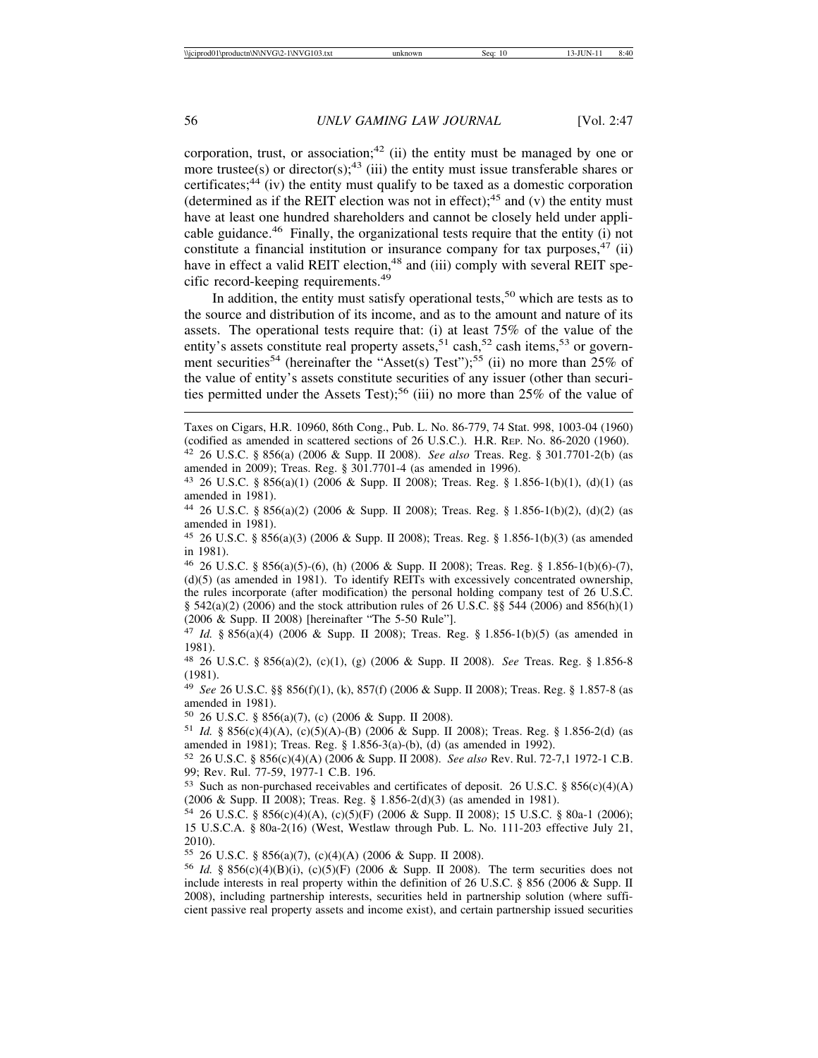corporation, trust, or association;[42] (ii) the entity must be managed by one or more trustee(s) or director(s);[43] (iii) the entity must issue transferable shares or certificates;[44] (iv) the entity must qualify to be taxed as a domestic corporation (determined as if the REIT election was not in effect);[45] and (v) the entity must have at least one hundred shareholders and cannot be closely held under applicable guidance.[46] Finally, the organizational tests require that the entity (i) not constitute a financial institution or insurance company for tax purposes,[47] (ii) have in effect a valid REIT election,[48] and (iii) comply with several REIT specific record-keeping requirements.[49]

In addition, the entity must satisfy operational tests,[50] which are tests as to the source and distribution of its income, and as to the amount and nature of its assets. The operational tests require that: (i) at least 75% of the value of the entity's assets constitute real property assets,[51] cash,[52] cash items,[53] or government securities[54] (hereinafter the "Asset(s) Test");[55] (ii) no more than 25% of the value of entity's assets constitute securities of any issuer (other than securities permitted under the Assets Test);[56] (iii) no more than 25% of the value of

---

Taxes on Cigars, H.R. 10960, 86th Cong., Pub. L. No. 86-779, 74 Stat. 998, 1003-04 (1960) (codified as amended in scattered sections of 26 U.S.C.). H.R. REP. NO. 86-2020 (1960).

[42] 26 U.S.C. § 856(a) (2006 & Supp. II 2008). *See also* Treas. Reg. § 301.7701-2(b) (as amended in 2009); Treas. Reg. § 301.7701-4 (as amended in 1996).

[43] 26 U.S.C. § 856(a)(1) (2006 & Supp. II 2008); Treas. Reg. § 1.856-1(b)(1), (d)(1) (as amended in 1981).

[44] 26 U.S.C. § 856(a)(2) (2006 & Supp. II 2008); Treas. Reg. § 1.856-1(b)(2), (d)(2) (as amended in 1981).

[45] 26 U.S.C. § 856(a)(3) (2006 & Supp. II 2008); Treas. Reg. § 1.856-1(b)(3) (as amended in 1981).

[46] 26 U.S.C. § 856(a)(5)-(6), (h) (2006 & Supp. II 2008); Treas. Reg. § 1.856-1(b)(6)-(7), (d)(5) (as amended in 1981). To identify REITs with excessively concentrated ownership, the rules incorporate (after modification) the personal holding company test of 26 U.S.C. § 542(a)(2) (2006) and the stock attribution rules of 26 U.S.C. §§ 544 (2006) and 856(h)(1) (2006 & Supp. II 2008) [hereinafter "The 5-50 Rule"].

[47] *Id.* § 856(a)(4) (2006 & Supp. II 2008); Treas. Reg. § 1.856-1(b)(5) (as amended in 1981).

[48] 26 U.S.C. § 856(a)(2), (c)(1), (g) (2006 & Supp. II 2008). *See* Treas. Reg. § 1.856-8 (1981).

[49] *See* 26 U.S.C. §§ 856(f)(1), (k), 857(f) (2006 & Supp. II 2008); Treas. Reg. § 1.857-8 (as amended in 1981).

[50] 26 U.S.C. § 856(a)(7), (c) (2006 & Supp. II 2008).

[51] *Id.* § 856(c)(4)(A), (c)(5)(A)-(B) (2006 & Supp. II 2008); Treas. Reg. § 1.856-2(d) (as amended in 1981); Treas. Reg. § 1.856-3(a)-(b), (d) (as amended in 1992).

[52] 26 U.S.C. § 856(c)(4)(A) (2006 & Supp. II 2008). *See also* Rev. Rul. 72-7,1 1972-1 C.B. 99; Rev. Rul. 77-59, 1977-1 C.B. 196.

[53] Such as non-purchased receivables and certificates of deposit. 26 U.S.C. § 856(c)(4)(A) (2006 & Supp. II 2008); Treas. Reg. § 1.856-2(d)(3) (as amended in 1981).

[54] 26 U.S.C. § 856(c)(4)(A), (c)(5)(F) (2006 & Supp. II 2008); 15 U.S.C. § 80a-1 (2006); 15 U.S.C.A. § 80a-2(16) (West, Westlaw through Pub. L. No. 111-203 effective July 21, 2010).

[55] 26 U.S.C. § 856(a)(7), (c)(4)(A) (2006 & Supp. II 2008).

[56] *Id.* § 856(c)(4)(B)(i), (c)(5)(F) (2006 & Supp. II 2008). The term securities does not include interests in real property within the definition of 26 U.S.C. § 856 (2006 & Supp. II 2008), including partnership interests, securities held in partnership solution (where sufficient passive real property assets and income exist), and certain partnership issued securities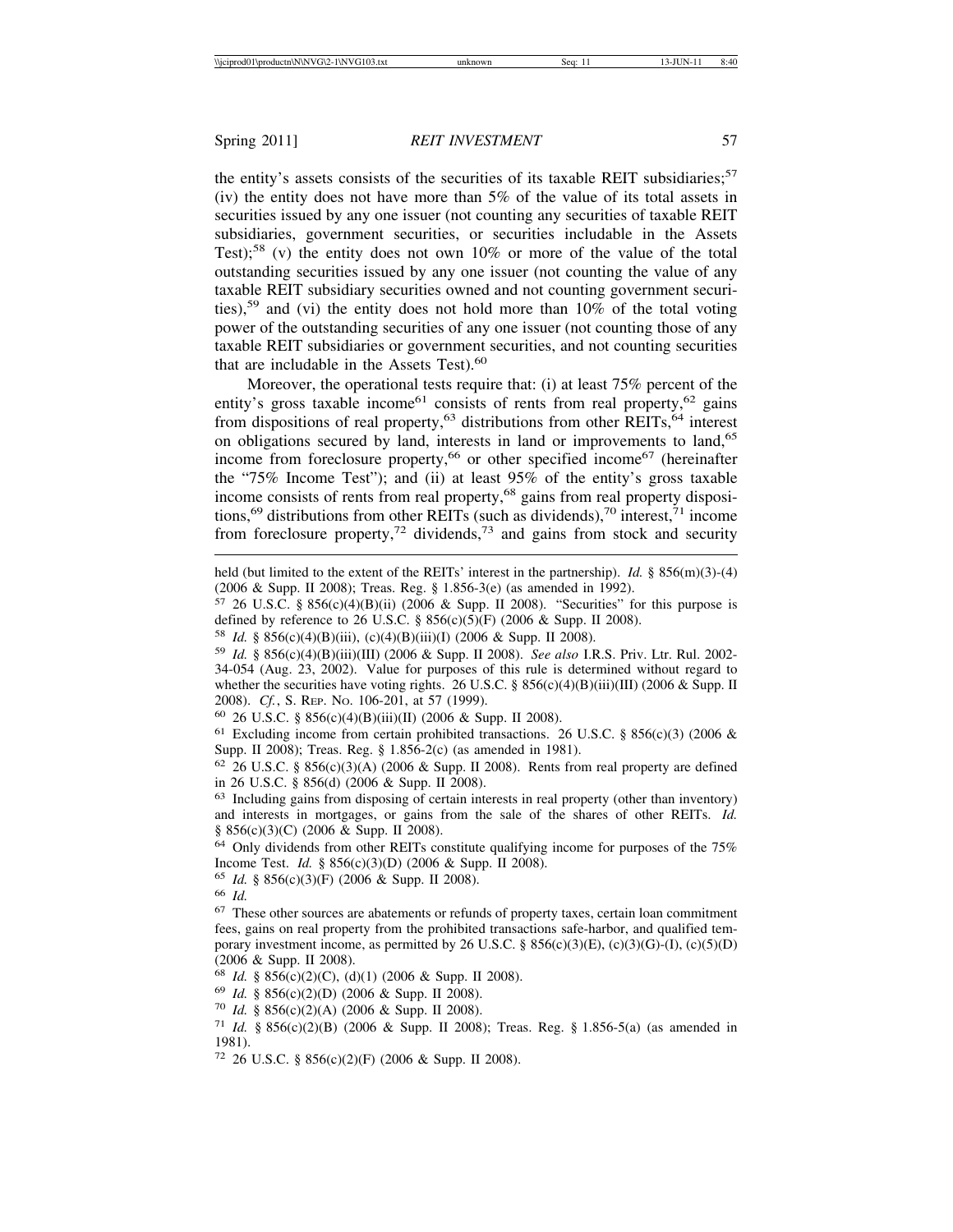the entity's assets consists of the securities of its taxable REIT subsidiaries;[57] (iv) the entity does not have more than 5% of the value of its total assets in securities issued by any one issuer (not counting any securities of taxable REIT subsidiaries, government securities, or securities includable in the Assets Test);[58] (v) the entity does not own 10% or more of the value of the total outstanding securities issued by any one issuer (not counting the value of any taxable REIT subsidiary securities owned and not counting government securities),[59] and (vi) the entity does not hold more than 10% of the total voting power of the outstanding securities of any one issuer (not counting those of any taxable REIT subsidiaries or government securities, and not counting securities that are includable in the Assets Test).[60]

Moreover, the operational tests require that: (i) at least 75% percent of the entity's gross taxable income[61] consists of rents from real property,[62] gains from dispositions of real property,[63] distributions from other REITs,[64] interest on obligations secured by land, interests in land or improvements to land,[65] income from foreclosure property,[66] or other specified income[67] (hereinafter the "75% Income Test"); and (ii) at least 95% of the entity's gross taxable income consists of rents from real property,[68] gains from real property dispositions,[69] distributions from other REITs (such as dividends),[70] interest,[71] income from foreclosure property,[72] dividends,[73] and gains from stock and security

---

held (but limited to the extent of the REITs' interest in the partnership). *Id.* § 856(m)(3)-(4) (2006 & Supp. II 2008); Treas. Reg. § 1.856-3(e) (as amended in 1992).

[57] 26 U.S.C. § 856(c)(4)(B)(ii) (2006 & Supp. II 2008). "Securities" for this purpose is defined by reference to 26 U.S.C. § 856(c)(5)(F) (2006 & Supp. II 2008).

[58] *Id.* § 856(c)(4)(B)(iii), (c)(4)(B)(iii)(I) (2006 & Supp. II 2008).

[59] *Id.* § 856(c)(4)(B)(iii)(III) (2006 & Supp. II 2008). *See also* I.R.S. Priv. Ltr. Rul. 2002-34-054 (Aug. 23, 2002). Value for purposes of this rule is determined without regard to whether the securities have voting rights. 26 U.S.C. § 856(c)(4)(B)(iii)(III) (2006 & Supp. II 2008). *Cf.*, S. Rep. No. 106-201, at 57 (1999).

[60] 26 U.S.C. § 856(c)(4)(B)(iii)(II) (2006 & Supp. II 2008).

[61] Excluding income from certain prohibited transactions. 26 U.S.C. § 856(c)(3) (2006 & Supp. II 2008); Treas. Reg. § 1.856-2(c) (as amended in 1981).

[62] 26 U.S.C. § 856(c)(3)(A) (2006 & Supp. II 2008). Rents from real property are defined in 26 U.S.C. § 856(d) (2006 & Supp. II 2008).

[63] Including gains from disposing of certain interests in real property (other than inventory) and interests in mortgages, or gains from the sale of the shares of other REITs. *Id.* § 856(c)(3)(C) (2006 & Supp. II 2008).

[64] Only dividends from other REITs constitute qualifying income for purposes of the 75% Income Test. *Id.* § 856(c)(3)(D) (2006 & Supp. II 2008).

[65] *Id.* § 856(c)(3)(F) (2006 & Supp. II 2008).

[66] *Id.*

[67] These other sources are abatements or refunds of property taxes, certain loan commitment fees, gains on real property from the prohibited transactions safe-harbor, and qualified temporary investment income, as permitted by 26 U.S.C. § 856(c)(3)(E), (c)(3)(G)-(I), (c)(5)(D) (2006 & Supp. II 2008).

[68] *Id.* § 856(c)(2)(C), (d)(1) (2006 & Supp. II 2008).

[69] *Id.* § 856(c)(2)(D) (2006 & Supp. II 2008).

[70] *Id.* § 856(c)(2)(A) (2006 & Supp. II 2008).

[71] *Id.* § 856(c)(2)(B) (2006 & Supp. II 2008); Treas. Reg. § 1.856-5(a) (as amended in 1981).

[72] 26 U.S.C. § 856(c)(2)(F) (2006 & Supp. II 2008).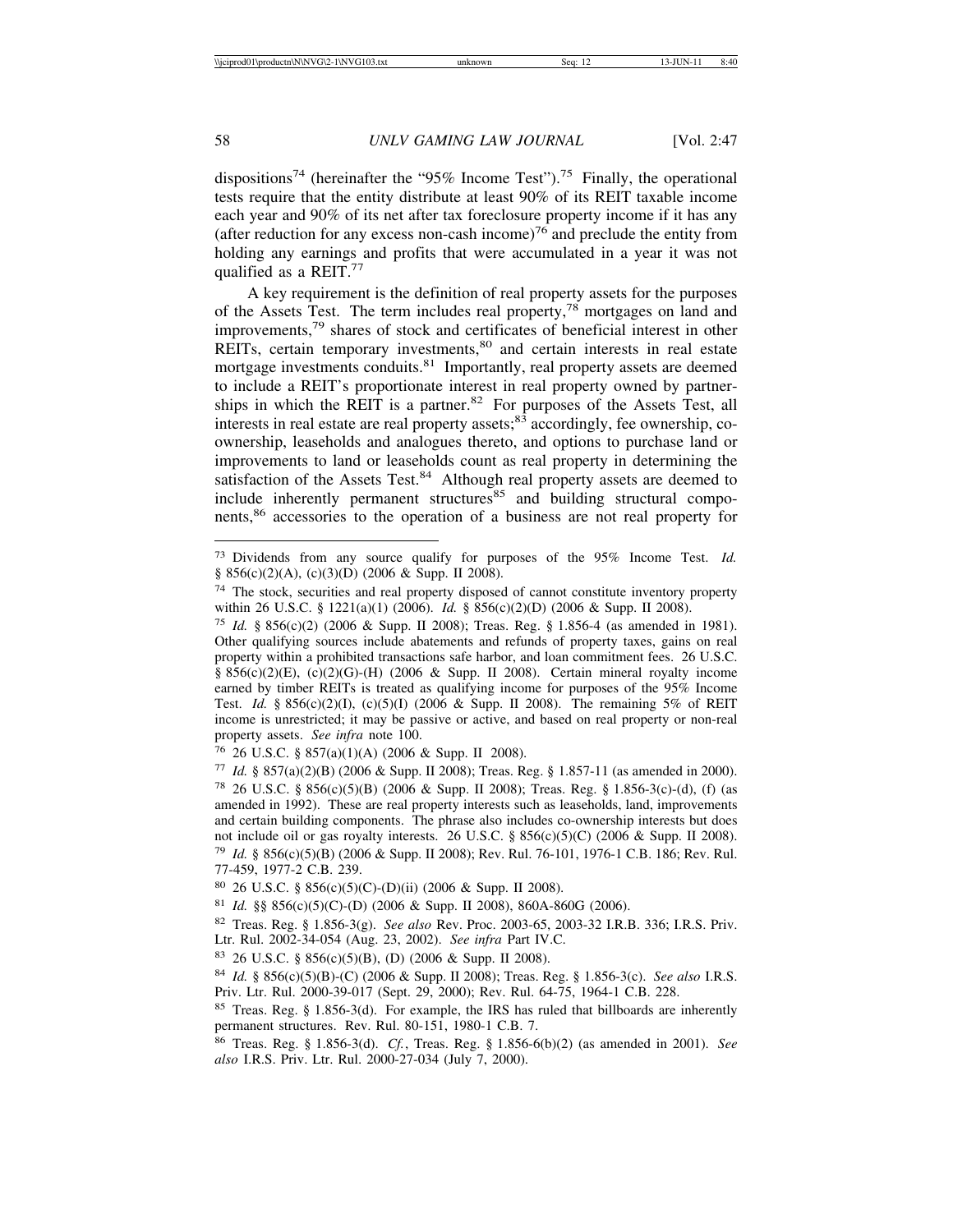dispositions[74] (hereinafter the "95% Income Test").[75] Finally, the operational tests require that the entity distribute at least 90% of its REIT taxable income each year and 90% of its net after tax foreclosure property income if it has any (after reduction for any excess non-cash income)[76] and preclude the entity from holding any earnings and profits that were accumulated in a year it was not qualified as a REIT.[77]

A key requirement is the definition of real property assets for the purposes of the Assets Test. The term includes real property,[78] mortgages on land and improvements,[79] shares of stock and certificates of beneficial interest in other REITs, certain temporary investments,[80] and certain interests in real estate mortgage investments conduits.[81] Importantly, real property assets are deemed to include a REIT's proportionate interest in real property owned by partnerships in which the REIT is a partner.[82] For purposes of the Assets Test, all interests in real estate are real property assets;[83] accordingly, fee ownership, co-ownership, leaseholds and analogues thereto, and options to purchase land or improvements to land or leaseholds count as real property in determining the satisfaction of the Assets Test.[84] Although real property assets are deemed to include inherently permanent structures[85] and building structural components,[86] accessories to the operation of a business are not real property for

---

[73] Dividends from any source qualify for purposes of the 95% Income Test. *Id.* § 856(c)(2)(A), (c)(3)(D) (2006 & Supp. II 2008).

[74] The stock, securities and real property disposed of cannot constitute inventory property within 26 U.S.C. § 1221(a)(1) (2006). *Id.* § 856(c)(2)(D) (2006 & Supp. II 2008).

[75] *Id.* § 856(c)(2) (2006 & Supp. II 2008); Treas. Reg. § 1.856-4 (as amended in 1981). Other qualifying sources include abatements and refunds of property taxes, gains on real property within a prohibited transactions safe harbor, and loan commitment fees. 26 U.S.C. § 856(c)(2)(E), (c)(2)(G)-(H) (2006 & Supp. II 2008). Certain mineral royalty income earned by timber REITs is treated as qualifying income for purposes of the 95% Income Test. *Id.* § 856(c)(2)(I), (c)(5)(I) (2006 & Supp. II 2008). The remaining 5% of REIT income is unrestricted; it may be passive or active, and based on real property or non-real property assets. *See infra* note 100.

[76] 26 U.S.C. § 857(a)(1)(A) (2006 & Supp. II 2008).

[77] *Id.* § 857(a)(2)(B) (2006 & Supp. II 2008); Treas. Reg. § 1.857-11 (as amended in 2000).

[78] 26 U.S.C. § 856(c)(5)(B) (2006 & Supp. II 2008); Treas. Reg. § 1.856-3(c)-(d), (f) (as amended in 1992). These are real property interests such as leaseholds, land, improvements and certain building components. The phrase also includes co-ownership interests but does not include oil or gas royalty interests. 26 U.S.C. § 856(c)(5)(C) (2006 & Supp. II 2008).

[79] *Id.* § 856(c)(5)(B) (2006 & Supp. II 2008); Rev. Rul. 76-101, 1976-1 C.B. 186; Rev. Rul. 77-459, 1977-2 C.B. 239.

[80] 26 U.S.C. § 856(c)(5)(C)-(D)(ii) (2006 & Supp. II 2008).

[81] *Id.* §§ 856(c)(5)(C)-(D) (2006 & Supp. II 2008), 860A-860G (2006).

[82] Treas. Reg. § 1.856-3(g). *See also* Rev. Proc. 2003-65, 2003-32 I.R.B. 336; I.R.S. Priv. Ltr. Rul. 2002-34-054 (Aug. 23, 2002). *See infra* Part IV.C.

[83] 26 U.S.C. § 856(c)(5)(B), (D) (2006 & Supp. II 2008).

[84] *Id.* § 856(c)(5)(B)-(C) (2006 & Supp. II 2008); Treas. Reg. § 1.856-3(c). *See also* I.R.S. Priv. Ltr. Rul. 2000-39-017 (Sept. 29, 2000); Rev. Rul. 64-75, 1964-1 C.B. 228.

[85] Treas. Reg. § 1.856-3(d). For example, the IRS has ruled that billboards are inherently permanent structures. Rev. Rul. 80-151, 1980-1 C.B. 7.

[86] Treas. Reg. § 1.856-3(d). *Cf.*, Treas. Reg. § 1.856-6(b)(2) (as amended in 2001). *See also* I.R.S. Priv. Ltr. Rul. 2000-27-034 (July 7, 2000).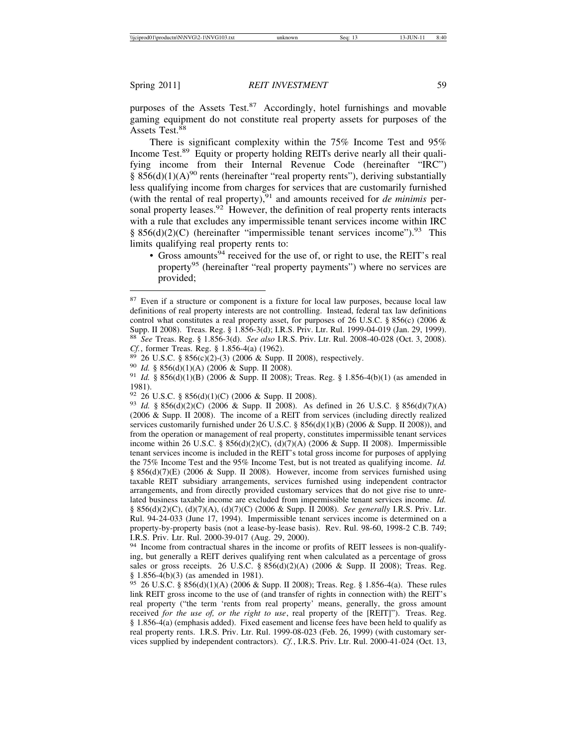purposes of the Assets Test.[87] Accordingly, hotel furnishings and movable gaming equipment do not constitute real property assets for purposes of the Assets Test.[88]

There is significant complexity within the 75% Income Test and 95% Income Test.[89] Equity or property holding REITs derive nearly all their qualifying income from their Internal Revenue Code (hereinafter "IRC") § 856(d)(1)(A)[90] rents (hereinafter "real property rents"), deriving substantially less qualifying income from charges for services that are customarily furnished (with the rental of real property),[91] and amounts received for *de minimis* personal property leases.[92] However, the definition of real property rents interacts with a rule that excludes any impermissible tenant services income within IRC § 856(d)(2)(C) (hereinafter "impermissible tenant services income").[93] This limits qualifying real property rents to:

- Gross amounts[94] received for the use of, or right to use, the REIT's real property[95] (hereinafter "real property payments") where no services are provided;

---

[87] Even if a structure or component is a fixture for local law purposes, because local law definitions of real property interests are not controlling. Instead, federal tax law definitions control what constitutes a real property asset, for purposes of 26 U.S.C. § 856(c) (2006 & Supp. II 2008). Treas. Reg. § 1.856-3(d); I.R.S. Priv. Ltr. Rul. 1999-04-019 (Jan. 29, 1999).

[88] *See* Treas. Reg. § 1.856-3(d). *See also* I.R.S. Priv. Ltr. Rul. 2008-40-028 (Oct. 3, 2008). *Cf.*, former Treas. Reg. § 1.856-4(a) (1962).

[89] 26 U.S.C. § 856(c)(2)-(3) (2006 & Supp. II 2008), respectively.

[90] *Id.* § 856(d)(1)(A) (2006 & Supp. II 2008).

[91] *Id.* § 856(d)(1)(B) (2006 & Supp. II 2008); Treas. Reg. § 1.856-4(b)(1) (as amended in 1981).

[92] 26 U.S.C. § 856(d)(1)(C) (2006 & Supp. II 2008).

[93] *Id.* § 856(d)(2)(C) (2006 & Supp. II 2008). As defined in 26 U.S.C. § 856(d)(7)(A) (2006 & Supp. II 2008). The income of a REIT from services (including directly realized services customarily furnished under 26 U.S.C. § 856(d)(1)(B) (2006 & Supp. II 2008)), and from the operation or management of real property, constitutes impermissible tenant services income within 26 U.S.C. § 856(d)(2)(C), (d)(7)(A) (2006 & Supp. II 2008). Impermissible tenant services income is included in the REIT's total gross income for purposes of applying the 75% Income Test and the 95% Income Test, but is not treated as qualifying income. *Id.* § 856(d)(7)(E) (2006 & Supp. II 2008). However, income from services furnished using taxable REIT subsidiary arrangements, services furnished using independent contractor arrangements, and from directly provided customary services that do not give rise to unrelated business taxable income are excluded from impermissible tenant services income. *Id.* § 856(d)(2)(C), (d)(7)(A), (d)(7)(C) (2006 & Supp. II 2008). *See generally* I.R.S. Priv. Ltr. Rul. 94-24-033 (June 17, 1994). Impermissible tenant services income is determined on a property-by-property basis (not a lease-by-lease basis). Rev. Rul. 98-60, 1998-2 C.B. 749; I.R.S. Priv. Ltr. Rul. 2000-39-017 (Aug. 29, 2000).

[94] Income from contractual shares in the income or profits of REIT lessees is non-qualifying, but generally a REIT derives qualifying rent when calculated as a percentage of gross sales or gross receipts. 26 U.S.C. § 856(d)(2)(A) (2006 & Supp. II 2008); Treas. Reg. § 1.856-4(b)(3) (as amended in 1981).

[95] 26 U.S.C. § 856(d)(1)(A) (2006 & Supp. II 2008); Treas. Reg. § 1.856-4(a). These rules link REIT gross income to the use of (and transfer of rights in connection with) the REIT's real property ("the term 'rents from real property' means, generally, the gross amount received *for the use of, or the right to use*, real property of the [REIT]"). Treas. Reg. § 1.856-4(a) (emphasis added). Fixed easement and license fees have been held to qualify as real property rents. I.R.S. Priv. Ltr. Rul. 1999-08-023 (Feb. 26, 1999) (with customary services supplied by independent contractors). *Cf.*, I.R.S. Priv. Ltr. Rul. 2000-41-024 (Oct. 13,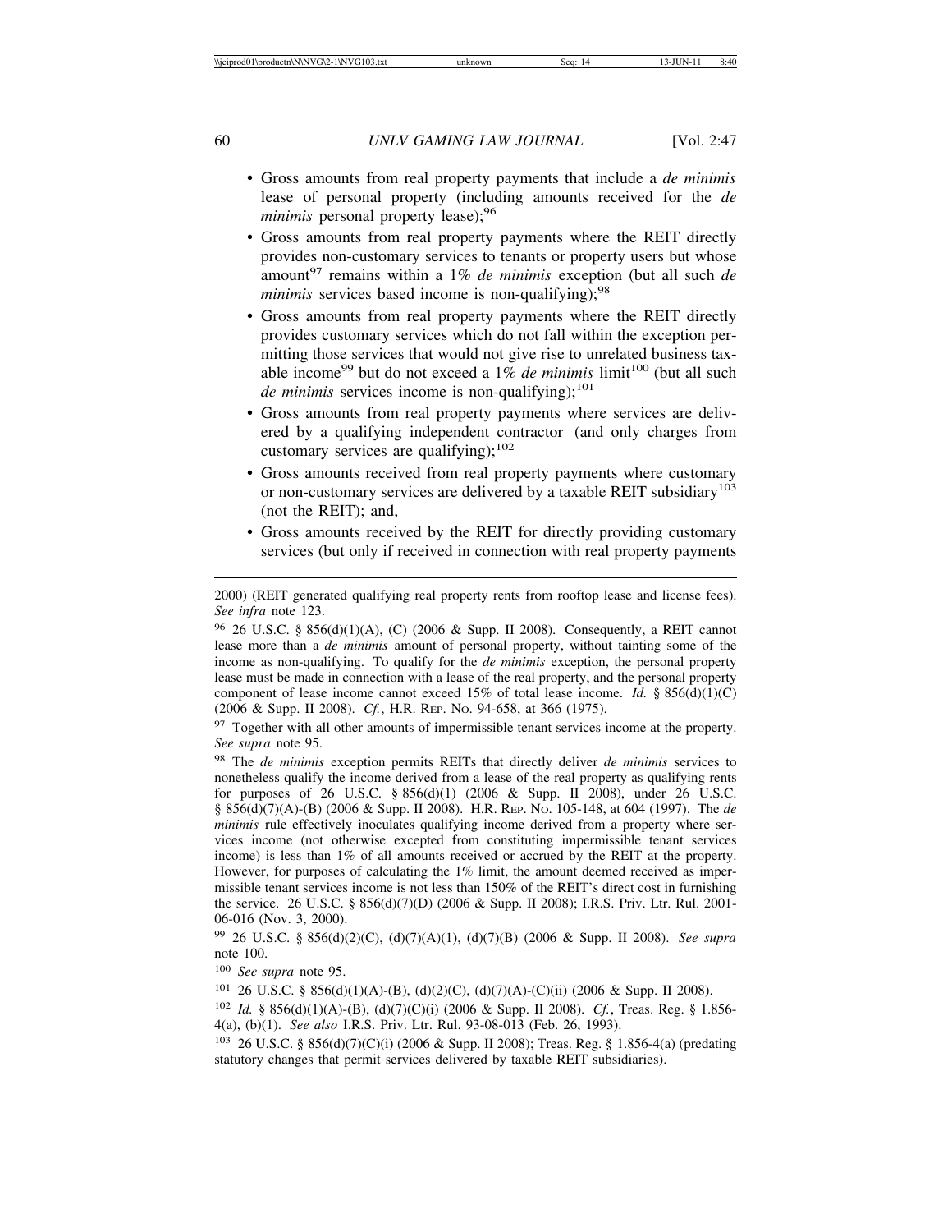- Gross amounts from real property payments that include a *de minimis* lease of personal property (including amounts received for the *de minimis* personal property lease);[96]
- Gross amounts from real property payments where the REIT directly provides non-customary services to tenants or property users but whose amount[97] remains within a 1% *de minimis* exception (but all such *de minimis* services based income is non-qualifying);[98]
- Gross amounts from real property payments where the REIT directly provides customary services which do not fall within the exception permitting those services that would not give rise to unrelated business taxable income[99] but do not exceed a 1% *de minimis* limit[100] (but all such *de minimis* services income is non-qualifying);[101]
- Gross amounts from real property payments where services are delivered by a qualifying independent contractor (and only charges from customary services are qualifying);[102]
- Gross amounts received from real property payments where customary or non-customary services are delivered by a taxable REIT subsidiary[103] (not the REIT); and,
- Gross amounts received by the REIT for directly providing customary services (but only if received in connection with real property payments

---

2000) (REIT generated qualifying real property rents from rooftop lease and license fees). *See infra* note 123.

[96] 26 U.S.C. § 856(d)(1)(A), (C) (2006 & Supp. II 2008). Consequently, a REIT cannot lease more than a *de minimis* amount of personal property, without tainting some of the income as non-qualifying. To qualify for the *de minimis* exception, the personal property lease must be made in connection with a lease of the real property, and the personal property component of lease income cannot exceed 15% of total lease income. *Id.* § 856(d)(1)(C) (2006 & Supp. II 2008). *Cf.*, H.R. REP. NO. 94-658, at 366 (1975).

[97] Together with all other amounts of impermissible tenant services income at the property. *See supra* note 95.

[98] The *de minimis* exception permits REITs that directly deliver *de minimis* services to nonetheless qualify the income derived from a lease of the real property as qualifying rents for purposes of 26 U.S.C. § 856(d)(1) (2006 & Supp. II 2008), under 26 U.S.C. § 856(d)(7)(A)-(B) (2006 & Supp. II 2008). H.R. REP. NO. 105-148, at 604 (1997). The *de minimis* rule effectively inoculates qualifying income derived from a property where services income (not otherwise excepted from constituting impermissible tenant services income) is less than 1% of all amounts received or accrued by the REIT at the property. However, for purposes of calculating the 1% limit, the amount deemed received as impermissible tenant services income is not less than 150% of the REIT's direct cost in furnishing the service. 26 U.S.C. § 856(d)(7)(D) (2006 & Supp. II 2008); I.R.S. Priv. Ltr. Rul. 2001-06-016 (Nov. 3, 2000).

[99] 26 U.S.C. § 856(d)(2)(C), (d)(7)(A)(1), (d)(7)(B) (2006 & Supp. II 2008). *See supra* note 100.

[100] *See supra* note 95.

[101] 26 U.S.C. § 856(d)(1)(A)-(B), (d)(2)(C), (d)(7)(A)-(C)(ii) (2006 & Supp. II 2008).

[102] *Id.* § 856(d)(1)(A)-(B), (d)(7)(C)(i) (2006 & Supp. II 2008). *Cf.*, Treas. Reg. § 1.856-4(a), (b)(1). *See also* I.R.S. Priv. Ltr. Rul. 93-08-013 (Feb. 26, 1993).

[103] 26 U.S.C. § 856(d)(7)(C)(i) (2006 & Supp. II 2008); Treas. Reg. § 1.856-4(a) (predating statutory changes that permit services delivered by taxable REIT subsidiaries).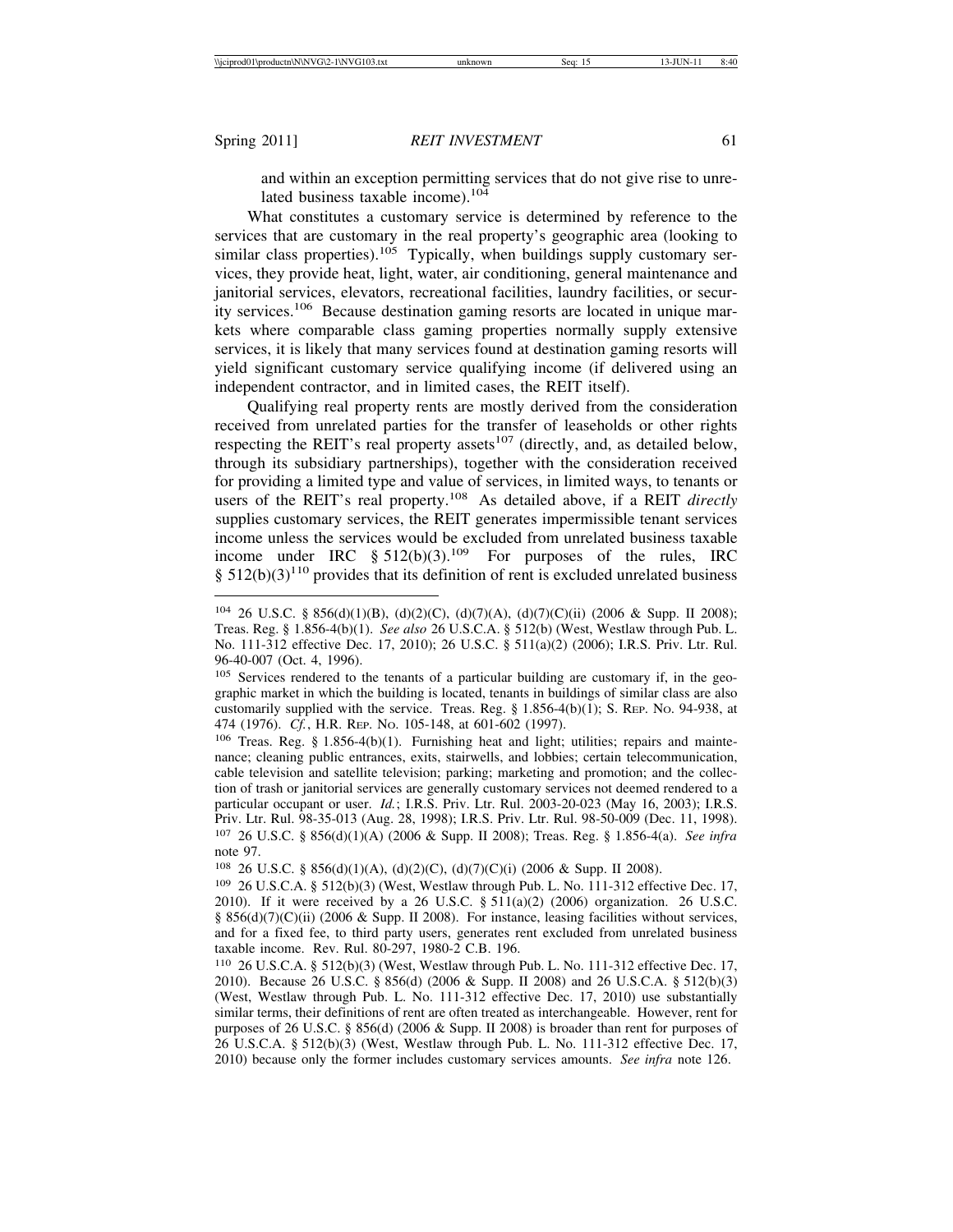and within an exception permitting services that do not give rise to unrelated business taxable income).[104]

What constitutes a customary service is determined by reference to the services that are customary in the real property's geographic area (looking to similar class properties).[105] Typically, when buildings supply customary services, they provide heat, light, water, air conditioning, general maintenance and janitorial services, elevators, recreational facilities, laundry facilities, or security services.[106] Because destination gaming resorts are located in unique markets where comparable class gaming properties normally supply extensive services, it is likely that many services found at destination gaming resorts will yield significant customary service qualifying income (if delivered using an independent contractor, and in limited cases, the REIT itself).

Qualifying real property rents are mostly derived from the consideration received from unrelated parties for the transfer of leaseholds or other rights respecting the REIT's real property assets[107] (directly, and, as detailed below, through its subsidiary partnerships), together with the consideration received for providing a limited type and value of services, in limited ways, to tenants or users of the REIT's real property.[108] As detailed above, if a REIT *directly* supplies customary services, the REIT generates impermissible tenant services income unless the services would be excluded from unrelated business taxable income under IRC § 512(b)(3).[109] For purposes of the rules, IRC § 512(b)(3)[110] provides that its definition of rent is excluded unrelated business

---

[104] 26 U.S.C. § 856(d)(1)(B), (d)(2)(C), (d)(7)(A), (d)(7)(C)(ii) (2006 & Supp. II 2008); Treas. Reg. § 1.856-4(b)(1). *See also* 26 U.S.C.A. § 512(b) (West, Westlaw through Pub. L. No. 111-312 effective Dec. 17, 2010); 26 U.S.C. § 511(a)(2) (2006); I.R.S. Priv. Ltr. Rul. 96-40-007 (Oct. 4, 1996).

[105] Services rendered to the tenants of a particular building are customary if, in the geographic market in which the building is located, tenants in buildings of similar class are also customarily supplied with the service. Treas. Reg. § 1.856-4(b)(1); S. Rep. No. 94-938, at 474 (1976). *Cf.*, H.R. Rep. No. 105-148, at 601-602 (1997).

[106] Treas. Reg. § 1.856-4(b)(1). Furnishing heat and light; utilities; repairs and maintenance; cleaning public entrances, exits, stairwells, and lobbies; certain telecommunication, cable television and satellite television; parking; marketing and promotion; and the collection of trash or janitorial services are generally customary services not deemed rendered to a particular occupant or user. *Id.*; I.R.S. Priv. Ltr. Rul. 2003-20-023 (May 16, 2003); I.R.S. Priv. Ltr. Rul. 98-35-013 (Aug. 28, 1998); I.R.S. Priv. Ltr. Rul. 98-50-009 (Dec. 11, 1998).

[107] 26 U.S.C. § 856(d)(1)(A) (2006 & Supp. II 2008); Treas. Reg. § 1.856-4(a). *See infra* note 97.

[108] 26 U.S.C. § 856(d)(1)(A), (d)(2)(C), (d)(7)(C)(i) (2006 & Supp. II 2008).

[109] 26 U.S.C.A. § 512(b)(3) (West, Westlaw through Pub. L. No. 111-312 effective Dec. 17, 2010). If it were received by a 26 U.S.C. § 511(a)(2) (2006) organization. 26 U.S.C. § 856(d)(7)(C)(ii) (2006 & Supp. II 2008). For instance, leasing facilities without services, and for a fixed fee, to third party users, generates rent excluded from unrelated business taxable income. Rev. Rul. 80-297, 1980-2 C.B. 196.

[110] 26 U.S.C.A. § 512(b)(3) (West, Westlaw through Pub. L. No. 111-312 effective Dec. 17, 2010). Because 26 U.S.C. § 856(d) (2006 & Supp. II 2008) and 26 U.S.C.A. § 512(b)(3) (West, Westlaw through Pub. L. No. 111-312 effective Dec. 17, 2010) use substantially similar terms, their definitions of rent are often treated as interchangeable. However, rent for purposes of 26 U.S.C. § 856(d) (2006 & Supp. II 2008) is broader than rent for purposes of 26 U.S.C.A. § 512(b)(3) (West, Westlaw through Pub. L. No. 111-312 effective Dec. 17, 2010) because only the former includes customary services amounts. *See infra* note 126.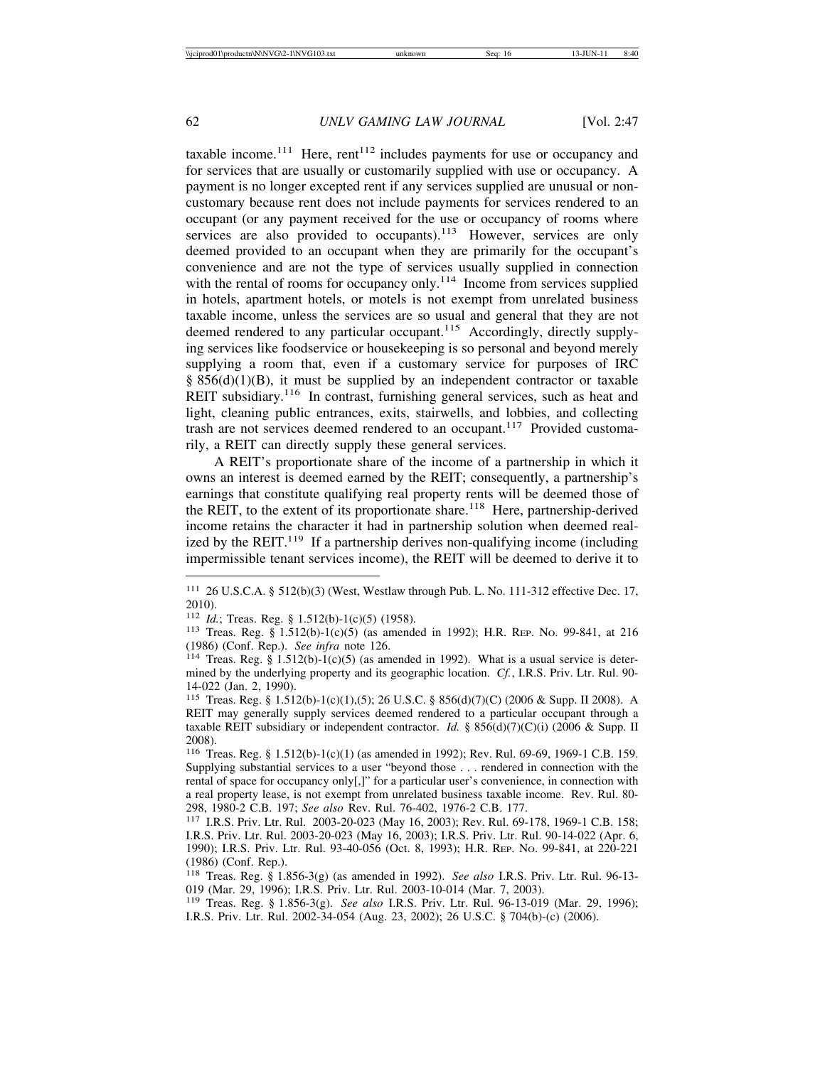taxable income.[111] Here, rent[112] includes payments for use or occupancy and for services that are usually or customarily supplied with use or occupancy. A payment is no longer excepted rent if any services supplied are unusual or non-customary because rent does not include payments for services rendered to an occupant (or any payment received for the use or occupancy of rooms where services are also provided to occupants).[113] However, services are only deemed provided to an occupant when they are primarily for the occupant's convenience and are not the type of services usually supplied in connection with the rental of rooms for occupancy only.[114] Income from services supplied in hotels, apartment hotels, or motels is not exempt from unrelated business taxable income, unless the services are so usual and general that they are not deemed rendered to any particular occupant.[115] Accordingly, directly supplying services like foodservice or housekeeping is so personal and beyond merely supplying a room that, even if a customary service for purposes of IRC § 856(d)(1)(B), it must be supplied by an independent contractor or taxable REIT subsidiary.[116] In contrast, furnishing general services, such as heat and light, cleaning public entrances, exits, stairwells, and lobbies, and collecting trash are not services deemed rendered to an occupant.[117] Provided customarily, a REIT can directly supply these general services.

A REIT's proportionate share of the income of a partnership in which it owns an interest is deemed earned by the REIT; consequently, a partnership's earnings that constitute qualifying real property rents will be deemed those of the REIT, to the extent of its proportionate share.[118] Here, partnership-derived income retains the character it had in partnership solution when deemed realized by the REIT.[119] If a partnership derives non-qualifying income (including impermissible tenant services income), the REIT will be deemed to derive it to

---

[111] 26 U.S.C.A. § 512(b)(3) (West, Westlaw through Pub. L. No. 111-312 effective Dec. 17, 2010).

[112] *Id.*; Treas. Reg. § 1.512(b)-1(c)(5) (1958).

[113] Treas. Reg. § 1.512(b)-1(c)(5) (as amended in 1992); H.R. Rep. No. 99-841, at 216 (1986) (Conf. Rep.). *See infra* note 126.

[114] Treas. Reg. § 1.512(b)-1(c)(5) (as amended in 1992). What is a usual service is determined by the underlying property and its geographic location. *Cf.*, I.R.S. Priv. Ltr. Rul. 90-14-022 (Jan. 2, 1990).

[115] Treas. Reg. § 1.512(b)-1(c)(1),(5); 26 U.S.C. § 856(d)(7)(C) (2006 & Supp. II 2008). A REIT may generally supply services deemed rendered to a particular occupant through a taxable REIT subsidiary or independent contractor. *Id.* § 856(d)(7)(C)(i) (2006 & Supp. II 2008).

[116] Treas. Reg. § 1.512(b)-1(c)(1) (as amended in 1992); Rev. Rul. 69-69, 1969-1 C.B. 159. Supplying substantial services to a user "beyond those . . . rendered in connection with the rental of space for occupancy only[,]" for a particular user's convenience, in connection with a real property lease, is not exempt from unrelated business taxable income. Rev. Rul. 80-298, 1980-2 C.B. 197; *See also* Rev. Rul. 76-402, 1976-2 C.B. 177.

[117] I.R.S. Priv. Ltr. Rul. 2003-20-023 (May 16, 2003); Rev. Rul. 69-178, 1969-1 C.B. 158; I.R.S. Priv. Ltr. Rul. 2003-20-023 (May 16, 2003); I.R.S. Priv. Ltr. Rul. 90-14-022 (Apr. 6, 1990); I.R.S. Priv. Ltr. Rul. 93-40-056 (Oct. 8, 1993); H.R. Rep. No. 99-841, at 220-221 (1986) (Conf. Rep.).

[118] Treas. Reg. § 1.856-3(g) (as amended in 1992). *See also* I.R.S. Priv. Ltr. Rul. 96-13-019 (Mar. 29, 1996); I.R.S. Priv. Ltr. Rul. 2003-10-014 (Mar. 7, 2003).

[119] Treas. Reg. § 1.856-3(g). *See also* I.R.S. Priv. Ltr. Rul. 96-13-019 (Mar. 29, 1996); I.R.S. Priv. Ltr. Rul. 2002-34-054 (Aug. 23, 2002); 26 U.S.C. § 704(b)-(c) (2006).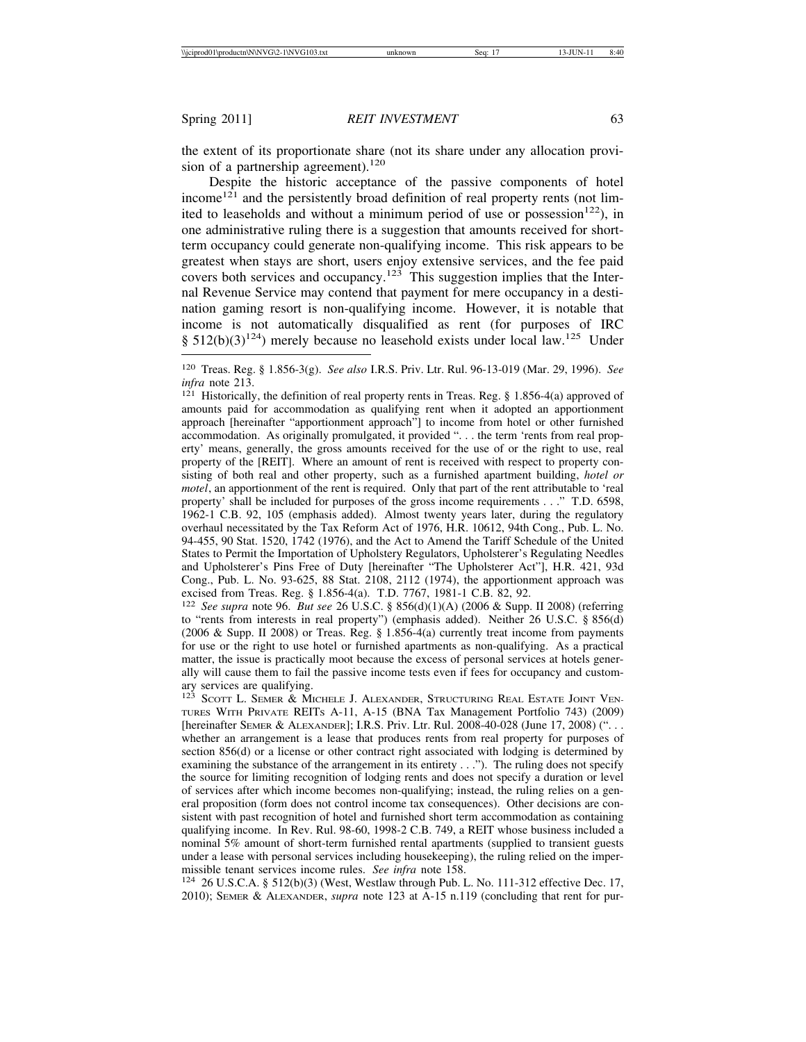the extent of its proportionate share (not its share under any allocation provision of a partnership agreement).[120]

Despite the historic acceptance of the passive components of hotel income[121] and the persistently broad definition of real property rents (not limited to leaseholds and without a minimum period of use or possession[122]), in one administrative ruling there is a suggestion that amounts received for short-term occupancy could generate non-qualifying income. This risk appears to be greatest when stays are short, users enjoy extensive services, and the fee paid covers both services and occupancy.[123] This suggestion implies that the Internal Revenue Service may contend that payment for mere occupancy in a destination gaming resort is non-qualifying income. However, it is notable that income is not automatically disqualified as rent (for purposes of IRC § 512(b)(3)[124]) merely because no leasehold exists under local law.[125] Under

---

[120] Treas. Reg. § 1.856-3(g). *See also* I.R.S. Priv. Ltr. Rul. 96-13-019 (Mar. 29, 1996). *See infra* note 213.

[121] Historically, the definition of real property rents in Treas. Reg. § 1.856-4(a) approved of amounts paid for accommodation as qualifying rent when it adopted an apportionment approach [hereinafter "apportionment approach"] to income from hotel or other furnished accommodation. As originally promulgated, it provided ". . . the term 'rents from real property' means, generally, the gross amounts received for the use of or the right to use, real property of the [REIT]. Where an amount of rent is received with respect to property consisting of both real and other property, such as a furnished apartment building, *hotel or motel*, an apportionment of the rent is required. Only that part of the rent attributable to 'real property' shall be included for purposes of the gross income requirements . . ." T.D. 6598, 1962-1 C.B. 92, 105 (emphasis added). Almost twenty years later, during the regulatory overhaul necessitated by the Tax Reform Act of 1976, H.R. 10612, 94th Cong., Pub. L. No. 94-455, 90 Stat. 1520, 1742 (1976), and the Act to Amend the Tariff Schedule of the United States to Permit the Importation of Upholstery Regulators, Upholsterer's Regulating Needles and Upholsterer's Pins Free of Duty [hereinafter "The Upholsterer Act"], H.R. 421, 93d Cong., Pub. L. No. 93-625, 88 Stat. 2108, 2112 (1974), the apportionment approach was excised from Treas. Reg. § 1.856-4(a). T.D. 7767, 1981-1 C.B. 82, 92.

[122] *See supra* note 96. *But see* 26 U.S.C. § 856(d)(1)(A) (2006 & Supp. II 2008) (referring to "rents from interests in real property") (emphasis added). Neither 26 U.S.C. § 856(d) (2006 & Supp. II 2008) or Treas. Reg. § 1.856-4(a) currently treat income from payments for use or the right to use hotel or furnished apartments as non-qualifying. As a practical matter, the issue is practically moot because the excess of personal services at hotels generally will cause them to fail the passive income tests even if fees for occupancy and customary services are qualifying.

[123] Scott L. Semer & Michele J. Alexander, Structuring Real Estate Joint Ventures With Private REITs A-11, A-15 (BNA Tax Management Portfolio 743) (2009) [hereinafter Semer & Alexander]; I.R.S. Priv. Ltr. Rul. 2008-40-028 (June 17, 2008) (". . . whether an arrangement is a lease that produces rents from real property for purposes of section 856(d) or a license or other contract right associated with lodging is determined by examining the substance of the arrangement in its entirety . . ."). The ruling does not specify the source for limiting recognition of lodging rents and does not specify a duration or level of services after which income becomes non-qualifying; instead, the ruling relies on a general proposition (form does not control income tax consequences). Other decisions are consistent with past recognition of hotel and furnished short term accommodation as containing qualifying income. In Rev. Rul. 98-60, 1998-2 C.B. 749, a REIT whose business included a nominal 5% amount of short-term furnished rental apartments (supplied to transient guests under a lease with personal services including housekeeping), the ruling relied on the impermissible tenant services income rules. *See infra* note 158.

[124] 26 U.S.C.A. § 512(b)(3) (West, Westlaw through Pub. L. No. 111-312 effective Dec. 17, 2010); Semer & Alexander, *supra* note 123 at A-15 n.119 (concluding that rent for pur-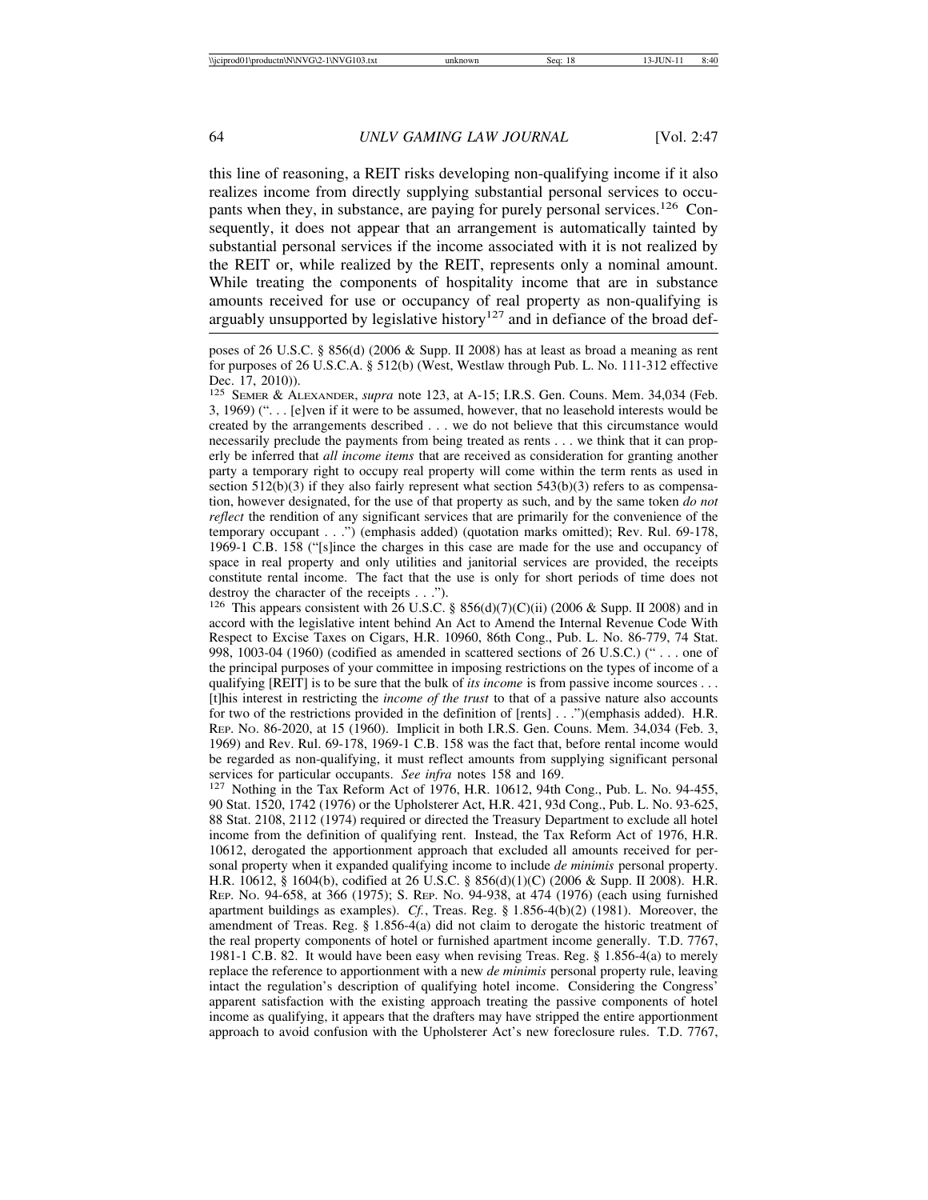this line of reasoning, a REIT risks developing non-qualifying income if it also realizes income from directly supplying substantial personal services to occupants when they, in substance, are paying for purely personal services.[126] Consequently, it does not appear that an arrangement is automatically tainted by substantial personal services if the income associated with it is not realized by the REIT or, while realized by the REIT, represents only a nominal amount. While treating the components of hospitality income that are in substance amounts received for use or occupancy of real property as non-qualifying is arguably unsupported by legislative history[127] and in defiance of the broad def-

poses of 26 U.S.C. § 856(d) (2006 & Supp. II 2008) has at least as broad a meaning as rent for purposes of 26 U.S.C.A. § 512(b) (West, Westlaw through Pub. L. No. 111-312 effective Dec. 17, 2010)).

[125] SEMER & ALEXANDER, *supra* note 123, at A-15; I.R.S. Gen. Couns. Mem. 34,034 (Feb. 3, 1969) (". . . [e]ven if it were to be assumed, however, that no leasehold interests would be created by the arrangements described . . . we do not believe that this circumstance would necessarily preclude the payments from being treated as rents . . . we think that it can properly be inferred that *all income items* that are received as consideration for granting another party a temporary right to occupy real property will come within the term rents as used in section 512(b)(3) if they also fairly represent what section 543(b)(3) refers to as compensation, however designated, for the use of that property as such, and by the same token *do not reflect* the rendition of any significant services that are primarily for the convenience of the temporary occupant . . .") (emphasis added) (quotation marks omitted); Rev. Rul. 69-178, 1969-1 C.B. 158 ("[s]ince the charges in this case are made for the use and occupancy of space in real property and only utilities and janitorial services are provided, the receipts constitute rental income. The fact that the use is only for short periods of time does not destroy the character of the receipts . . .").

[126] This appears consistent with 26 U.S.C. § 856(d)(7)(C)(ii) (2006 & Supp. II 2008) and in accord with the legislative intent behind An Act to Amend the Internal Revenue Code With Respect to Excise Taxes on Cigars, H.R. 10960, 86th Cong., Pub. L. No. 86-779, 74 Stat. 998, 1003-04 (1960) (codified as amended in scattered sections of 26 U.S.C.) (" . . . one of the principal purposes of your committee in imposing restrictions on the types of income of a qualifying [REIT] is to be sure that the bulk of *its income* is from passive income sources . . . [t]his interest in restricting the *income of the trust* to that of a passive nature also accounts for two of the restrictions provided in the definition of [rents] . . .")(emphasis added). H.R. REP. NO. 86-2020, at 15 (1960). Implicit in both I.R.S. Gen. Couns. Mem. 34,034 (Feb. 3, 1969) and Rev. Rul. 69-178, 1969-1 C.B. 158 was the fact that, before rental income would be regarded as non-qualifying, it must reflect amounts from supplying significant personal services for particular occupants. *See infra* notes 158 and 169.

[127] Nothing in the Tax Reform Act of 1976, H.R. 10612, 94th Cong., Pub. L. No. 94-455, 90 Stat. 1520, 1742 (1976) or the Upholsterer Act, H.R. 421, 93d Cong., Pub. L. No. 93-625, 88 Stat. 2108, 2112 (1974) required or directed the Treasury Department to exclude all hotel income from the definition of qualifying rent. Instead, the Tax Reform Act of 1976, H.R. 10612, derogated the apportionment approach that excluded all amounts received for personal property when it expanded qualifying income to include *de minimis* personal property. H.R. 10612, § 1604(b), codified at 26 U.S.C. § 856(d)(1)(C) (2006 & Supp. II 2008). H.R. REP. NO. 94-658, at 366 (1975); S. REP. NO. 94-938, at 474 (1976) (each using furnished apartment buildings as examples). *Cf.*, Treas. Reg. § 1.856-4(b)(2) (1981). Moreover, the amendment of Treas. Reg. § 1.856-4(a) did not claim to derogate the historic treatment of the real property components of hotel or furnished apartment income generally. T.D. 7767, 1981-1 C.B. 82. It would have been easy when revising Treas. Reg. § 1.856-4(a) to merely replace the reference to apportionment with a new *de minimis* personal property rule, leaving intact the regulation's description of qualifying hotel income. Considering the Congress' apparent satisfaction with the existing approach treating the passive components of hotel income as qualifying, it appears that the drafters may have stripped the entire apportionment approach to avoid confusion with the Upholsterer Act's new foreclosure rules. T.D. 7767,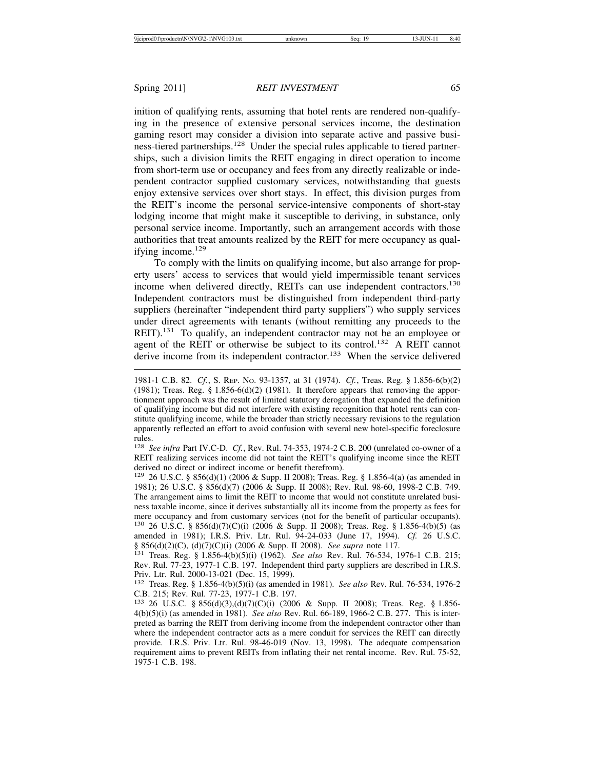inition of qualifying rents, assuming that hotel rents are rendered non-qualifying in the presence of extensive personal services income, the destination gaming resort may consider a division into separate active and passive business-tiered partnerships.[128] Under the special rules applicable to tiered partnerships, such a division limits the REIT engaging in direct operation to income from short-term use or occupancy and fees from any directly realizable or independent contractor supplied customary services, notwithstanding that guests enjoy extensive services over short stays. In effect, this division purges from the REIT's income the personal service-intensive components of short-stay lodging income that might make it susceptible to deriving, in substance, only personal service income. Importantly, such an arrangement accords with those authorities that treat amounts realized by the REIT for mere occupancy as qualifying income.[129]

To comply with the limits on qualifying income, but also arrange for property users' access to services that would yield impermissible tenant services income when delivered directly, REITs can use independent contractors.[130] Independent contractors must be distinguished from independent third-party suppliers (hereinafter "independent third party suppliers") who supply services under direct agreements with tenants (without remitting any proceeds to the REIT).[131] To qualify, an independent contractor may not be an employee or agent of the REIT or otherwise be subject to its control.[132] A REIT cannot derive income from its independent contractor.[133] When the service delivered

---

1981-1 C.B. 82. *Cf.*, S. Rep. No. 93-1357, at 31 (1974). *Cf.*, Treas. Reg. § 1.856-6(b)(2) (1981); Treas. Reg. § 1.856-6(d)(2) (1981). It therefore appears that removing the apportionment approach was the result of limited statutory derogation that expanded the definition of qualifying income but did not interfere with existing recognition that hotel rents can constitute qualifying income, while the broader than strictly necessary revisions to the regulation apparently reflected an effort to avoid confusion with several new hotel-specific foreclosure rules.

[128] *See infra* Part IV.C-D. *Cf.*, Rev. Rul. 74-353, 1974-2 C.B. 200 (unrelated co-owner of a REIT realizing services income did not taint the REIT's qualifying income since the REIT derived no direct or indirect income or benefit therefrom).

[129] 26 U.S.C. § 856(d)(1) (2006 & Supp. II 2008); Treas. Reg. § 1.856-4(a) (as amended in 1981); 26 U.S.C. § 856(d)(7) (2006 & Supp. II 2008); Rev. Rul. 98-60, 1998-2 C.B. 749. The arrangement aims to limit the REIT to income that would not constitute unrelated business taxable income, since it derives substantially all its income from the property as fees for mere occupancy and from customary services (not for the benefit of particular occupants).

[130] 26 U.S.C. § 856(d)(7)(C)(i) (2006 & Supp. II 2008); Treas. Reg. § 1.856-4(b)(5) (as amended in 1981); I.R.S. Priv. Ltr. Rul. 94-24-033 (June 17, 1994). *Cf.* 26 U.S.C. § 856(d)(2)(C), (d)(7)(C)(i) (2006 & Supp. II 2008). *See supra* note 117.

[131] Treas. Reg. § 1.856-4(b)(5)(i) (1962). *See also* Rev. Rul. 76-534, 1976-1 C.B. 215; Rev. Rul. 77-23, 1977-1 C.B. 197. Independent third party suppliers are described in I.R.S. Priv. Ltr. Rul. 2000-13-021 (Dec. 15, 1999).

[132] Treas. Reg. § 1.856-4(b)(5)(i) (as amended in 1981). *See also* Rev. Rul. 76-534, 1976-2 C.B. 215; Rev. Rul. 77-23, 1977-1 C.B. 197.

[133] 26 U.S.C. § 856(d)(3),(d)(7)(C)(i) (2006 & Supp. II 2008); Treas. Reg. § 1.856-4(b)(5)(i) (as amended in 1981). *See also* Rev. Rul. 66-189, 1966-2 C.B. 277. This is interpreted as barring the REIT from deriving income from the independent contractor other than where the independent contractor acts as a mere conduit for services the REIT can directly provide. I.R.S. Priv. Ltr. Rul. 98-46-019 (Nov. 13, 1998). The adequate compensation requirement aims to prevent REITs from inflating their net rental income. Rev. Rul. 75-52, 1975-1 C.B. 198.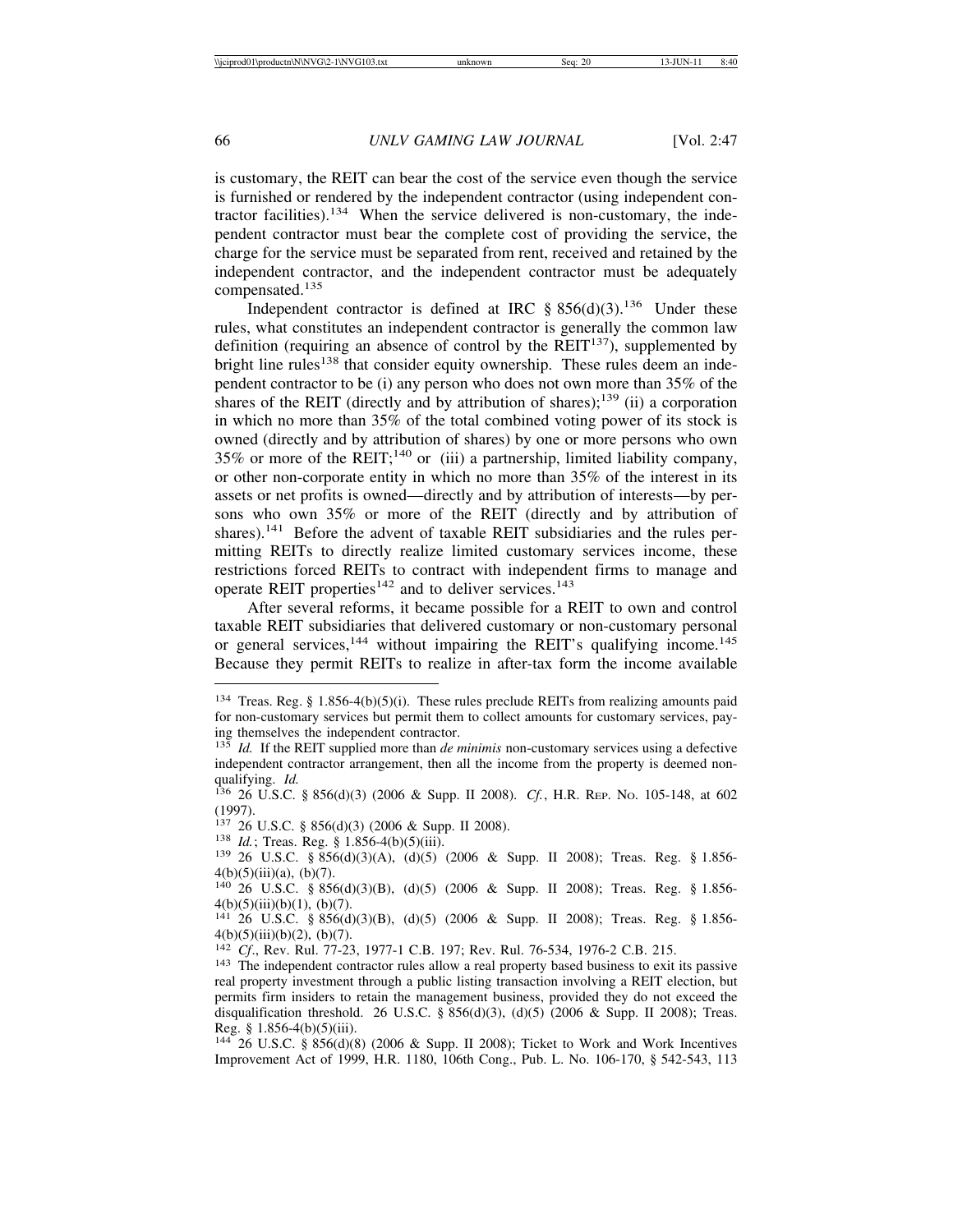is customary, the REIT can bear the cost of the service even though the service is furnished or rendered by the independent contractor (using independent contractor facilities).[134] When the service delivered is non-customary, the independent contractor must bear the complete cost of providing the service, the charge for the service must be separated from rent, received and retained by the independent contractor, and the independent contractor must be adequately compensated.[135]

Independent contractor is defined at IRC § 856(d)(3).[136] Under these rules, what constitutes an independent contractor is generally the common law definition (requiring an absence of control by the REIT[137]), supplemented by bright line rules[138] that consider equity ownership. These rules deem an independent contractor to be (i) any person who does not own more than 35% of the shares of the REIT (directly and by attribution of shares);[139] (ii) a corporation in which no more than 35% of the total combined voting power of its stock is owned (directly and by attribution of shares) by one or more persons who own 35% or more of the REIT;[140] or (iii) a partnership, limited liability company, or other non-corporate entity in which no more than 35% of the interest in its assets or net profits is owned—directly and by attribution of interests—by persons who own 35% or more of the REIT (directly and by attribution of shares).[141] Before the advent of taxable REIT subsidiaries and the rules permitting REITs to directly realize limited customary services income, these restrictions forced REITs to contract with independent firms to manage and operate REIT properties[142] and to deliver services.[143]

After several reforms, it became possible for a REIT to own and control taxable REIT subsidiaries that delivered customary or non-customary personal or general services,[144] without impairing the REIT's qualifying income.[145] Because they permit REITs to realize in after-tax form the income available

---

[134] Treas. Reg. § 1.856-4(b)(5)(i). These rules preclude REITs from realizing amounts paid for non-customary services but permit them to collect amounts for customary services, paying themselves the independent contractor.

[135] *Id.* If the REIT supplied more than *de minimis* non-customary services using a defective independent contractor arrangement, then all the income from the property is deemed nonqualifying. *Id.*

[136] 26 U.S.C. § 856(d)(3) (2006 & Supp. II 2008). *Cf.*, H.R. Rep. No. 105-148, at 602 (1997).

[137] 26 U.S.C. § 856(d)(3) (2006 & Supp. II 2008).

[138] *Id.*; Treas. Reg. § 1.856-4(b)(5)(iii).

[139] 26 U.S.C. § 856(d)(3)(A), (d)(5) (2006 & Supp. II 2008); Treas. Reg. § 1.856-4(b)(5)(iii)(a), (b)(7).

[140] 26 U.S.C. § 856(d)(3)(B), (d)(5) (2006 & Supp. II 2008); Treas. Reg. § 1.856-4(b)(5)(iii)(b)(1), (b)(7).

[141] 26 U.S.C. § 856(d)(3)(B), (d)(5) (2006 & Supp. II 2008); Treas. Reg. § 1.856-4(b)(5)(iii)(b)(2), (b)(7).

[142] *Cf.*, Rev. Rul. 77-23, 1977-1 C.B. 197; Rev. Rul. 76-534, 1976-2 C.B. 215.

[143] The independent contractor rules allow a real property based business to exit its passive real property investment through a public listing transaction involving a REIT election, but permits firm insiders to retain the management business, provided they do not exceed the disqualification threshold. 26 U.S.C. § 856(d)(3), (d)(5) (2006 & Supp. II 2008); Treas. Reg. § 1.856-4(b)(5)(iii).

[144] 26 U.S.C. § 856(d)(8) (2006 & Supp. II 2008); Ticket to Work and Work Incentives Improvement Act of 1999, H.R. 1180, 106th Cong., Pub. L. No. 106-170, § 542-543, 113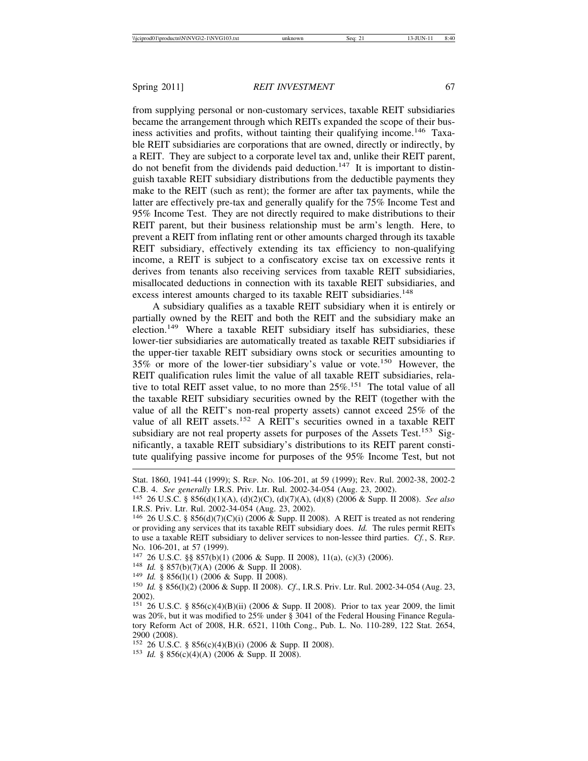from supplying personal or non-customary services, taxable REIT subsidiaries became the arrangement through which REITs expanded the scope of their business activities and profits, without tainting their qualifying income.[146] Taxable REIT subsidiaries are corporations that are owned, directly or indirectly, by a REIT. They are subject to a corporate level tax and, unlike their REIT parent, do not benefit from the dividends paid deduction.[147] It is important to distinguish taxable REIT subsidiary distributions from the deductible payments they make to the REIT (such as rent); the former are after tax payments, while the latter are effectively pre-tax and generally qualify for the 75% Income Test and 95% Income Test. They are not directly required to make distributions to their REIT parent, but their business relationship must be arm's length. Here, to prevent a REIT from inflating rent or other amounts charged through its taxable REIT subsidiary, effectively extending its tax efficiency to non-qualifying income, a REIT is subject to a confiscatory excise tax on excessive rents it derives from tenants also receiving services from taxable REIT subsidiaries, misallocated deductions in connection with its taxable REIT subsidiaries, and excess interest amounts charged to its taxable REIT subsidiaries.[148]

A subsidiary qualifies as a taxable REIT subsidiary when it is entirely or partially owned by the REIT and both the REIT and the subsidiary make an election.[149] Where a taxable REIT subsidiary itself has subsidiaries, these lower-tier subsidiaries are automatically treated as taxable REIT subsidiaries if the upper-tier taxable REIT subsidiary owns stock or securities amounting to 35% or more of the lower-tier subsidiary's value or vote.[150] However, the REIT qualification rules limit the value of all taxable REIT subsidiaries, relative to total REIT asset value, to no more than 25%.[151] The total value of all the taxable REIT subsidiary securities owned by the REIT (together with the value of all the REIT's non-real property assets) cannot exceed 25% of the value of all REIT assets.[152] A REIT's securities owned in a taxable REIT subsidiary are not real property assets for purposes of the Assets Test.[153] Significantly, a taxable REIT subsidiary's distributions to its REIT parent constitute qualifying passive income for purposes of the 95% Income Test, but not

---

Stat. 1860, 1941-44 (1999); S. Rep. No. 106-201, at 59 (1999); Rev. Rul. 2002-38, 2002-2 C.B. 4. *See generally* I.R.S. Priv. Ltr. Rul. 2002-34-054 (Aug. 23, 2002).

[145] 26 U.S.C. § 856(d)(1)(A), (d)(2)(C), (d)(7)(A), (d)(8) (2006 & Supp. II 2008). *See also* I.R.S. Priv. Ltr. Rul. 2002-34-054 (Aug. 23, 2002).

[146] 26 U.S.C. § 856(d)(7)(C)(i) (2006 & Supp. II 2008). A REIT is treated as not rendering or providing any services that its taxable REIT subsidiary does. *Id.* The rules permit REITs to use a taxable REIT subsidiary to deliver services to non-lessee third parties. *Cf.*, S. Rep. No. 106-201, at 57 (1999).

[147] 26 U.S.C. §§ 857(b)(1) (2006 & Supp. II 2008), 11(a), (c)(3) (2006).

[148] *Id.* § 857(b)(7)(A) (2006 & Supp. II 2008).

[149] *Id.* § 856(l)(1) (2006 & Supp. II 2008).

[150] *Id.* § 856(l)(2) (2006 & Supp. II 2008). *Cf*., I.R.S. Priv. Ltr. Rul. 2002-34-054 (Aug. 23, 2002).

[151] 26 U.S.C. § 856(c)(4)(B)(ii) (2006 & Supp. II 2008). Prior to tax year 2009, the limit was 20%, but it was modified to 25% under § 3041 of the Federal Housing Finance Regulatory Reform Act of 2008, H.R. 6521, 110th Cong., Pub. L. No. 110-289, 122 Stat. 2654, 2900 (2008).

[152] 26 U.S.C. § 856(c)(4)(B)(i) (2006 & Supp. II 2008).

[153] *Id.* § 856(c)(4)(A) (2006 & Supp. II 2008).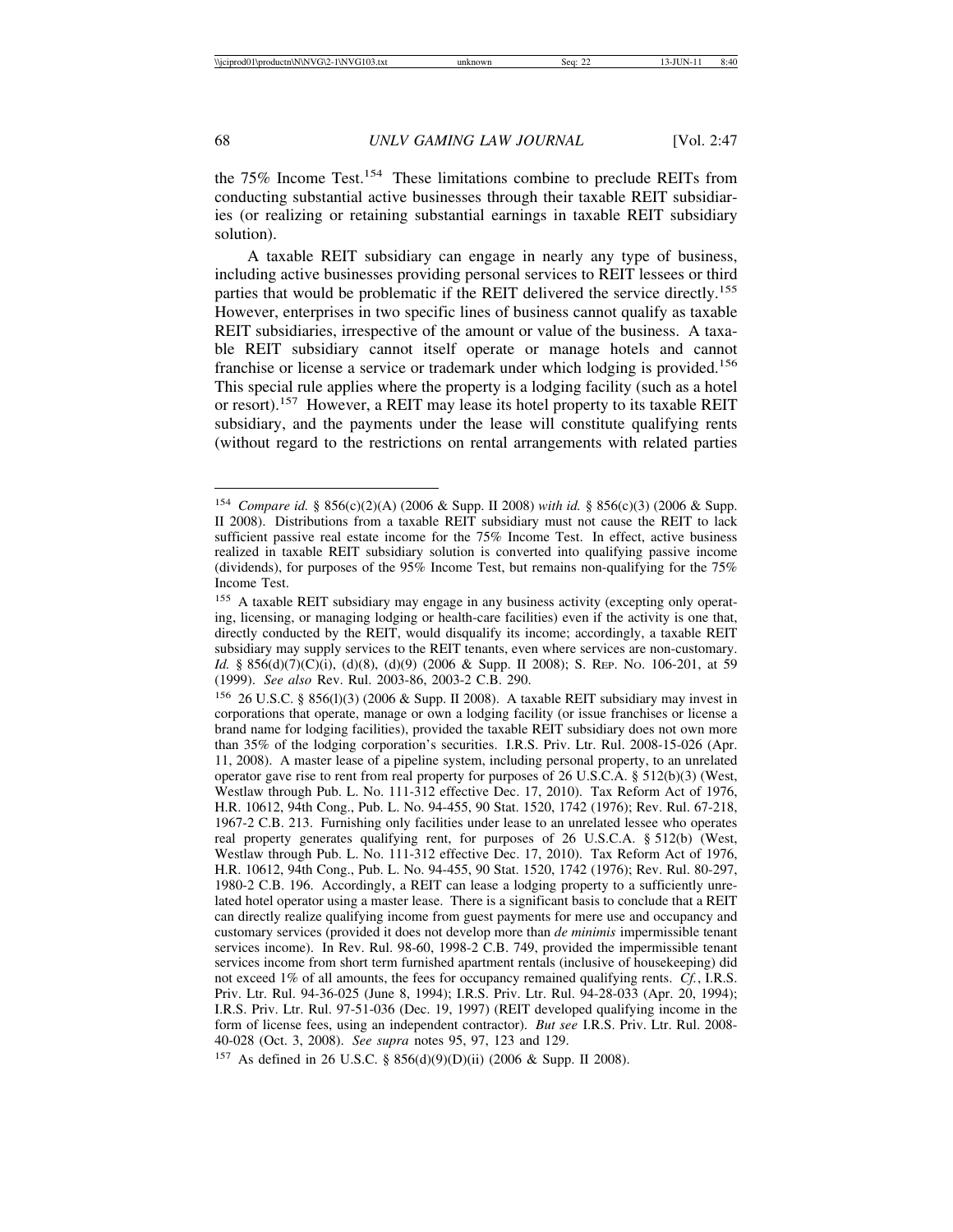the 75% Income Test.[154] These limitations combine to preclude REITs from conducting substantial active businesses through their taxable REIT subsidiaries (or realizing or retaining substantial earnings in taxable REIT subsidiary solution).

A taxable REIT subsidiary can engage in nearly any type of business, including active businesses providing personal services to REIT lessees or third parties that would be problematic if the REIT delivered the service directly.[155] However, enterprises in two specific lines of business cannot qualify as taxable REIT subsidiaries, irrespective of the amount or value of the business. A taxable REIT subsidiary cannot itself operate or manage hotels and cannot franchise or license a service or trademark under which lodging is provided.[156] This special rule applies where the property is a lodging facility (such as a hotel or resort).[157] However, a REIT may lease its hotel property to its taxable REIT subsidiary, and the payments under the lease will constitute qualifying rents (without regard to the restrictions on rental arrangements with related parties

---

[154] *Compare id.* § 856(c)(2)(A) (2006 & Supp. II 2008) *with id.* § 856(c)(3) (2006 & Supp. II 2008). Distributions from a taxable REIT subsidiary must not cause the REIT to lack sufficient passive real estate income for the 75% Income Test. In effect, active business realized in taxable REIT subsidiary solution is converted into qualifying passive income (dividends), for purposes of the 95% Income Test, but remains non-qualifying for the 75% Income Test.

[155] A taxable REIT subsidiary may engage in any business activity (excepting only operating, licensing, or managing lodging or health-care facilities) even if the activity is one that, directly conducted by the REIT, would disqualify its income; accordingly, a taxable REIT subsidiary may supply services to the REIT tenants, even where services are non-customary. *Id.* § 856(d)(7)(C)(i), (d)(8), (d)(9) (2006 & Supp. II 2008); S. REP. NO. 106-201, at 59 (1999). *See also* Rev. Rul. 2003-86, 2003-2 C.B. 290.

[156] 26 U.S.C. § 856(l)(3) (2006 & Supp. II 2008). A taxable REIT subsidiary may invest in corporations that operate, manage or own a lodging facility (or issue franchises or license a brand name for lodging facilities), provided the taxable REIT subsidiary does not own more than 35% of the lodging corporation's securities. I.R.S. Priv. Ltr. Rul. 2008-15-026 (Apr. 11, 2008). A master lease of a pipeline system, including personal property, to an unrelated operator gave rise to rent from real property for purposes of 26 U.S.C.A. § 512(b)(3) (West, Westlaw through Pub. L. No. 111-312 effective Dec. 17, 2010). Tax Reform Act of 1976, H.R. 10612, 94th Cong., Pub. L. No. 94-455, 90 Stat. 1520, 1742 (1976); Rev. Rul. 67-218, 1967-2 C.B. 213. Furnishing only facilities under lease to an unrelated lessee who operates real property generates qualifying rent, for purposes of 26 U.S.C.A. § 512(b) (West, Westlaw through Pub. L. No. 111-312 effective Dec. 17, 2010). Tax Reform Act of 1976, H.R. 10612, 94th Cong., Pub. L. No. 94-455, 90 Stat. 1520, 1742 (1976); Rev. Rul. 80-297, 1980-2 C.B. 196. Accordingly, a REIT can lease a lodging property to a sufficiently unrelated hotel operator using a master lease. There is a significant basis to conclude that a REIT can directly realize qualifying income from guest payments for mere use and occupancy and customary services (provided it does not develop more than *de minimis* impermissible tenant services income). In Rev. Rul. 98-60, 1998-2 C.B. 749, provided the impermissible tenant services income from short term furnished apartment rentals (inclusive of housekeeping) did not exceed 1% of all amounts, the fees for occupancy remained qualifying rents. *Cf.*, I.R.S. Priv. Ltr. Rul. 94-36-025 (June 8, 1994); I.R.S. Priv. Ltr. Rul. 94-28-033 (Apr. 20, 1994); I.R.S. Priv. Ltr. Rul. 97-51-036 (Dec. 19, 1997) (REIT developed qualifying income in the form of license fees, using an independent contractor). *But see* I.R.S. Priv. Ltr. Rul. 2008-40-028 (Oct. 3, 2008). *See supra* notes 95, 97, 123 and 129.

[157] As defined in 26 U.S.C. § 856(d)(9)(D)(ii) (2006 & Supp. II 2008).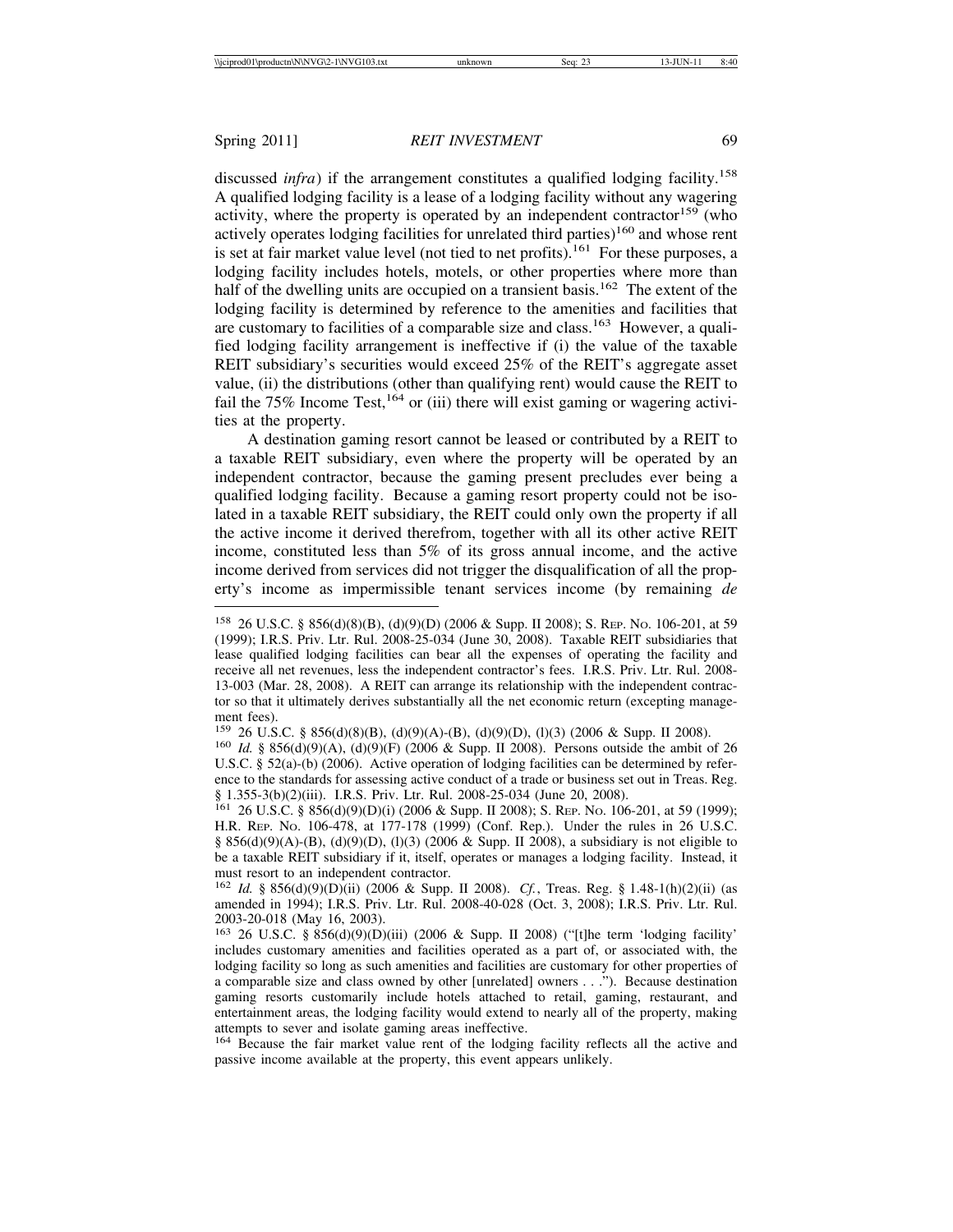discussed *infra*) if the arrangement constitutes a qualified lodging facility.[158] A qualified lodging facility is a lease of a lodging facility without any wagering activity, where the property is operated by an independent contractor[159] (who actively operates lodging facilities for unrelated third parties)[160] and whose rent is set at fair market value level (not tied to net profits).[161] For these purposes, a lodging facility includes hotels, motels, or other properties where more than half of the dwelling units are occupied on a transient basis.[162] The extent of the lodging facility is determined by reference to the amenities and facilities that are customary to facilities of a comparable size and class.[163] However, a qualified lodging facility arrangement is ineffective if (i) the value of the taxable REIT subsidiary's securities would exceed 25% of the REIT's aggregate asset value, (ii) the distributions (other than qualifying rent) would cause the REIT to fail the 75% Income Test,[164] or (iii) there will exist gaming or wagering activities at the property.

A destination gaming resort cannot be leased or contributed by a REIT to a taxable REIT subsidiary, even where the property will be operated by an independent contractor, because the gaming present precludes ever being a qualified lodging facility. Because a gaming resort property could not be isolated in a taxable REIT subsidiary, the REIT could only own the property if all the active income it derived therefrom, together with all its other active REIT income, constituted less than 5% of its gross annual income, and the active income derived from services did not trigger the disqualification of all the property's income as impermissible tenant services income (by remaining *de*

---

[158] 26 U.S.C. § 856(d)(8)(B), (d)(9)(D) (2006 & Supp. II 2008); S. Rep. No. 106-201, at 59 (1999); I.R.S. Priv. Ltr. Rul. 2008-25-034 (June 30, 2008). Taxable REIT subsidiaries that lease qualified lodging facilities can bear all the expenses of operating the facility and receive all net revenues, less the independent contractor's fees. I.R.S. Priv. Ltr. Rul. 2008-13-003 (Mar. 28, 2008). A REIT can arrange its relationship with the independent contractor so that it ultimately derives substantially all the net economic return (excepting management fees).

[159] 26 U.S.C. § 856(d)(8)(B), (d)(9)(A)-(B), (d)(9)(D), (l)(3) (2006 & Supp. II 2008).

[160] *Id.* § 856(d)(9)(A), (d)(9)(F) (2006 & Supp. II 2008). Persons outside the ambit of 26 U.S.C. § 52(a)-(b) (2006). Active operation of lodging facilities can be determined by reference to the standards for assessing active conduct of a trade or business set out in Treas. Reg. § 1.355-3(b)(2)(iii). I.R.S. Priv. Ltr. Rul. 2008-25-034 (June 20, 2008).

[161] 26 U.S.C. § 856(d)(9)(D)(i) (2006 & Supp. II 2008); S. Rep. No. 106-201, at 59 (1999); H.R. Rep. No. 106-478, at 177-178 (1999) (Conf. Rep.). Under the rules in 26 U.S.C. § 856(d)(9)(A)-(B), (d)(9)(D), (l)(3) (2006 & Supp. II 2008), a subsidiary is not eligible to be a taxable REIT subsidiary if it, itself, operates or manages a lodging facility. Instead, it must resort to an independent contractor.

[162] *Id.* § 856(d)(9)(D)(ii) (2006 & Supp. II 2008). *Cf.*, Treas. Reg. § 1.48-1(h)(2)(ii) (as amended in 1994); I.R.S. Priv. Ltr. Rul. 2008-40-028 (Oct. 3, 2008); I.R.S. Priv. Ltr. Rul. 2003-20-018 (May 16, 2003).

[163] 26 U.S.C. § 856(d)(9)(D)(iii) (2006 & Supp. II 2008) ("[t]he term 'lodging facility' includes customary amenities and facilities operated as a part of, or associated with, the lodging facility so long as such amenities and facilities are customary for other properties of a comparable size and class owned by other [unrelated] owners . . ."). Because destination gaming resorts customarily include hotels attached to retail, gaming, restaurant, and entertainment areas, the lodging facility would extend to nearly all of the property, making attempts to sever and isolate gaming areas ineffective.

[164] Because the fair market value rent of the lodging facility reflects all the active and passive income available at the property, this event appears unlikely.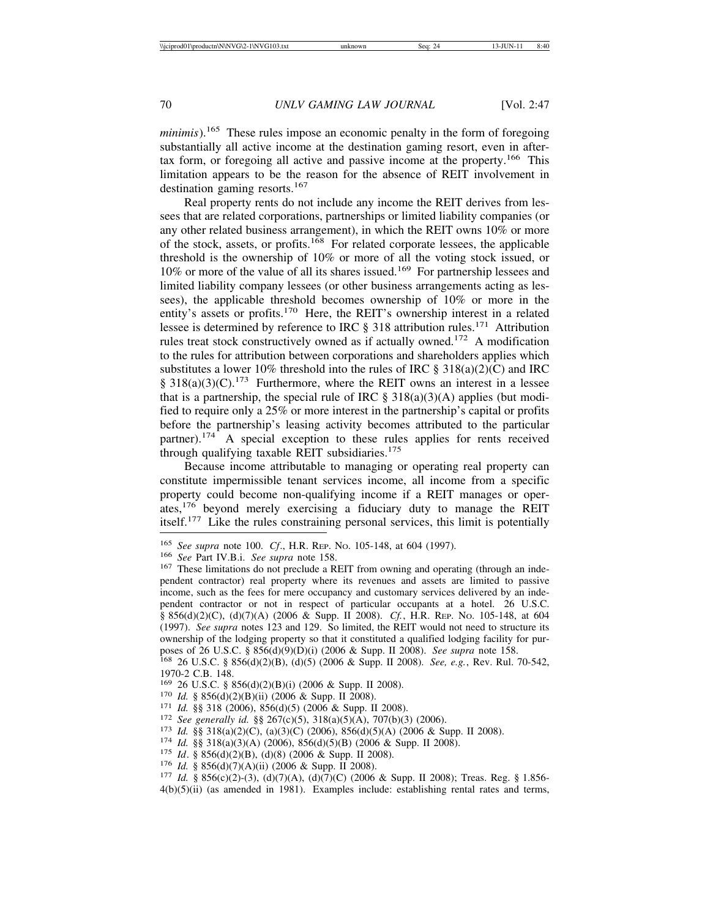*minimis*).[165] These rules impose an economic penalty in the form of foregoing substantially all active income at the destination gaming resort, even in after-tax form, or foregoing all active and passive income at the property.[166] This limitation appears to be the reason for the absence of REIT involvement in destination gaming resorts.[167]

Real property rents do not include any income the REIT derives from lessees that are related corporations, partnerships or limited liability companies (or any other related business arrangement), in which the REIT owns 10% or more of the stock, assets, or profits.[168] For related corporate lessees, the applicable threshold is the ownership of 10% or more of all the voting stock issued, or 10% or more of the value of all its shares issued.[169] For partnership lessees and limited liability company lessees (or other business arrangements acting as lessees), the applicable threshold becomes ownership of 10% or more in the entity's assets or profits.[170] Here, the REIT's ownership interest in a related lessee is determined by reference to IRC § 318 attribution rules.[171] Attribution rules treat stock constructively owned as if actually owned.[172] A modification to the rules for attribution between corporations and shareholders applies which substitutes a lower 10% threshold into the rules of IRC § 318(a)(2)(C) and IRC § 318(a)(3)(C).[173] Furthermore, where the REIT owns an interest in a lessee that is a partnership, the special rule of IRC § 318(a)(3)(A) applies (but modified to require only a 25% or more interest in the partnership's capital or profits before the partnership's leasing activity becomes attributed to the particular partner).[174] A special exception to these rules applies for rents received through qualifying taxable REIT subsidiaries.[175]

Because income attributable to managing or operating real property can constitute impermissible tenant services income, all income from a specific property could become non-qualifying income if a REIT manages or operates,[176] beyond merely exercising a fiduciary duty to manage the REIT itself.[177] Like the rules constraining personal services, this limit is potentially

---

[165] *See supra* note 100. *Cf*., H.R. Rep. No. 105-148, at 604 (1997).

[166] *See* Part IV.B.i. *See supra* note 158.

[167] These limitations do not preclude a REIT from owning and operating (through an independent contractor) real property where its revenues and assets are limited to passive income, such as the fees for mere occupancy and customary services delivered by an independent contractor or not in respect of particular occupants at a hotel. 26 U.S.C. § 856(d)(2)(C), (d)(7)(A) (2006 & Supp. II 2008). *Cf.*, H.R. Rep. No. 105-148, at 604 (1997). *See supra* notes 123 and 129. So limited, the REIT would not need to structure its ownership of the lodging property so that it constituted a qualified lodging facility for purposes of 26 U.S.C. § 856(d)(9)(D)(i) (2006 & Supp. II 2008). *See supra* note 158.

[168] 26 U.S.C. § 856(d)(2)(B), (d)(5) (2006 & Supp. II 2008). *See, e.g.*, Rev. Rul. 70-542, 1970-2 C.B. 148.

[169] 26 U.S.C. § 856(d)(2)(B)(i) (2006 & Supp. II 2008).

[170] *Id.* § 856(d)(2)(B)(ii) (2006 & Supp. II 2008).

[171] *Id.* §§ 318 (2006), 856(d)(5) (2006 & Supp. II 2008).

[172] *See generally id.* §§ 267(c)(5), 318(a)(5)(A), 707(b)(3) (2006).

[173] *Id.* §§ 318(a)(2)(C), (a)(3)(C) (2006), 856(d)(5)(A) (2006 & Supp. II 2008).

[174] *Id.* §§ 318(a)(3)(A) (2006), 856(d)(5)(B) (2006 & Supp. II 2008).

[175] *Id*. § 856(d)(2)(B), (d)(8) (2006 & Supp. II 2008).

[176] *Id.* § 856(d)(7)(A)(ii) (2006 & Supp. II 2008).

[177] *Id.* § 856(c)(2)-(3), (d)(7)(A), (d)(7)(C) (2006 & Supp. II 2008); Treas. Reg. § 1.856-4(b)(5)(ii) (as amended in 1981). Examples include: establishing rental rates and terms,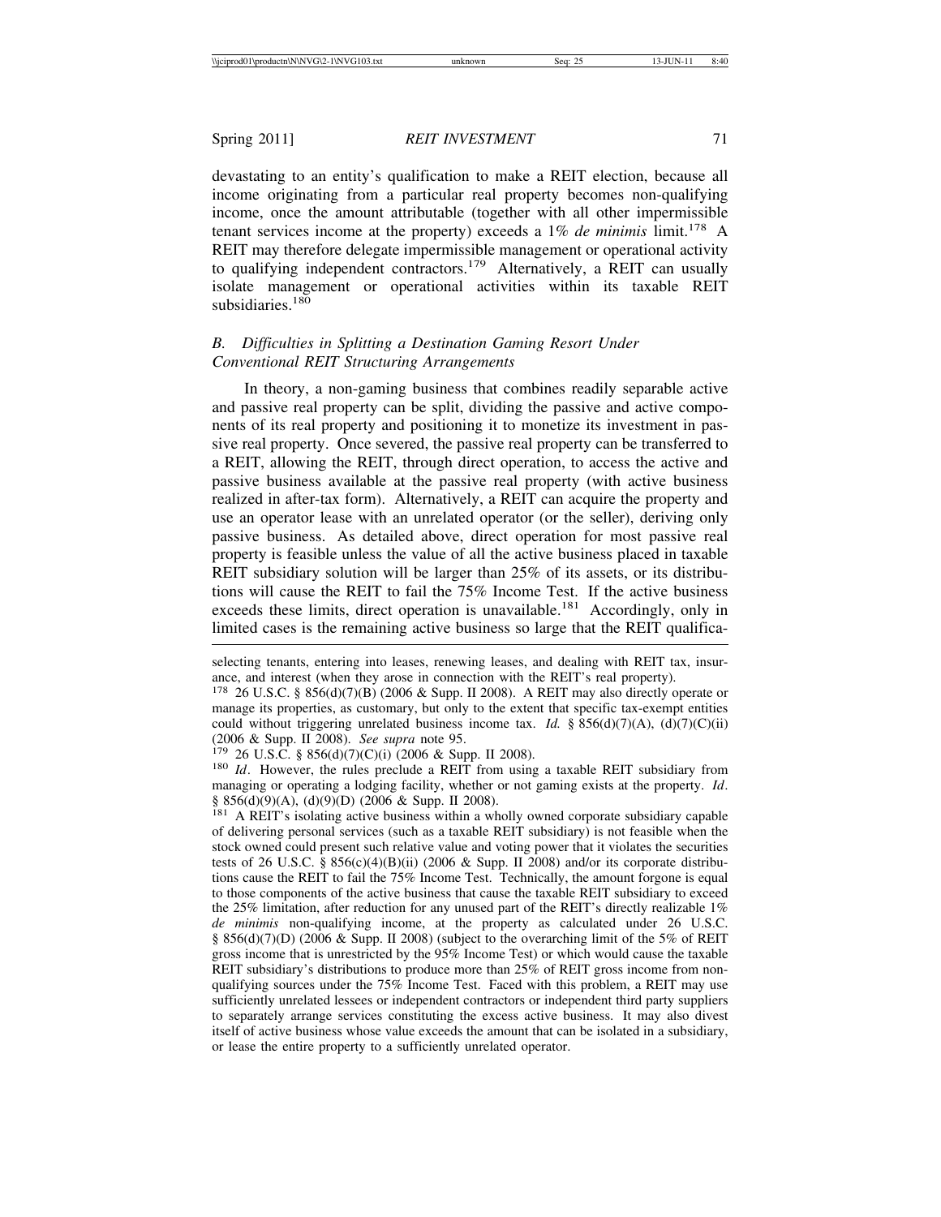devastating to an entity's qualification to make a REIT election, because all income originating from a particular real property becomes non-qualifying income, once the amount attributable (together with all other impermissible tenant services income at the property) exceeds a 1% *de minimis* limit.[178] A REIT may therefore delegate impermissible management or operational activity to qualifying independent contractors.[179] Alternatively, a REIT can usually isolate management or operational activities within its taxable REIT subsidiaries.[180]

### *B. Difficulties in Splitting a Destination Gaming Resort Under Conventional REIT Structuring Arrangements*

In theory, a non-gaming business that combines readily separable active and passive real property can be split, dividing the passive and active components of its real property and positioning it to monetize its investment in passive real property. Once severed, the passive real property can be transferred to a REIT, allowing the REIT, through direct operation, to access the active and passive business available at the passive real property (with active business realized in after-tax form). Alternatively, a REIT can acquire the property and use an operator lease with an unrelated operator (or the seller), deriving only passive business. As detailed above, direct operation for most passive real property is feasible unless the value of all the active business placed in taxable REIT subsidiary solution will be larger than 25% of its assets, or its distributions will cause the REIT to fail the 75% Income Test. If the active business exceeds these limits, direct operation is unavailable.[181] Accordingly, only in limited cases is the remaining active business so large that the REIT qualifica-

---

selecting tenants, entering into leases, renewing leases, and dealing with REIT tax, insurance, and interest (when they arose in connection with the REIT's real property).

[178] 26 U.S.C. § 856(d)(7)(B) (2006 & Supp. II 2008). A REIT may also directly operate or manage its properties, as customary, but only to the extent that specific tax-exempt entities could without triggering unrelated business income tax. *Id.* § 856(d)(7)(A), (d)(7)(C)(ii) (2006 & Supp. II 2008). *See supra* note 95.

[179] 26 U.S.C. § 856(d)(7)(C)(i) (2006 & Supp. II 2008).

[180] *Id*. However, the rules preclude a REIT from using a taxable REIT subsidiary from managing or operating a lodging facility, whether or not gaming exists at the property. *Id*. § 856(d)(9)(A), (d)(9)(D) (2006 & Supp. II 2008).

[181] A REIT's isolating active business within a wholly owned corporate subsidiary capable of delivering personal services (such as a taxable REIT subsidiary) is not feasible when the stock owned could present such relative value and voting power that it violates the securities tests of 26 U.S.C. § 856(c)(4)(B)(ii) (2006 & Supp. II 2008) and/or its corporate distributions cause the REIT to fail the 75% Income Test. Technically, the amount forgone is equal to those components of the active business that cause the taxable REIT subsidiary to exceed the 25% limitation, after reduction for any unused part of the REIT's directly realizable 1% *de minimis* non-qualifying income, at the property as calculated under 26 U.S.C. § 856(d)(7)(D) (2006 & Supp. II 2008) (subject to the overarching limit of the 5% of REIT gross income that is unrestricted by the 95% Income Test) or which would cause the taxable REIT subsidiary's distributions to produce more than 25% of REIT gross income from non-qualifying sources under the 75% Income Test. Faced with this problem, a REIT may use sufficiently unrelated lessees or independent contractors or independent third party suppliers to separately arrange services constituting the excess active business. It may also divest itself of active business whose value exceeds the amount that can be isolated in a subsidiary, or lease the entire property to a sufficiently unrelated operator.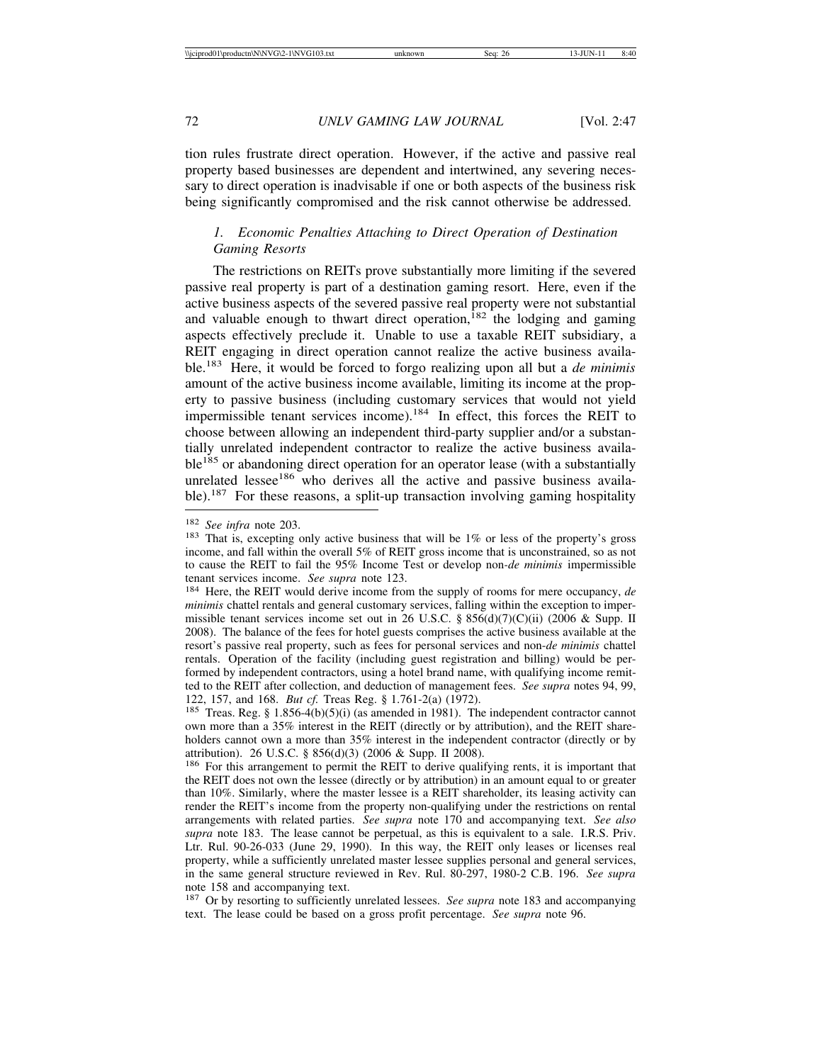tion rules frustrate direct operation. However, if the active and passive real property based businesses are dependent and intertwined, any severing necessary to direct operation is inadvisable if one or both aspects of the business risk being significantly compromised and the risk cannot otherwise be addressed.

### *1. Economic Penalties Attaching to Direct Operation of Destination Gaming Resorts*

The restrictions on REITs prove substantially more limiting if the severed passive real property is part of a destination gaming resort. Here, even if the active business aspects of the severed passive real property were not substantial and valuable enough to thwart direct operation,[182] the lodging and gaming aspects effectively preclude it. Unable to use a taxable REIT subsidiary, a REIT engaging in direct operation cannot realize the active business available.[183] Here, it would be forced to forgo realizing upon all but a *de minimis* amount of the active business income available, limiting its income at the property to passive business (including customary services that would not yield impermissible tenant services income).[184] In effect, this forces the REIT to choose between allowing an independent third-party supplier and/or a substantially unrelated independent contractor to realize the active business available[185] or abandoning direct operation for an operator lease (with a substantially unrelated lessee[186] who derives all the active and passive business available).[187] For these reasons, a split-up transaction involving gaming hospitality

---

[182] *See infra* note 203.

[183] That is, excepting only active business that will be 1% or less of the property's gross income, and fall within the overall 5% of REIT gross income that is unconstrained, so as not to cause the REIT to fail the 95% Income Test or develop non-*de minimis* impermissible tenant services income. *See supra* note 123.

[184] Here, the REIT would derive income from the supply of rooms for mere occupancy, *de minimis* chattel rentals and general customary services, falling within the exception to impermissible tenant services income set out in 26 U.S.C. § 856(d)(7)(C)(ii) (2006 & Supp. II 2008). The balance of the fees for hotel guests comprises the active business available at the resort's passive real property, such as fees for personal services and non-*de minimis* chattel rentals. Operation of the facility (including guest registration and billing) would be performed by independent contractors, using a hotel brand name, with qualifying income remitted to the REIT after collection, and deduction of management fees. *See supra* notes 94, 99, 122, 157, and 168. *But cf.* Treas Reg. § 1.761-2(a) (1972).

[185] Treas. Reg. § 1.856-4(b)(5)(i) (as amended in 1981). The independent contractor cannot own more than a 35% interest in the REIT (directly or by attribution), and the REIT shareholders cannot own a more than 35% interest in the independent contractor (directly or by attribution). 26 U.S.C. § 856(d)(3) (2006 & Supp. II 2008).

[186] For this arrangement to permit the REIT to derive qualifying rents, it is important that the REIT does not own the lessee (directly or by attribution) in an amount equal to or greater than 10%. Similarly, where the master lessee is a REIT shareholder, its leasing activity can render the REIT's income from the property non-qualifying under the restrictions on rental arrangements with related parties. *See supra* note 170 and accompanying text. *See also supra* note 183. The lease cannot be perpetual, as this is equivalent to a sale. I.R.S. Priv. Ltr. Rul. 90-26-033 (June 29, 1990). In this way, the REIT only leases or licenses real property, while a sufficiently unrelated master lessee supplies personal and general services, in the same general structure reviewed in Rev. Rul. 80-297, 1980-2 C.B. 196. *See supra* note 158 and accompanying text.

[187] Or by resorting to sufficiently unrelated lessees. *See supra* note 183 and accompanying text. The lease could be based on a gross profit percentage. *See supra* note 96.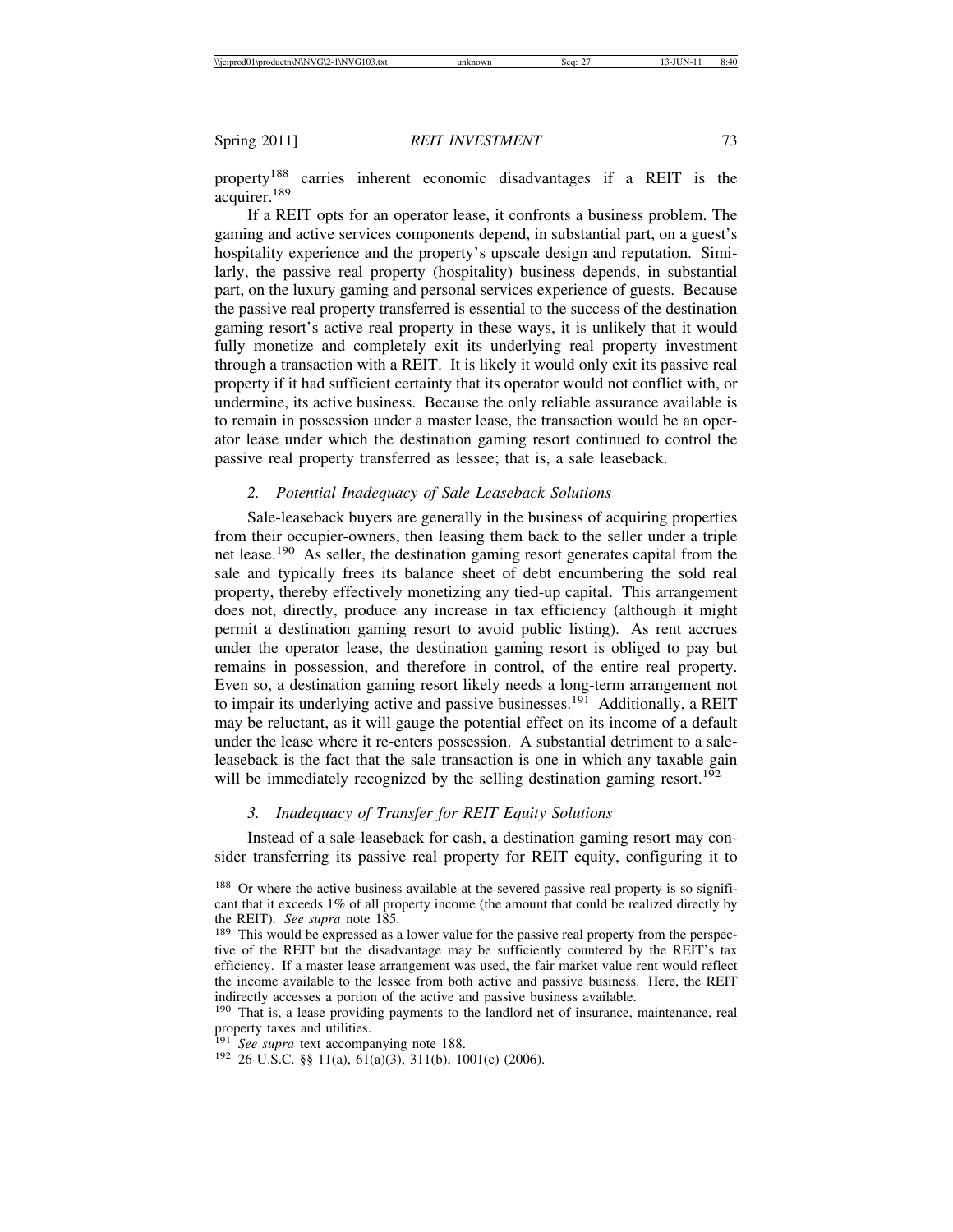property[188] carries inherent economic disadvantages if a REIT is the acquirer.[189]

If a REIT opts for an operator lease, it confronts a business problem. The gaming and active services components depend, in substantial part, on a guest's hospitality experience and the property's upscale design and reputation. Similarly, the passive real property (hospitality) business depends, in substantial part, on the luxury gaming and personal services experience of guests. Because the passive real property transferred is essential to the success of the destination gaming resort's active real property in these ways, it is unlikely that it would fully monetize and completely exit its underlying real property investment through a transaction with a REIT. It is likely it would only exit its passive real property if it had sufficient certainty that its operator would not conflict with, or undermine, its active business. Because the only reliable assurance available is to remain in possession under a master lease, the transaction would be an operator lease under which the destination gaming resort continued to control the passive real property transferred as lessee; that is, a sale leaseback.

### *2. Potential Inadequacy of Sale Leaseback Solutions*

Sale-leaseback buyers are generally in the business of acquiring properties from their occupier-owners, then leasing them back to the seller under a triple net lease.[190] As seller, the destination gaming resort generates capital from the sale and typically frees its balance sheet of debt encumbering the sold real property, thereby effectively monetizing any tied-up capital. This arrangement does not, directly, produce any increase in tax efficiency (although it might permit a destination gaming resort to avoid public listing). As rent accrues under the operator lease, the destination gaming resort is obliged to pay but remains in possession, and therefore in control, of the entire real property. Even so, a destination gaming resort likely needs a long-term arrangement not to impair its underlying active and passive businesses.[191] Additionally, a REIT may be reluctant, as it will gauge the potential effect on its income of a default under the lease where it re-enters possession. A substantial detriment to a sale-leaseback is the fact that the sale transaction is one in which any taxable gain will be immediately recognized by the selling destination gaming resort.[192]

### *3. Inadequacy of Transfer for REIT Equity Solutions*

Instead of a sale-leaseback for cash, a destination gaming resort may consider transferring its passive real property for REIT equity, configuring it to

---

[188] Or where the active business available at the severed passive real property is so significant that it exceeds 1% of all property income (the amount that could be realized directly by the REIT). *See supra* note 185.

[189] This would be expressed as a lower value for the passive real property from the perspective of the REIT but the disadvantage may be sufficiently countered by the REIT's tax efficiency. If a master lease arrangement was used, the fair market value rent would reflect the income available to the lessee from both active and passive business. Here, the REIT indirectly accesses a portion of the active and passive business available.

[190] That is, a lease providing payments to the landlord net of insurance, maintenance, real property taxes and utilities.

[191] *See supra* text accompanying note 188.

[192] 26 U.S.C. §§ 11(a), 61(a)(3), 311(b), 1001(c) (2006).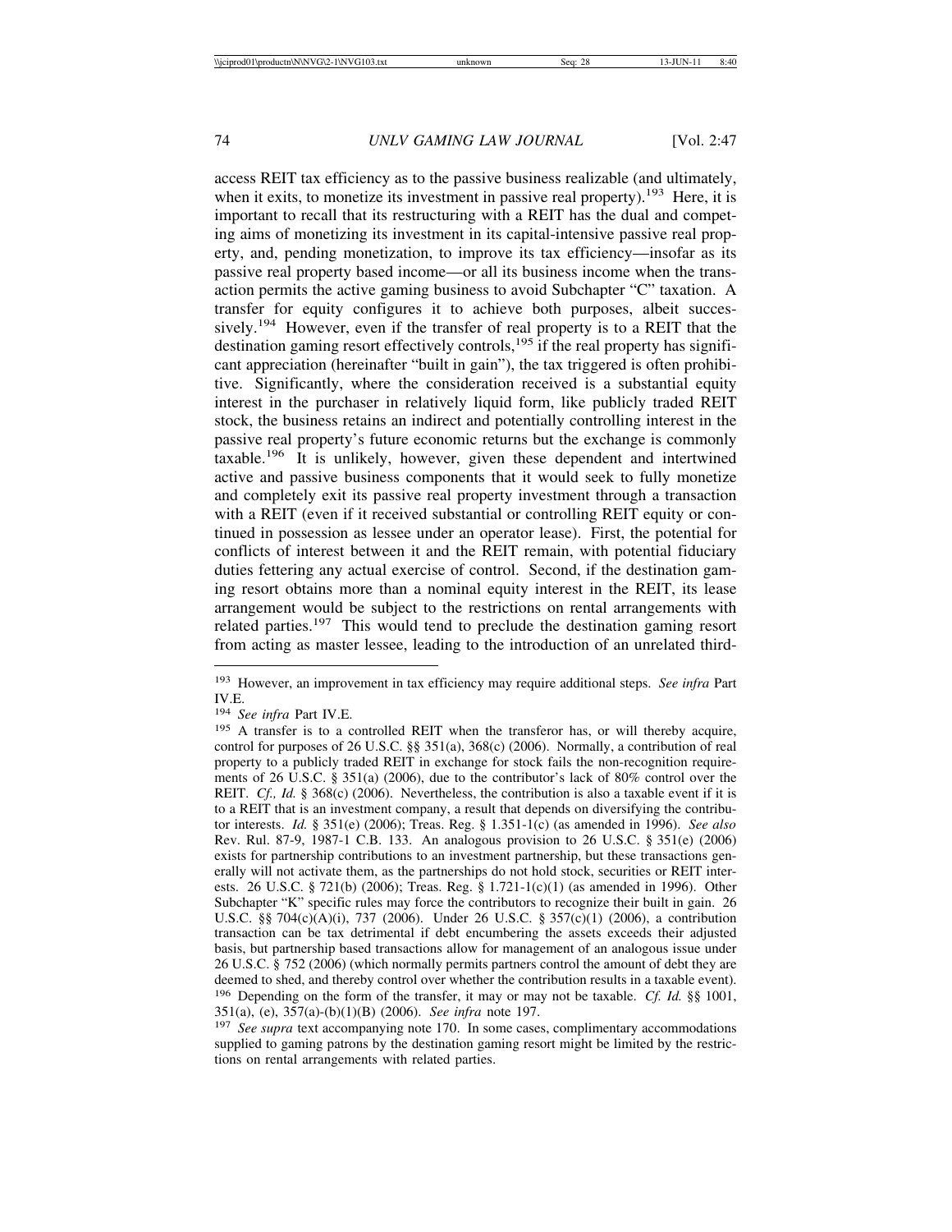access REIT tax efficiency as to the passive business realizable (and ultimately, when it exits, to monetize its investment in passive real property).[193] Here, it is important to recall that its restructuring with a REIT has the dual and competing aims of monetizing its investment in its capital-intensive passive real property, and, pending monetization, to improve its tax efficiency—insofar as its passive real property based income—or all its business income when the transaction permits the active gaming business to avoid Subchapter "C" taxation. A transfer for equity configures it to achieve both purposes, albeit successively.[194] However, even if the transfer of real property is to a REIT that the destination gaming resort effectively controls,[195] if the real property has significant appreciation (hereinafter "built in gain"), the tax triggered is often prohibitive. Significantly, where the consideration received is a substantial equity interest in the purchaser in relatively liquid form, like publicly traded REIT stock, the business retains an indirect and potentially controlling interest in the passive real property's future economic returns but the exchange is commonly taxable.[196] It is unlikely, however, given these dependent and intertwined active and passive business components that it would seek to fully monetize and completely exit its passive real property investment through a transaction with a REIT (even if it received substantial or controlling REIT equity or continued in possession as lessee under an operator lease). First, the potential for conflicts of interest between it and the REIT remain, with potential fiduciary duties fettering any actual exercise of control. Second, if the destination gaming resort obtains more than a nominal equity interest in the REIT, its lease arrangement would be subject to the restrictions on rental arrangements with related parties.[197] This would tend to preclude the destination gaming resort from acting as master lessee, leading to the introduction of an unrelated third-

---

[193] However, an improvement in tax efficiency may require additional steps. *See infra* Part IV.E.

[194] *See infra* Part IV.E.

[195] A transfer is to a controlled REIT when the transferor has, or will thereby acquire, control for purposes of 26 U.S.C. §§ 351(a), 368(c) (2006). Normally, a contribution of real property to a publicly traded REIT in exchange for stock fails the non-recognition requirements of 26 U.S.C. § 351(a) (2006), due to the contributor's lack of 80% control over the REIT. *Cf., Id.* § 368(c) (2006). Nevertheless, the contribution is also a taxable event if it is to a REIT that is an investment company, a result that depends on diversifying the contributor interests. *Id.* § 351(e) (2006); Treas. Reg. § 1.351-1(c) (as amended in 1996). *See also* Rev. Rul. 87-9, 1987-1 C.B. 133. An analogous provision to 26 U.S.C. § 351(e) (2006) exists for partnership contributions to an investment partnership, but these transactions generally will not activate them, as the partnerships do not hold stock, securities or REIT interests. 26 U.S.C. § 721(b) (2006); Treas. Reg. § 1.721-1(c)(1) (as amended in 1996). Other Subchapter "K" specific rules may force the contributors to recognize their built in gain. 26 U.S.C. §§ 704(c)(A)(i), 737 (2006). Under 26 U.S.C. § 357(c)(1) (2006), a contribution transaction can be tax detrimental if debt encumbering the assets exceeds their adjusted basis, but partnership based transactions allow for management of an analogous issue under 26 U.S.C. § 752 (2006) (which normally permits partners control the amount of debt they are deemed to shed, and thereby control over whether the contribution results in a taxable event).

[196] Depending on the form of the transfer, it may or may not be taxable. *Cf. Id.* §§ 1001, 351(a), (e), 357(a)-(b)(1)(B) (2006). *See infra* note 197.

[197] *See supra* text accompanying note 170. In some cases, complimentary accommodations supplied to gaming patrons by the destination gaming resort might be limited by the restrictions on rental arrangements with related parties.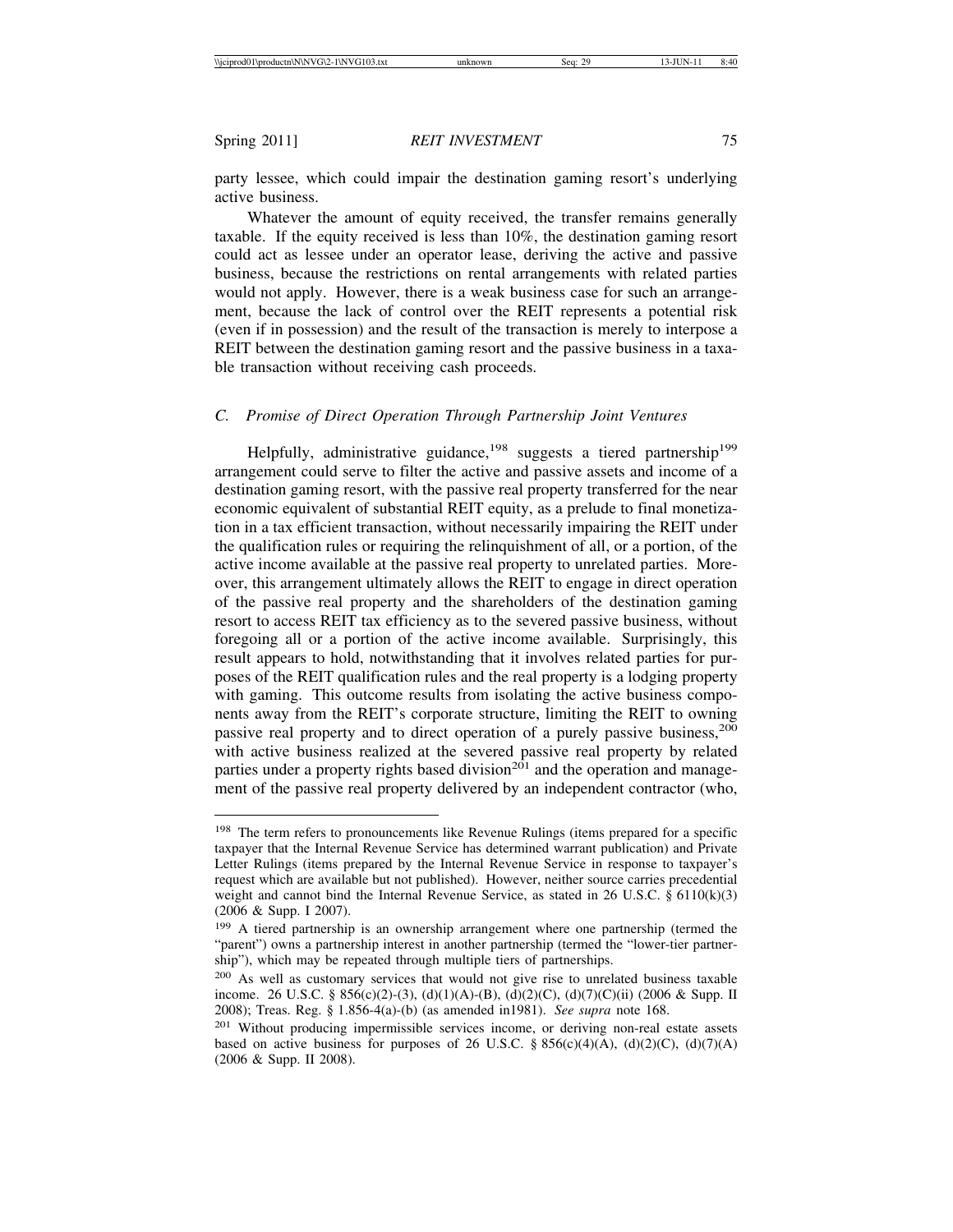party lessee, which could impair the destination gaming resort's underlying active business.

Whatever the amount of equity received, the transfer remains generally taxable. If the equity received is less than 10%, the destination gaming resort could act as lessee under an operator lease, deriving the active and passive business, because the restrictions on rental arrangements with related parties would not apply. However, there is a weak business case for such an arrangement, because the lack of control over the REIT represents a potential risk (even if in possession) and the result of the transaction is merely to interpose a REIT between the destination gaming resort and the passive business in a taxable transaction without receiving cash proceeds.

### *C. Promise of Direct Operation Through Partnership Joint Ventures*

Helpfully, administrative guidance,[198] suggests a tiered partnership[199] arrangement could serve to filter the active and passive assets and income of a destination gaming resort, with the passive real property transferred for the near economic equivalent of substantial REIT equity, as a prelude to final monetization in a tax efficient transaction, without necessarily impairing the REIT under the qualification rules or requiring the relinquishment of all, or a portion, of the active income available at the passive real property to unrelated parties. Moreover, this arrangement ultimately allows the REIT to engage in direct operation of the passive real property and the shareholders of the destination gaming resort to access REIT tax efficiency as to the severed passive business, without foregoing all or a portion of the active income available. Surprisingly, this result appears to hold, notwithstanding that it involves related parties for purposes of the REIT qualification rules and the real property is a lodging property with gaming. This outcome results from isolating the active business components away from the REIT's corporate structure, limiting the REIT to owning passive real property and to direct operation of a purely passive business,[200] with active business realized at the severed passive real property by related parties under a property rights based division[201] and the operation and management of the passive real property delivered by an independent contractor (who,

---

[198] The term refers to pronouncements like Revenue Rulings (items prepared for a specific taxpayer that the Internal Revenue Service has determined warrant publication) and Private Letter Rulings (items prepared by the Internal Revenue Service in response to taxpayer's request which are available but not published). However, neither source carries precedential weight and cannot bind the Internal Revenue Service, as stated in 26 U.S.C. § 6110(k)(3) (2006 & Supp. I 2007).

[199] A tiered partnership is an ownership arrangement where one partnership (termed the "parent") owns a partnership interest in another partnership (termed the "lower-tier partnership"), which may be repeated through multiple tiers of partnerships.

[200] As well as customary services that would not give rise to unrelated business taxable income. 26 U.S.C. § 856(c)(2)-(3), (d)(1)(A)-(B), (d)(2)(C), (d)(7)(C)(ii) (2006 & Supp. II 2008); Treas. Reg. § 1.856-4(a)-(b) (as amended in1981). *See supra* note 168.

[201] Without producing impermissible services income, or deriving non-real estate assets based on active business for purposes of 26 U.S.C. § 856(c)(4)(A), (d)(2)(C), (d)(7)(A) (2006 & Supp. II 2008).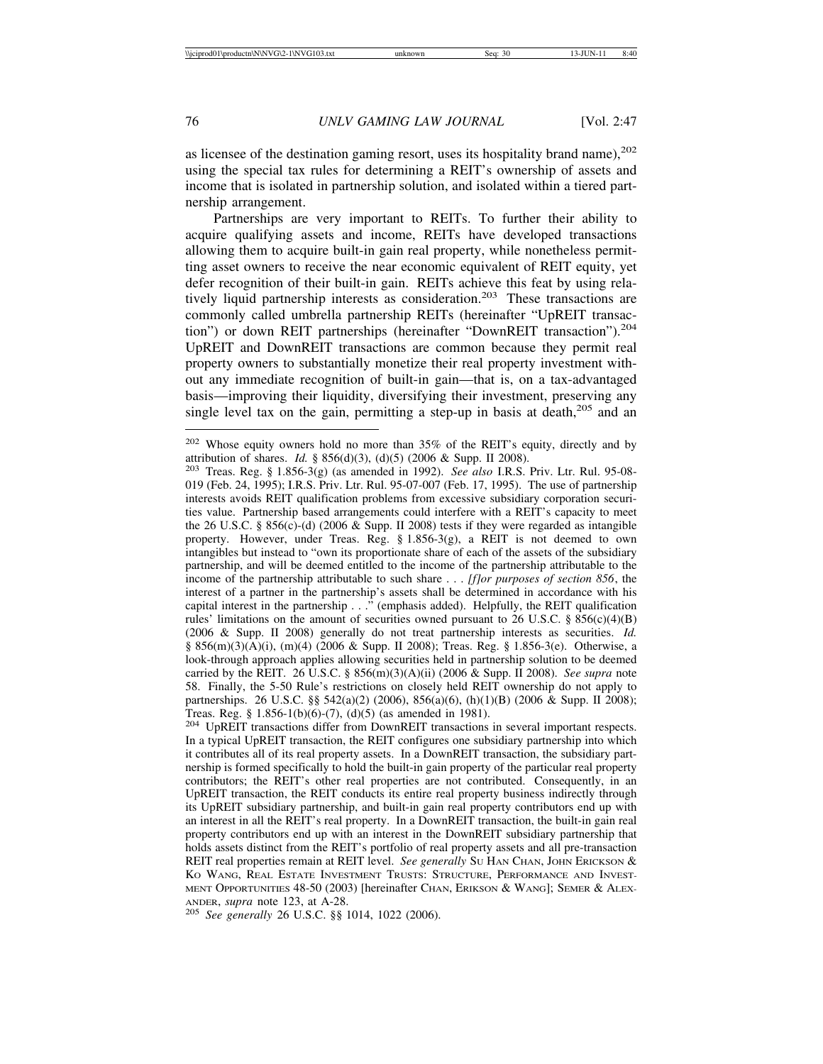as licensee of the destination gaming resort, uses its hospitality brand name),[202] using the special tax rules for determining a REIT's ownership of assets and income that is isolated in partnership solution, and isolated within a tiered partnership arrangement.

Partnerships are very important to REITs. To further their ability to acquire qualifying assets and income, REITs have developed transactions allowing them to acquire built-in gain real property, while nonetheless permitting asset owners to receive the near economic equivalent of REIT equity, yet defer recognition of their built-in gain. REITs achieve this feat by using relatively liquid partnership interests as consideration.[203] These transactions are commonly called umbrella partnership REITs (hereinafter "UpREIT transaction") or down REIT partnerships (hereinafter "DownREIT transaction").[204] UpREIT and DownREIT transactions are common because they permit real property owners to substantially monetize their real property investment without any immediate recognition of built-in gain—that is, on a tax-advantaged basis—improving their liquidity, diversifying their investment, preserving any single level tax on the gain, permitting a step-up in basis at death,[205] and an

---

[202] Whose equity owners hold no more than 35% of the REIT's equity, directly and by attribution of shares. *Id.* § 856(d)(3), (d)(5) (2006 & Supp. II 2008).

[203] Treas. Reg. § 1.856-3(g) (as amended in 1992). *See also* I.R.S. Priv. Ltr. Rul. 95-08-019 (Feb. 24, 1995); I.R.S. Priv. Ltr. Rul. 95-07-007 (Feb. 17, 1995). The use of partnership interests avoids REIT qualification problems from excessive subsidiary corporation securities value. Partnership based arrangements could interfere with a REIT's capacity to meet the 26 U.S.C. § 856(c)-(d) (2006 & Supp. II 2008) tests if they were regarded as intangible property. However, under Treas. Reg. § 1.856-3(g), a REIT is not deemed to own intangibles but instead to "own its proportionate share of each of the assets of the subsidiary partnership, and will be deemed entitled to the income of the partnership attributable to the income of the partnership attributable to such share . . . *[f]or purposes of section 856*, the interest of a partner in the partnership's assets shall be determined in accordance with his capital interest in the partnership . . ." (emphasis added). Helpfully, the REIT qualification rules' limitations on the amount of securities owned pursuant to 26 U.S.C. § 856(c)(4)(B) (2006 & Supp. II 2008) generally do not treat partnership interests as securities. *Id.* § 856(m)(3)(A)(i), (m)(4) (2006 & Supp. II 2008); Treas. Reg. § 1.856-3(e). Otherwise, a look-through approach applies allowing securities held in partnership solution to be deemed carried by the REIT. 26 U.S.C. § 856(m)(3)(A)(ii) (2006 & Supp. II 2008). *See supra* note 58. Finally, the 5-50 Rule's restrictions on closely held REIT ownership do not apply to partnerships. 26 U.S.C. §§ 542(a)(2) (2006), 856(a)(6), (h)(1)(B) (2006 & Supp. II 2008); Treas. Reg. § 1.856-1(b)(6)-(7), (d)(5) (as amended in 1981).

[204] UpREIT transactions differ from DownREIT transactions in several important respects. In a typical UpREIT transaction, the REIT configures one subsidiary partnership into which it contributes all of its real property assets. In a DownREIT transaction, the subsidiary partnership is formed specifically to hold the built-in gain property of the particular real property contributors; the REIT's other real properties are not contributed. Consequently, in an UpREIT transaction, the REIT conducts its entire real property business indirectly through its UpREIT subsidiary partnership, and built-in gain real property contributors end up with an interest in all the REIT's real property. In a DownREIT transaction, the built-in gain real property contributors end up with an interest in the DownREIT subsidiary partnership that holds assets distinct from the REIT's portfolio of real property assets and all pre-transaction REIT real properties remain at REIT level. *See generally* Su Han Chan, John Erickson & Ko Wang, Real Estate Investment Trusts: Structure, Performance and Investment Opportunities 48-50 (2003) [hereinafter Chan, Erikson & Wang]; Semer & Alexander, *supra* note 123, at A-28.

[205] *See generally* 26 U.S.C. §§ 1014, 1022 (2006).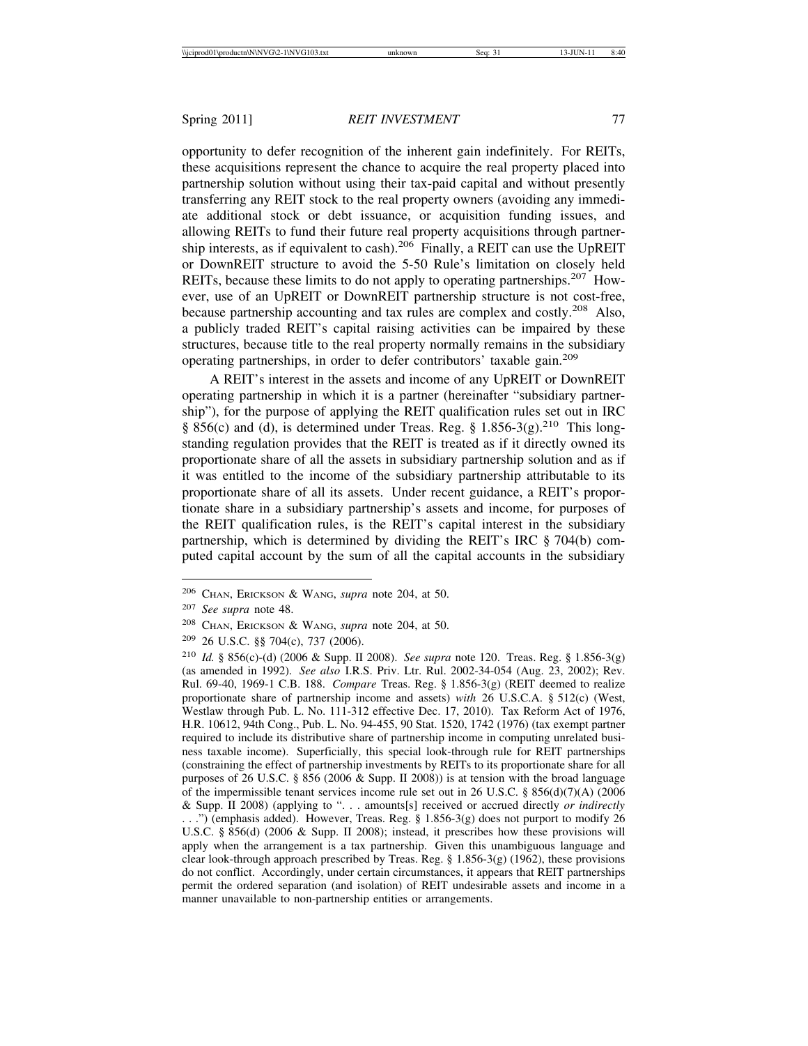opportunity to defer recognition of the inherent gain indefinitely. For REITs, these acquisitions represent the chance to acquire the real property placed into partnership solution without using their tax-paid capital and without presently transferring any REIT stock to the real property owners (avoiding any immediate additional stock or debt issuance, or acquisition funding issues, and allowing REITs to fund their future real property acquisitions through partnership interests, as if equivalent to cash).[206] Finally, a REIT can use the UpREIT or DownREIT structure to avoid the 5-50 Rule's limitation on closely held REITs, because these limits to do not apply to operating partnerships.[207] However, use of an UpREIT or DownREIT partnership structure is not cost-free, because partnership accounting and tax rules are complex and costly.[208] Also, a publicly traded REIT's capital raising activities can be impaired by these structures, because title to the real property normally remains in the subsidiary operating partnerships, in order to defer contributors' taxable gain.[209]

A REIT's interest in the assets and income of any UpREIT or DownREIT operating partnership in which it is a partner (hereinafter "subsidiary partnership"), for the purpose of applying the REIT qualification rules set out in IRC § 856(c) and (d), is determined under Treas. Reg. § 1.856-3(g).[210] This long-standing regulation provides that the REIT is treated as if it directly owned its proportionate share of all the assets in subsidiary partnership solution and as if it was entitled to the income of the subsidiary partnership attributable to its proportionate share of all its assets. Under recent guidance, a REIT's proportionate share in a subsidiary partnership's assets and income, for purposes of the REIT qualification rules, is the REIT's capital interest in the subsidiary partnership, which is determined by dividing the REIT's IRC § 704(b) computed capital account by the sum of all the capital accounts in the subsidiary

---

[206] Chan, Erickson & Wang, *supra* note 204, at 50.

[207] *See supra* note 48.

[208] Chan, Erickson & Wang, *supra* note 204, at 50.

[209] 26 U.S.C. §§ 704(c), 737 (2006).

[210] *Id.* § 856(c)-(d) (2006 & Supp. II 2008). *See supra* note 120. Treas. Reg. § 1.856-3(g) (as amended in 1992). *See also* I.R.S. Priv. Ltr. Rul. 2002-34-054 (Aug. 23, 2002); Rev. Rul. 69-40, 1969-1 C.B. 188. *Compare* Treas. Reg. § 1.856-3(g) (REIT deemed to realize proportionate share of partnership income and assets) *with* 26 U.S.C.A. § 512(c) (West, Westlaw through Pub. L. No. 111-312 effective Dec. 17, 2010). Tax Reform Act of 1976, H.R. 10612, 94th Cong., Pub. L. No. 94-455, 90 Stat. 1520, 1742 (1976) (tax exempt partner required to include its distributive share of partnership income in computing unrelated business taxable income). Superficially, this special look-through rule for REIT partnerships (constraining the effect of partnership investments by REITs to its proportionate share for all purposes of 26 U.S.C. § 856 (2006 & Supp. II 2008)) is at tension with the broad language of the impermissible tenant services income rule set out in 26 U.S.C. § 856(d)(7)(A) (2006 & Supp. II 2008) (applying to ". . . amounts[s] received or accrued directly *or indirectly* . . .") (emphasis added). However, Treas. Reg. § 1.856-3(g) does not purport to modify 26 U.S.C. § 856(d) (2006 & Supp. II 2008); instead, it prescribes how these provisions will apply when the arrangement is a tax partnership. Given this unambiguous language and clear look-through approach prescribed by Treas. Reg. § 1.856-3(g) (1962), these provisions do not conflict. Accordingly, under certain circumstances, it appears that REIT partnerships permit the ordered separation (and isolation) of REIT undesirable assets and income in a manner unavailable to non-partnership entities or arrangements.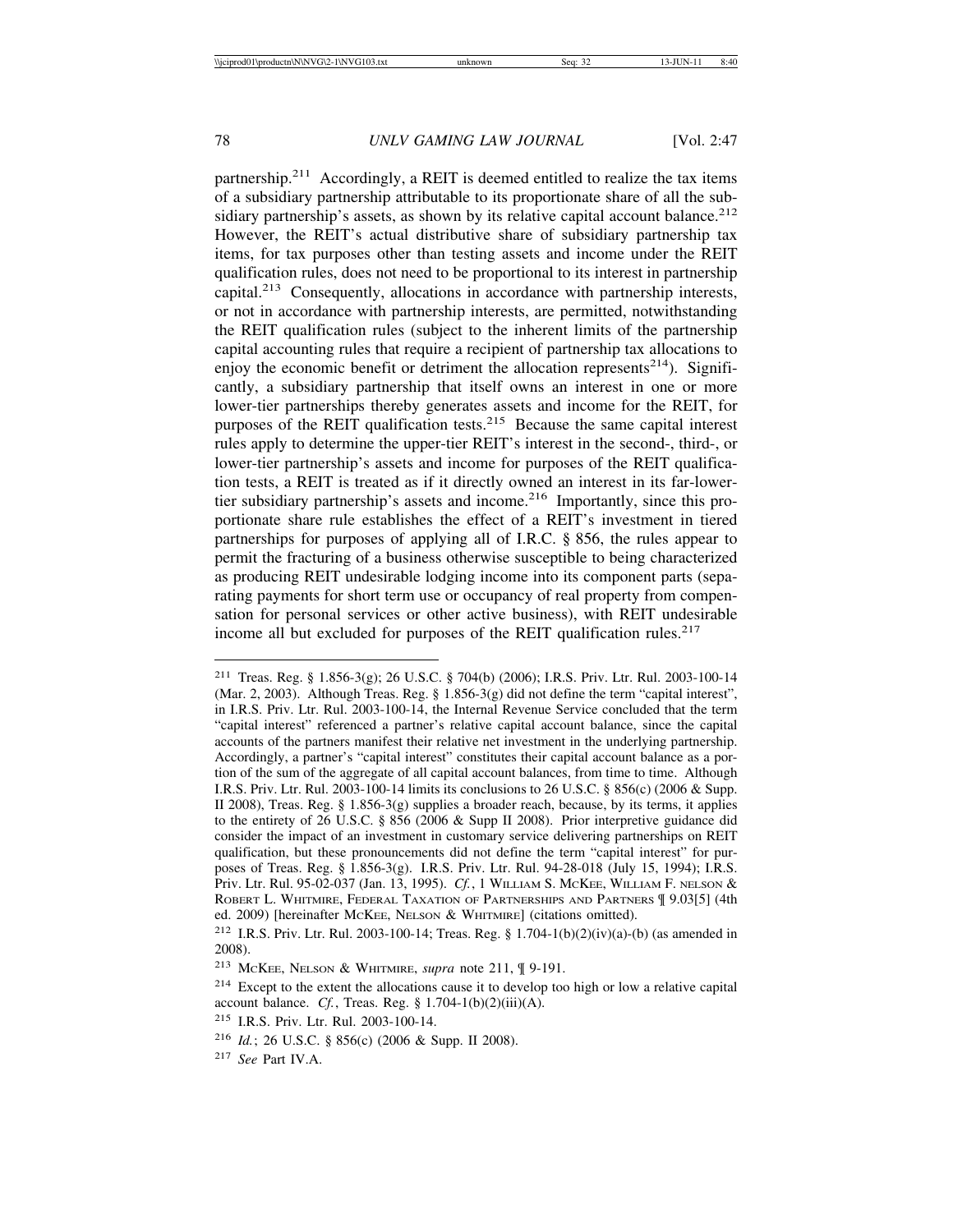partnership.[211] Accordingly, a REIT is deemed entitled to realize the tax items of a subsidiary partnership attributable to its proportionate share of all the subsidiary partnership's assets, as shown by its relative capital account balance.[212] However, the REIT's actual distributive share of subsidiary partnership tax items, for tax purposes other than testing assets and income under the REIT qualification rules, does not need to be proportional to its interest in partnership capital.[213] Consequently, allocations in accordance with partnership interests, or not in accordance with partnership interests, are permitted, notwithstanding the REIT qualification rules (subject to the inherent limits of the partnership capital accounting rules that require a recipient of partnership tax allocations to enjoy the economic benefit or detriment the allocation represents[214]). Significantly, a subsidiary partnership that itself owns an interest in one or more lower-tier partnerships thereby generates assets and income for the REIT, for purposes of the REIT qualification tests.[215] Because the same capital interest rules apply to determine the upper-tier REIT's interest in the second-, third-, or lower-tier partnership's assets and income for purposes of the REIT qualification tests, a REIT is treated as if it directly owned an interest in its far-lower-tier subsidiary partnership's assets and income.[216] Importantly, since this proportionate share rule establishes the effect of a REIT's investment in tiered partnerships for purposes of applying all of I.R.C. § 856, the rules appear to permit the fracturing of a business otherwise susceptible to being characterized as producing REIT undesirable lodging income into its component parts (separating payments for short term use or occupancy of real property from compensation for personal services or other active business), with REIT undesirable income all but excluded for purposes of the REIT qualification rules.[217]

---

[211] Treas. Reg. § 1.856-3(g); 26 U.S.C. § 704(b) (2006); I.R.S. Priv. Ltr. Rul. 2003-100-14 (Mar. 2, 2003). Although Treas. Reg. § 1.856-3(g) did not define the term "capital interest", in I.R.S. Priv. Ltr. Rul. 2003-100-14, the Internal Revenue Service concluded that the term "capital interest" referenced a partner's relative capital account balance, since the capital accounts of the partners manifest their relative net investment in the underlying partnership. Accordingly, a partner's "capital interest" constitutes their capital account balance as a portion of the sum of the aggregate of all capital account balances, from time to time. Although I.R.S. Priv. Ltr. Rul. 2003-100-14 limits its conclusions to 26 U.S.C. § 856(c) (2006 & Supp. II 2008), Treas. Reg. § 1.856-3(g) supplies a broader reach, because, by its terms, it applies to the entirety of 26 U.S.C. § 856 (2006 & Supp II 2008). Prior interpretive guidance did consider the impact of an investment in customary service delivering partnerships on REIT qualification, but these pronouncements did not define the term "capital interest" for purposes of Treas. Reg. § 1.856-3(g). I.R.S. Priv. Ltr. Rul. 94-28-018 (July 15, 1994); I.R.S. Priv. Ltr. Rul. 95-02-037 (Jan. 13, 1995). *Cf.*, 1 WILLIAM S. MCKEE, WILLIAM F. NELSON & ROBERT L. WHITMIRE, FEDERAL TAXATION OF PARTNERSHIPS AND PARTNERS ¶ 9.03[5] (4th ed. 2009) [hereinafter MCKEE, NELSON & WHITMIRE] (citations omitted).

[212] I.R.S. Priv. Ltr. Rul. 2003-100-14; Treas. Reg. § 1.704-1(b)(2)(iv)(a)-(b) (as amended in 2008).

[213] MCKEE, NELSON & WHITMIRE, *supra* note 211, ¶ 9-191.

[214] Except to the extent the allocations cause it to develop too high or low a relative capital account balance. *Cf.*, Treas. Reg. § 1.704-1(b)(2)(iii)(A).

[215] I.R.S. Priv. Ltr. Rul. 2003-100-14.

[216] *Id.*; 26 U.S.C. § 856(c) (2006 & Supp. II 2008).

[217] *See* Part IV.A.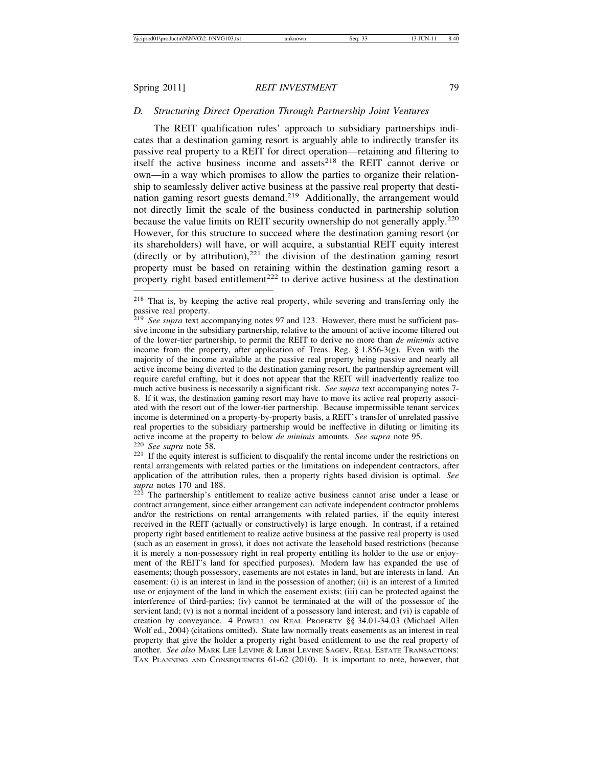### D. *Structuring Direct Operation Through Partnership Joint Ventures*

The REIT qualification rules' approach to subsidiary partnerships indicates that a destination gaming resort is arguably able to indirectly transfer its passive real property to a REIT for direct operation—retaining and filtering to itself the active business income and assets[218] the REIT cannot derive or own—in a way which promises to allow the parties to organize their relationship to seamlessly deliver active business at the passive real property that destination gaming resort guests demand.[219] Additionally, the arrangement would not directly limit the scale of the business conducted in partnership solution because the value limits on REIT security ownership do not generally apply.[220] However, for this structure to succeed where the destination gaming resort (or its shareholders) will have, or will acquire, a substantial REIT equity interest (directly or by attribution),[221] the division of the destination gaming resort property must be based on retaining within the destination gaming resort a property right based entitlement[222] to derive active business at the destination

---

[218] That is, by keeping the active real property, while severing and transferring only the passive real property.

[219] *See supra* text accompanying notes 97 and 123. However, there must be sufficient passive income in the subsidiary partnership, relative to the amount of active income filtered out of the lower-tier partnership, to permit the REIT to derive no more than *de minimis* active income from the property, after application of Treas. Reg. § 1.856-3(g). Even with the majority of the income available at the passive real property being passive and nearly all active income being diverted to the destination gaming resort, the partnership agreement will require careful crafting, but it does not appear that the REIT will inadvertently realize too much active business is necessarily a significant risk. *See supra* text accompanying notes 7-8. If it was, the destination gaming resort may have to move its active real property associated with the resort out of the lower-tier partnership. Because impermissible tenant services income is determined on a property-by-property basis, a REIT's transfer of unrelated passive real properties to the subsidiary partnership would be ineffective in diluting or limiting its active income at the property to below *de minimis* amounts. *See supra* note 95.

[220] *See supra* note 58.

[221] If the equity interest is sufficient to disqualify the rental income under the restrictions on rental arrangements with related parties or the limitations on independent contractors, after application of the attribution rules, then a property rights based division is optimal. *See supra* notes 170 and 188.

[222] The partnership's entitlement to realize active business cannot arise under a lease or contract arrangement, since either arrangement can activate independent contractor problems and/or the restrictions on rental arrangements with related parties, if the equity interest received in the REIT (actually or constructively) is large enough. In contrast, if a retained property right based entitlement to realize active business at the passive real property is used (such as an easement in gross), it does not activate the leasehold based restrictions (because it is merely a non-possessory right in real property entitling its holder to the use or enjoyment of the REIT's land for specified purposes). Modern law has expanded the use of easements; though possessory, easements are not estates in land, but are interests in land. An easement: (i) is an interest in land in the possession of another; (ii) is an interest of a limited use or enjoyment of the land in which the easement exists; (iii) can be protected against the interference of third-parties; (iv) cannot be terminated at the will of the possessor of the servient land; (v) is not a normal incident of a possessory land interest; and (vi) is capable of creation by conveyance. 4 POWELL ON REAL PROPERTY §§ 34.01-34.03 (Michael Allen Wolf ed., 2004) (citations omitted). State law normally treats easements as an interest in real property that give the holder a property right based entitlement to use the real property of another. *See also* MARK LEE LEVINE & LIBBI LEVINE SAGEV, REAL ESTATE TRANSACTIONS: TAX PLANNING AND CONSEQUENCES 61-62 (2010). It is important to note, however, that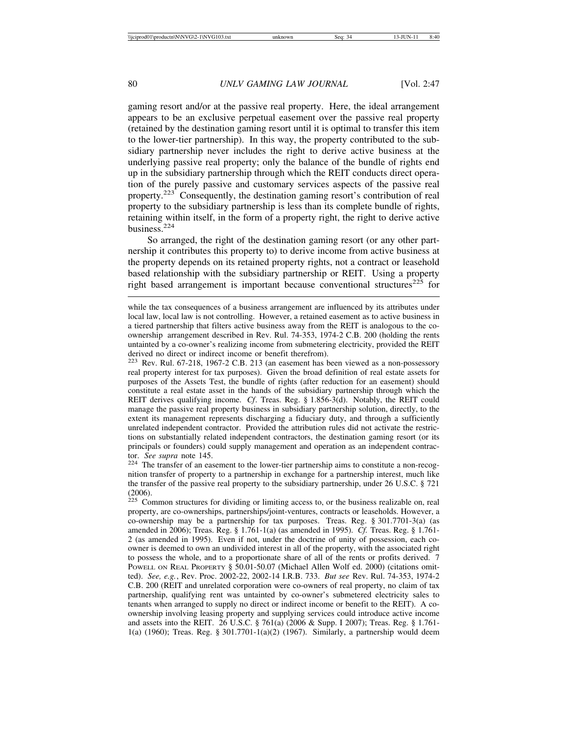gaming resort and/or at the passive real property. Here, the ideal arrangement appears to be an exclusive perpetual easement over the passive real property (retained by the destination gaming resort until it is optimal to transfer this item to the lower-tier partnership). In this way, the property contributed to the subsidiary partnership never includes the right to derive active business at the underlying passive real property; only the balance of the bundle of rights end up in the subsidiary partnership through which the REIT conducts direct operation of the purely passive and customary services aspects of the passive real property.[223] Consequently, the destination gaming resort's contribution of real property to the subsidiary partnership is less than its complete bundle of rights, retaining within itself, in the form of a property right, the right to derive active business.[224]

So arranged, the right of the destination gaming resort (or any other partnership it contributes this property to) to derive income from active business at the property depends on its retained property rights, not a contract or leasehold based relationship with the subsidiary partnership or REIT. Using a property right based arrangement is important because conventional structures[225] for

---

while the tax consequences of a business arrangement are influenced by its attributes under local law, local law is not controlling. However, a retained easement as to active business in a tiered partnership that filters active business away from the REIT is analogous to the co-ownership arrangement described in Rev. Rul. 74-353, 1974-2 C.B. 200 (holding the rents untainted by a co-owner's realizing income from submetering electricity, provided the REIT derived no direct or indirect income or benefit therefrom).

[223] Rev. Rul. 67-218, 1967-2 C.B. 213 (an easement has been viewed as a non-possessory real property interest for tax purposes). Given the broad definition of real estate assets for purposes of the Assets Test, the bundle of rights (after reduction for an easement) should constitute a real estate asset in the hands of the subsidiary partnership through which the REIT derives qualifying income. *Cf*. Treas. Reg. § 1.856-3(d). Notably, the REIT could manage the passive real property business in subsidiary partnership solution, directly, to the extent its management represents discharging a fiduciary duty, and through a sufficiently unrelated independent contractor. Provided the attribution rules did not activate the restrictions on substantially related independent contractors, the destination gaming resort (or its principals or founders) could supply management and operation as an independent contractor. *See supra* note 145.

[224] The transfer of an easement to the lower-tier partnership aims to constitute a non-recognition transfer of property to a partnership in exchange for a partnership interest, much like the transfer of the passive real property to the subsidiary partnership, under 26 U.S.C. § 721 (2006).

[225] Common structures for dividing or limiting access to, or the business realizable on, real property, are co-ownerships, partnerships/joint-ventures, contracts or leaseholds. However, a co-ownership may be a partnership for tax purposes. Treas. Reg. § 301.7701-3(a) (as amended in 2006); Treas. Reg. § 1.761-1(a) (as amended in 1995). *Cf.* Treas. Reg. § 1.761-2 (as amended in 1995). Even if not, under the doctrine of unity of possession, each co-owner is deemed to own an undivided interest in all of the property, with the associated right to possess the whole, and to a proportionate share of all of the rents or profits derived. 7 POWELL ON REAL PROPERTY § 50.01-50.07 (Michael Allen Wolf ed. 2000) (citations omitted). *See, e.g.*, Rev. Proc. 2002-22, 2002-14 I.R.B. 733. *But see* Rev. Rul. 74-353, 1974-2 C.B. 200 (REIT and unrelated corporation were co-owners of real property, no claim of tax partnership, qualifying rent was untainted by co-owner's submetered electricity sales to tenants when arranged to supply no direct or indirect income or benefit to the REIT). A co-ownership involving leasing property and supplying services could introduce active income and assets into the REIT. 26 U.S.C. § 761(a) (2006 & Supp. I 2007); Treas. Reg. § 1.761-1(a) (1960); Treas. Reg. § 301.7701-1(a)(2) (1967). Similarly, a partnership would deem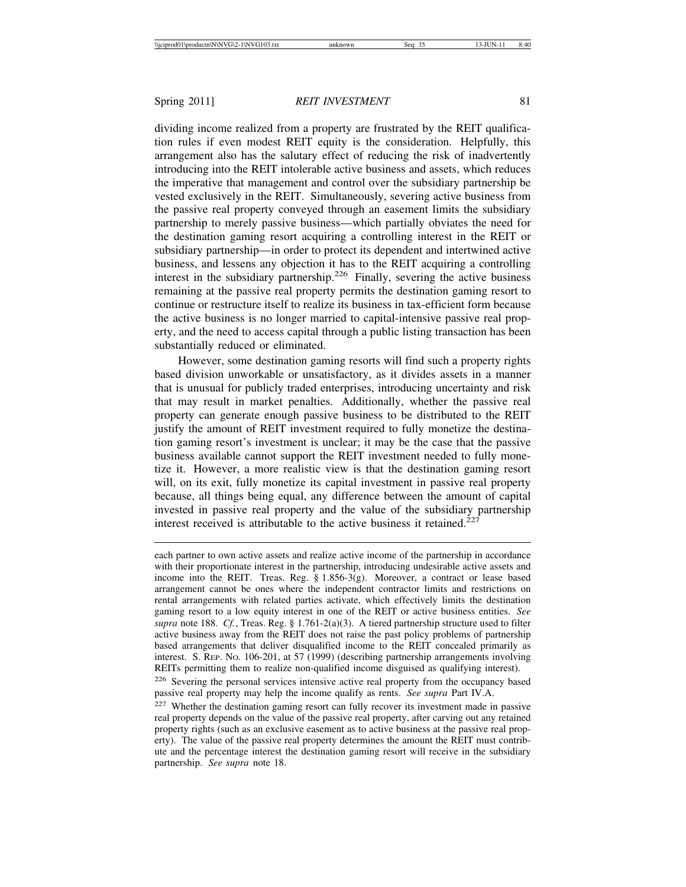dividing income realized from a property are frustrated by the REIT qualification rules if even modest REIT equity is the consideration. Helpfully, this arrangement also has the salutary effect of reducing the risk of inadvertently introducing into the REIT intolerable active business and assets, which reduces the imperative that management and control over the subsidiary partnership be vested exclusively in the REIT. Simultaneously, severing active business from the passive real property conveyed through an easement limits the subsidiary partnership to merely passive business—which partially obviates the need for the destination gaming resort acquiring a controlling interest in the REIT or subsidiary partnership—in order to protect its dependent and intertwined active business, and lessens any objection it has to the REIT acquiring a controlling interest in the subsidiary partnership.[226] Finally, severing the active business remaining at the passive real property permits the destination gaming resort to continue or restructure itself to realize its business in tax-efficient form because the active business is no longer married to capital-intensive passive real property, and the need to access capital through a public listing transaction has been substantially reduced or eliminated.

However, some destination gaming resorts will find such a property rights based division unworkable or unsatisfactory, as it divides assets in a manner that is unusual for publicly traded enterprises, introducing uncertainty and risk that may result in market penalties. Additionally, whether the passive real property can generate enough passive business to be distributed to the REIT justify the amount of REIT investment required to fully monetize the destination gaming resort's investment is unclear; it may be the case that the passive business available cannot support the REIT investment needed to fully monetize it. However, a more realistic view is that the destination gaming resort will, on its exit, fully monetize its capital investment in passive real property because, all things being equal, any difference between the amount of capital invested in passive real property and the value of the subsidiary partnership interest received is attributable to the active business it retained.[227]

---

each partner to own active assets and realize active income of the partnership in accordance with their proportionate interest in the partnership, introducing undesirable active assets and income into the REIT. Treas. Reg. § 1.856-3(g). Moreover, a contract or lease based arrangement cannot be ones where the independent contractor limits and restrictions on rental arrangements with related parties activate, which effectively limits the destination gaming resort to a low equity interest in one of the REIT or active business entities. *See supra* note 188. *Cf.*, Treas. Reg. § 1.761-2(a)(3). A tiered partnership structure used to filter active business away from the REIT does not raise the past policy problems of partnership based arrangements that deliver disqualified income to the REIT concealed primarily as interest. S. Rep. No. 106-201, at 57 (1999) (describing partnership arrangements involving REITs permitting them to realize non-qualified income disguised as qualifying interest).

[226] Severing the personal services intensive active real property from the occupancy based passive real property may help the income qualify as rents. *See supra* Part IV.A.

[227] Whether the destination gaming resort can fully recover its investment made in passive real property depends on the value of the passive real property, after carving out any retained property rights (such as an exclusive easement as to active business at the passive real property). The value of the passive real property determines the amount the REIT must contribute and the percentage interest the destination gaming resort will receive in the subsidiary partnership. *See supra* note 18.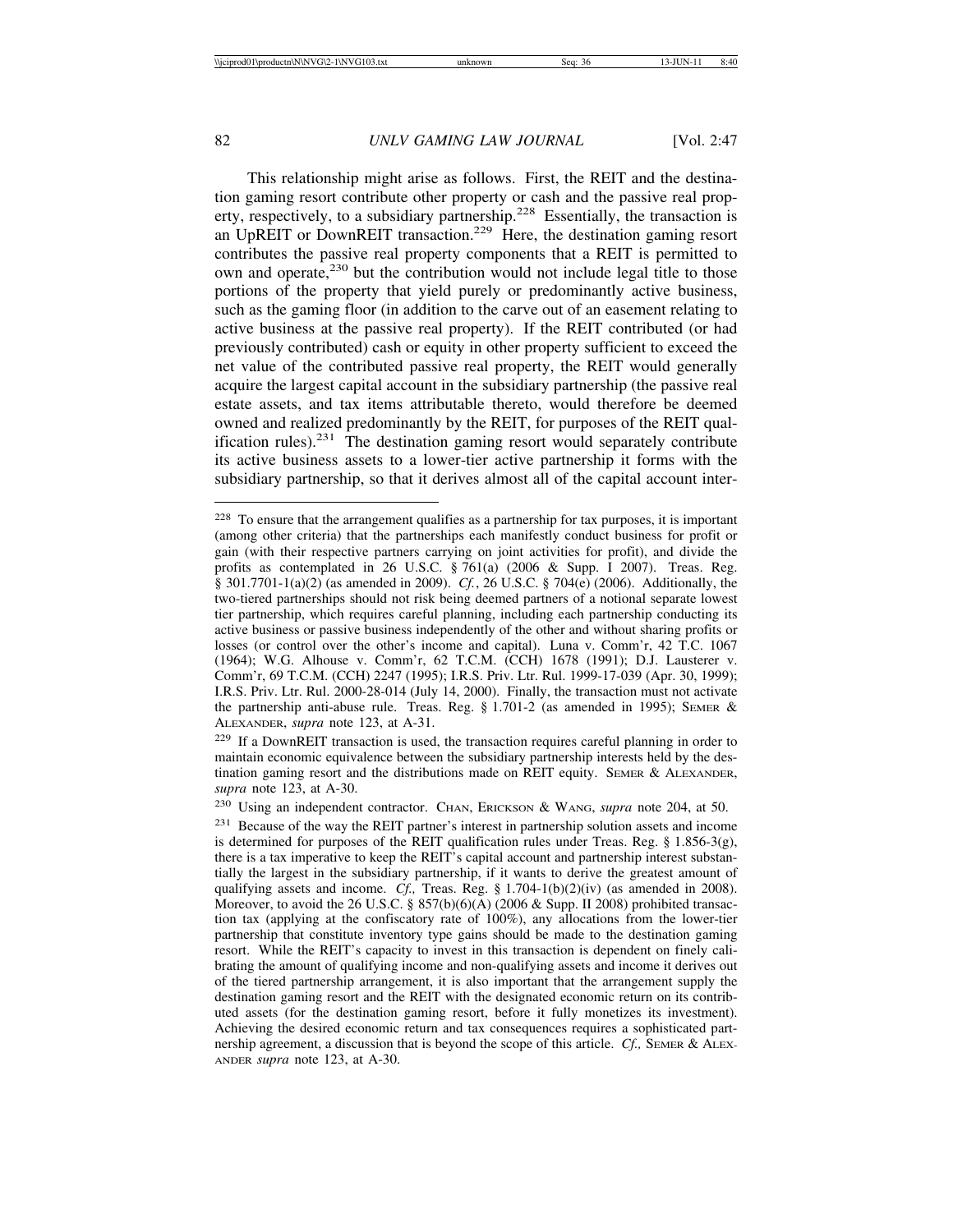This relationship might arise as follows. First, the REIT and the destination gaming resort contribute other property or cash and the passive real property, respectively, to a subsidiary partnership.[228] Essentially, the transaction is an UpREIT or DownREIT transaction.[229] Here, the destination gaming resort contributes the passive real property components that a REIT is permitted to own and operate,[230] but the contribution would not include legal title to those portions of the property that yield purely or predominantly active business, such as the gaming floor (in addition to the carve out of an easement relating to active business at the passive real property). If the REIT contributed (or had previously contributed) cash or equity in other property sufficient to exceed the net value of the contributed passive real property, the REIT would generally acquire the largest capital account in the subsidiary partnership (the passive real estate assets, and tax items attributable thereto, would therefore be deemed owned and realized predominantly by the REIT, for purposes of the REIT qualification rules).[231] The destination gaming resort would separately contribute its active business assets to a lower-tier active partnership it forms with the subsidiary partnership, so that it derives almost all of the capital account inter-

---

[228] To ensure that the arrangement qualifies as a partnership for tax purposes, it is important (among other criteria) that the partnerships each manifestly conduct business for profit or gain (with their respective partners carrying on joint activities for profit), and divide the profits as contemplated in 26 U.S.C. § 761(a) (2006 & Supp. I 2007). Treas. Reg. § 301.7701-1(a)(2) (as amended in 2009). *Cf.*, 26 U.S.C. § 704(e) (2006). Additionally, the two-tiered partnerships should not risk being deemed partners of a notional separate lowest tier partnership, which requires careful planning, including each partnership conducting its active business or passive business independently of the other and without sharing profits or losses (or control over the other's income and capital). Luna v. Comm'r, 42 T.C. 1067 (1964); W.G. Alhouse v. Comm'r, 62 T.C.M. (CCH) 1678 (1991); D.J. Lausterer v. Comm'r, 69 T.C.M. (CCH) 2247 (1995); I.R.S. Priv. Ltr. Rul. 1999-17-039 (Apr. 30, 1999); I.R.S. Priv. Ltr. Rul. 2000-28-014 (July 14, 2000). Finally, the transaction must not activate the partnership anti-abuse rule. Treas. Reg. § 1.701-2 (as amended in 1995); SEMER & ALEXANDER, *supra* note 123, at A-31.

[229] If a DownREIT transaction is used, the transaction requires careful planning in order to maintain economic equivalence between the subsidiary partnership interests held by the destination gaming resort and the distributions made on REIT equity. SEMER & ALEXANDER, *supra* note 123, at A-30.

[230] Using an independent contractor. CHAN, ERICKSON & WANG, *supra* note 204, at 50.

[231] Because of the way the REIT partner's interest in partnership solution assets and income is determined for purposes of the REIT qualification rules under Treas. Reg. § 1.856-3(g), there is a tax imperative to keep the REIT's capital account and partnership interest substantially the largest in the subsidiary partnership, if it wants to derive the greatest amount of qualifying assets and income. *Cf.,* Treas. Reg. § 1.704-1(b)(2)(iv) (as amended in 2008). Moreover, to avoid the 26 U.S.C. § 857(b)(6)(A) (2006 & Supp. II 2008) prohibited transaction tax (applying at the confiscatory rate of 100%), any allocations from the lower-tier partnership that constitute inventory type gains should be made to the destination gaming resort. While the REIT's capacity to invest in this transaction is dependent on finely calibrating the amount of qualifying income and non-qualifying assets and income it derives out of the tiered partnership arrangement, it is also important that the arrangement supply the destination gaming resort and the REIT with the designated economic return on its contributed assets (for the destination gaming resort, before it fully monetizes its investment). Achieving the desired economic return and tax consequences requires a sophisticated partnership agreement, a discussion that is beyond the scope of this article. *Cf.,* SEMER & ALEXANDER *supra* note 123, at A-30.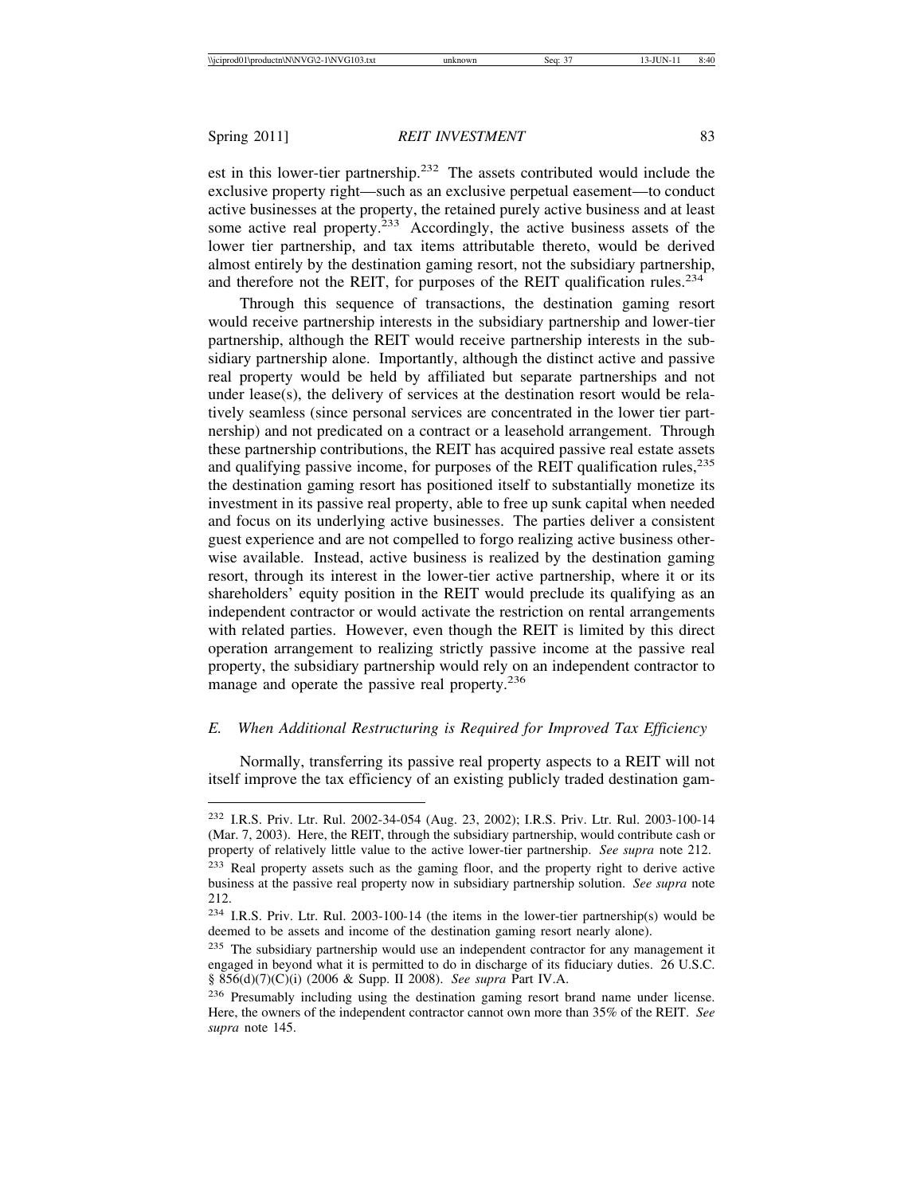est in this lower-tier partnership.[232] The assets contributed would include the exclusive property right—such as an exclusive perpetual easement—to conduct active businesses at the property, the retained purely active business and at least some active real property.[233] Accordingly, the active business assets of the lower tier partnership, and tax items attributable thereto, would be derived almost entirely by the destination gaming resort, not the subsidiary partnership, and therefore not the REIT, for purposes of the REIT qualification rules.[234]

Through this sequence of transactions, the destination gaming resort would receive partnership interests in the subsidiary partnership and lower-tier partnership, although the REIT would receive partnership interests in the subsidiary partnership alone. Importantly, although the distinct active and passive real property would be held by affiliated but separate partnerships and not under lease(s), the delivery of services at the destination resort would be relatively seamless (since personal services are concentrated in the lower tier partnership) and not predicated on a contract or a leasehold arrangement. Through these partnership contributions, the REIT has acquired passive real estate assets and qualifying passive income, for purposes of the REIT qualification rules,[235] the destination gaming resort has positioned itself to substantially monetize its investment in its passive real property, able to free up sunk capital when needed and focus on its underlying active businesses. The parties deliver a consistent guest experience and are not compelled to forgo realizing active business otherwise available. Instead, active business is realized by the destination gaming resort, through its interest in the lower-tier active partnership, where it or its shareholders' equity position in the REIT would preclude its qualifying as an independent contractor or would activate the restriction on rental arrangements with related parties. However, even though the REIT is limited by this direct operation arrangement to realizing strictly passive income at the passive real property, the subsidiary partnership would rely on an independent contractor to manage and operate the passive real property.[236]

### *E. When Additional Restructuring is Required for Improved Tax Efficiency*

Normally, transferring its passive real property aspects to a REIT will not itself improve the tax efficiency of an existing publicly traded destination gam-

---

[232] I.R.S. Priv. Ltr. Rul. 2002-34-054 (Aug. 23, 2002); I.R.S. Priv. Ltr. Rul. 2003-100-14 (Mar. 7, 2003). Here, the REIT, through the subsidiary partnership, would contribute cash or property of relatively little value to the active lower-tier partnership. *See supra* note 212.

[233] Real property assets such as the gaming floor, and the property right to derive active business at the passive real property now in subsidiary partnership solution. *See supra* note 212.

[234] I.R.S. Priv. Ltr. Rul. 2003-100-14 (the items in the lower-tier partnership(s) would be deemed to be assets and income of the destination gaming resort nearly alone).

[235] The subsidiary partnership would use an independent contractor for any management it engaged in beyond what it is permitted to do in discharge of its fiduciary duties. 26 U.S.C. § 856(d)(7)(C)(i) (2006 & Supp. II 2008). *See supra* Part IV.A.

[236] Presumably including using the destination gaming resort brand name under license. Here, the owners of the independent contractor cannot own more than 35% of the REIT. *See supra* note 145.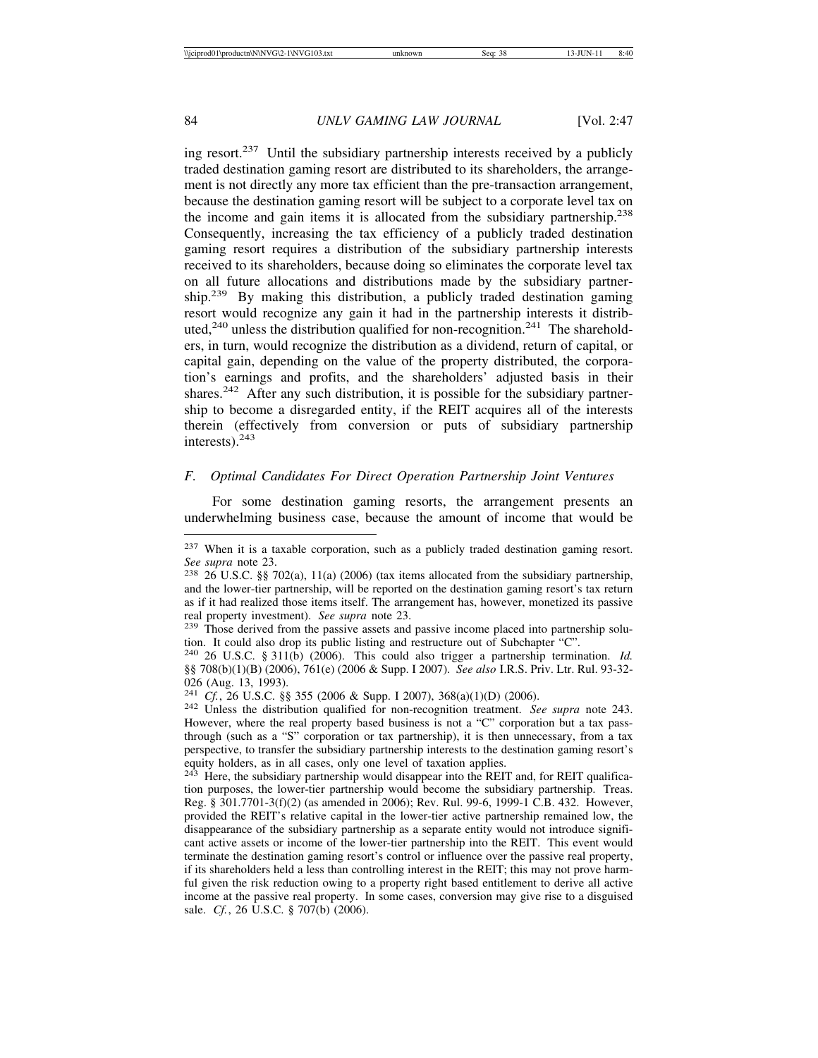ing resort.[237] Until the subsidiary partnership interests received by a publicly traded destination gaming resort are distributed to its shareholders, the arrangement is not directly any more tax efficient than the pre-transaction arrangement, because the destination gaming resort will be subject to a corporate level tax on the income and gain items it is allocated from the subsidiary partnership.[238] Consequently, increasing the tax efficiency of a publicly traded destination gaming resort requires a distribution of the subsidiary partnership interests received to its shareholders, because doing so eliminates the corporate level tax on all future allocations and distributions made by the subsidiary partnership.[239] By making this distribution, a publicly traded destination gaming resort would recognize any gain it had in the partnership interests it distributed,[240] unless the distribution qualified for non-recognition.[241] The shareholders, in turn, would recognize the distribution as a dividend, return of capital, or capital gain, depending on the value of the property distributed, the corporation's earnings and profits, and the shareholders' adjusted basis in their shares.[242] After any such distribution, it is possible for the subsidiary partnership to become a disregarded entity, if the REIT acquires all of the interests therein (effectively from conversion or puts of subsidiary partnership interests).[243]

### *F. Optimal Candidates For Direct Operation Partnership Joint Ventures*

For some destination gaming resorts, the arrangement presents an underwhelming business case, because the amount of income that would be

---

[237] When it is a taxable corporation, such as a publicly traded destination gaming resort. *See supra* note 23.

[238] 26 U.S.C. §§ 702(a), 11(a) (2006) (tax items allocated from the subsidiary partnership, and the lower-tier partnership, will be reported on the destination gaming resort's tax return as if it had realized those items itself. The arrangement has, however, monetized its passive real property investment). *See supra* note 23.

[239] Those derived from the passive assets and passive income placed into partnership solution. It could also drop its public listing and restructure out of Subchapter "C".

[240] 26 U.S.C. § 311(b) (2006). This could also trigger a partnership termination. *Id.* §§ 708(b)(1)(B) (2006), 761(e) (2006 & Supp. I 2007). *See also* I.R.S. Priv. Ltr. Rul. 93-32-026 (Aug. 13, 1993).

[241] *Cf.*, 26 U.S.C. §§ 355 (2006 & Supp. I 2007), 368(a)(1)(D) (2006).

[242] Unless the distribution qualified for non-recognition treatment. *See supra* note 243. However, where the real property based business is not a "C" corporation but a tax pass-through (such as a "S" corporation or tax partnership), it is then unnecessary, from a tax perspective, to transfer the subsidiary partnership interests to the destination gaming resort's equity holders, as in all cases, only one level of taxation applies.

[243] Here, the subsidiary partnership would disappear into the REIT and, for REIT qualification purposes, the lower-tier partnership would become the subsidiary partnership. Treas. Reg. § 301.7701-3(f)(2) (as amended in 2006); Rev. Rul. 99-6, 1999-1 C.B. 432. However, provided the REIT's relative capital in the lower-tier active partnership remained low, the disappearance of the subsidiary partnership as a separate entity would not introduce significant active assets or income of the lower-tier partnership into the REIT. This event would terminate the destination gaming resort's control or influence over the passive real property, if its shareholders held a less than controlling interest in the REIT; this may not prove harmful given the risk reduction owing to a property right based entitlement to derive all active income at the passive real property. In some cases, conversion may give rise to a disguised sale. *Cf.*, 26 U.S.C. § 707(b) (2006).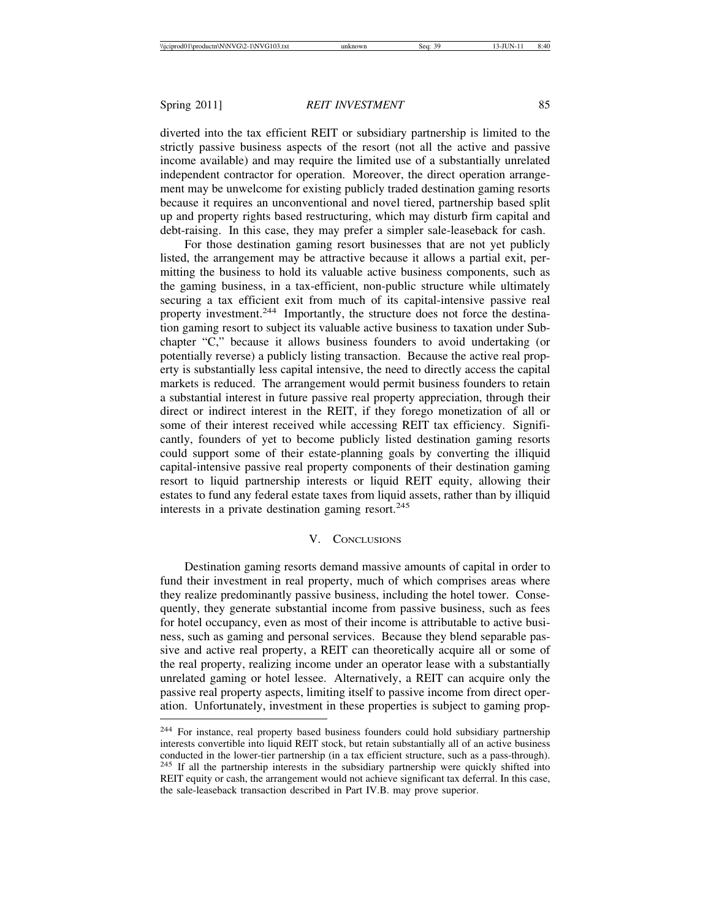diverted into the tax efficient REIT or subsidiary partnership is limited to the strictly passive business aspects of the resort (not all the active and passive income available) and may require the limited use of a substantially unrelated independent contractor for operation. Moreover, the direct operation arrangement may be unwelcome for existing publicly traded destination gaming resorts because it requires an unconventional and novel tiered, partnership based split up and property rights based restructuring, which may disturb firm capital and debt-raising. In this case, they may prefer a simpler sale-leaseback for cash.

For those destination gaming resort businesses that are not yet publicly listed, the arrangement may be attractive because it allows a partial exit, permitting the business to hold its valuable active business components, such as the gaming business, in a tax-efficient, non-public structure while ultimately securing a tax efficient exit from much of its capital-intensive passive real property investment.[244] Importantly, the structure does not force the destination gaming resort to subject its valuable active business to taxation under Subchapter "C," because it allows business founders to avoid undertaking (or potentially reverse) a publicly listing transaction. Because the active real property is substantially less capital intensive, the need to directly access the capital markets is reduced. The arrangement would permit business founders to retain a substantial interest in future passive real property appreciation, through their direct or indirect interest in the REIT, if they forego monetization of all or some of their interest received while accessing REIT tax efficiency. Significantly, founders of yet to become publicly listed destination gaming resorts could support some of their estate-planning goals by converting the illiquid capital-intensive passive real property components of their destination gaming resort to liquid partnership interests or liquid REIT equity, allowing their estates to fund any federal estate taxes from liquid assets, rather than by illiquid interests in a private destination gaming resort.[245]

## V. Conclusions

Destination gaming resorts demand massive amounts of capital in order to fund their investment in real property, much of which comprises areas where they realize predominantly passive business, including the hotel tower. Consequently, they generate substantial income from passive business, such as fees for hotel occupancy, even as most of their income is attributable to active business, such as gaming and personal services. Because they blend separable passive and active real property, a REIT can theoretically acquire all or some of the real property, realizing income under an operator lease with a substantially unrelated gaming or hotel lessee. Alternatively, a REIT can acquire only the passive real property aspects, limiting itself to passive income from direct operation. Unfortunately, investment in these properties is subject to gaming prop-

---

[244] For instance, real property based business founders could hold subsidiary partnership interests convertible into liquid REIT stock, but retain substantially all of an active business conducted in the lower-tier partnership (in a tax efficient structure, such as a pass-through).

[245] If all the partnership interests in the subsidiary partnership were quickly shifted into REIT equity or cash, the arrangement would not achieve significant tax deferral. In this case, the sale-leaseback transaction described in Part IV.B. may prove superior.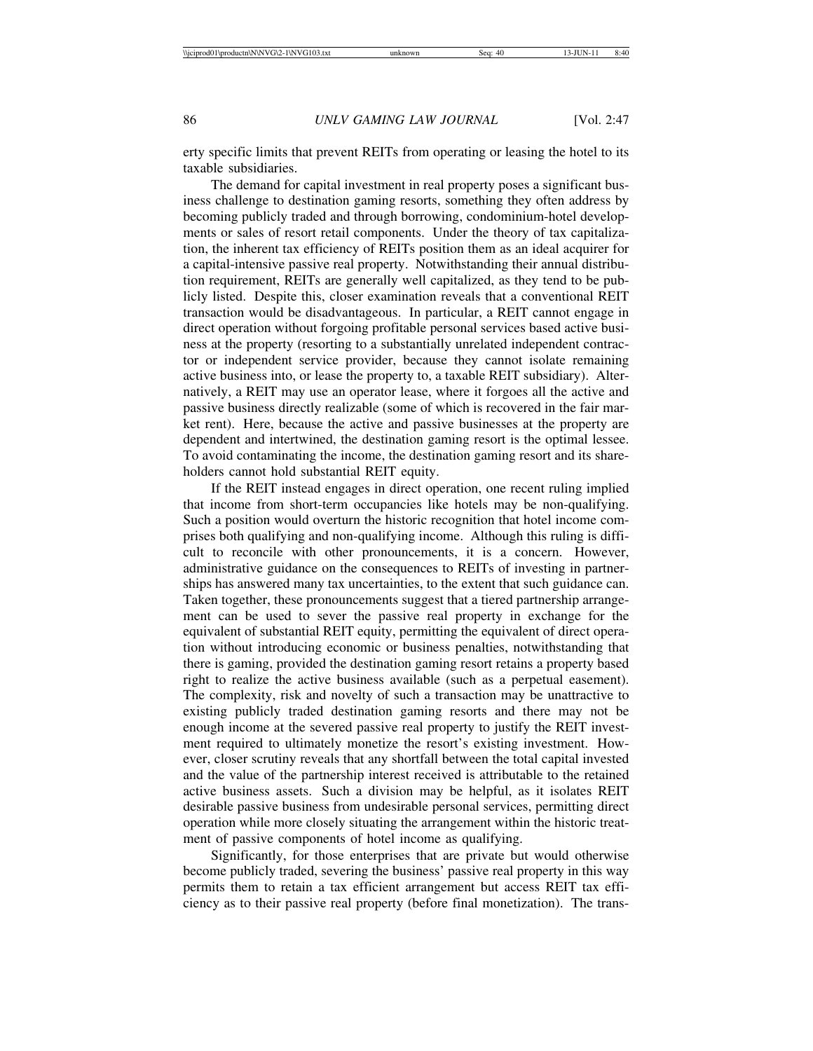erty specific limits that prevent REITs from operating or leasing the hotel to its taxable subsidiaries.

The demand for capital investment in real property poses a significant business challenge to destination gaming resorts, something they often address by becoming publicly traded and through borrowing, condominium-hotel developments or sales of resort retail components. Under the theory of tax capitalization, the inherent tax efficiency of REITs position them as an ideal acquirer for a capital-intensive passive real property. Notwithstanding their annual distribution requirement, REITs are generally well capitalized, as they tend to be publicly listed. Despite this, closer examination reveals that a conventional REIT transaction would be disadvantageous. In particular, a REIT cannot engage in direct operation without forgoing profitable personal services based active business at the property (resorting to a substantially unrelated independent contractor or independent service provider, because they cannot isolate remaining active business into, or lease the property to, a taxable REIT subsidiary). Alternatively, a REIT may use an operator lease, where it forgoes all the active and passive business directly realizable (some of which is recovered in the fair market rent). Here, because the active and passive businesses at the property are dependent and intertwined, the destination gaming resort is the optimal lessee. To avoid contaminating the income, the destination gaming resort and its shareholders cannot hold substantial REIT equity.

If the REIT instead engages in direct operation, one recent ruling implied that income from short-term occupancies like hotels may be non-qualifying. Such a position would overturn the historic recognition that hotel income comprises both qualifying and non-qualifying income. Although this ruling is difficult to reconcile with other pronouncements, it is a concern. However, administrative guidance on the consequences to REITs of investing in partnerships has answered many tax uncertainties, to the extent that such guidance can. Taken together, these pronouncements suggest that a tiered partnership arrangement can be used to sever the passive real property in exchange for the equivalent of substantial REIT equity, permitting the equivalent of direct operation without introducing economic or business penalties, notwithstanding that there is gaming, provided the destination gaming resort retains a property based right to realize the active business available (such as a perpetual easement). The complexity, risk and novelty of such a transaction may be unattractive to existing publicly traded destination gaming resorts and there may not be enough income at the severed passive real property to justify the REIT investment required to ultimately monetize the resort's existing investment. However, closer scrutiny reveals that any shortfall between the total capital invested and the value of the partnership interest received is attributable to the retained active business assets. Such a division may be helpful, as it isolates REIT desirable passive business from undesirable personal services, permitting direct operation while more closely situating the arrangement within the historic treatment of passive components of hotel income as qualifying.

Significantly, for those enterprises that are private but would otherwise become publicly traded, severing the business' passive real property in this way permits them to retain a tax efficient arrangement but access REIT tax efficiency as to their passive real property (before final monetization). The trans-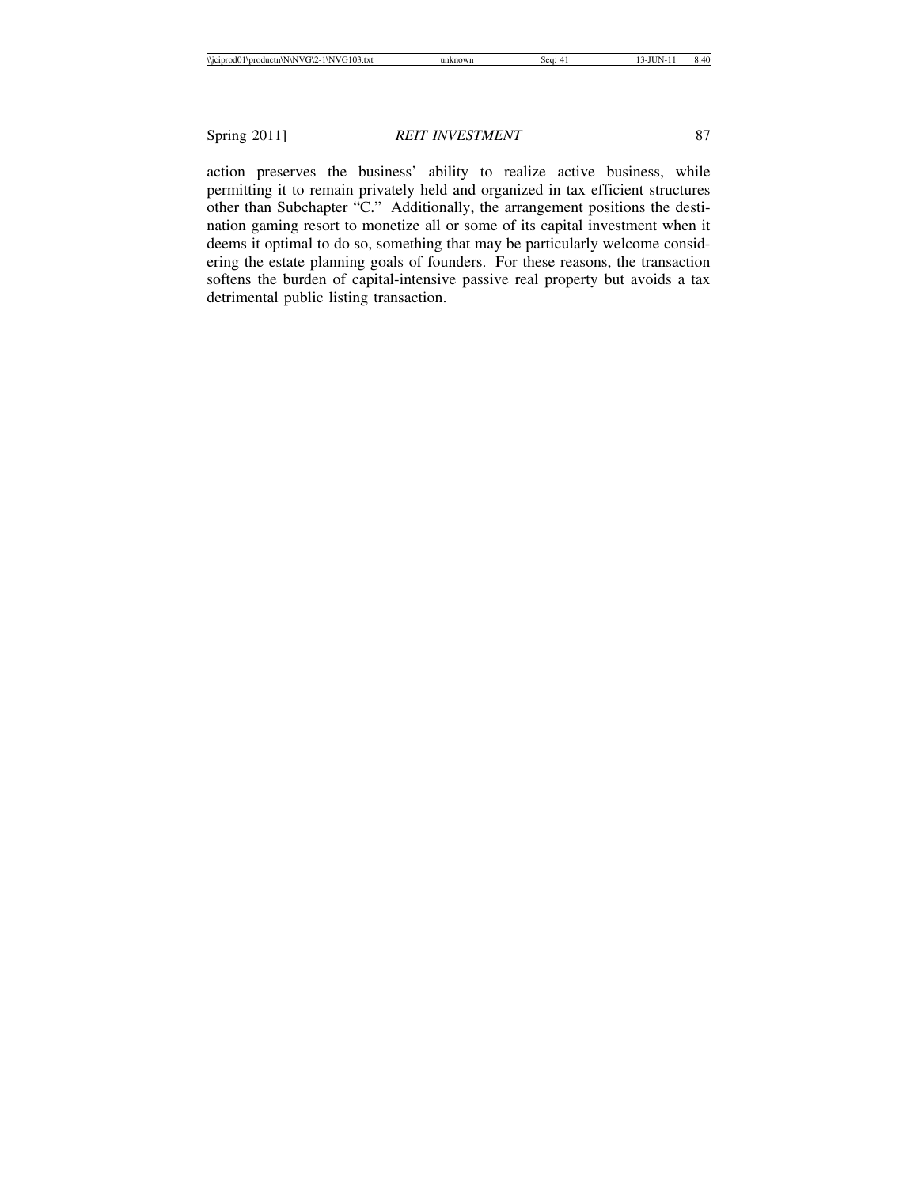action preserves the business' ability to realize active business, while permitting it to remain privately held and organized in tax efficient structures other than Subchapter "C." Additionally, the arrangement positions the destination gaming resort to monetize all or some of its capital investment when it deems it optimal to do so, something that may be particularly welcome considering the estate planning goals of founders. For these reasons, the transaction softens the burden of capital-intensive passive real property but avoids a tax detrimental public listing transaction.